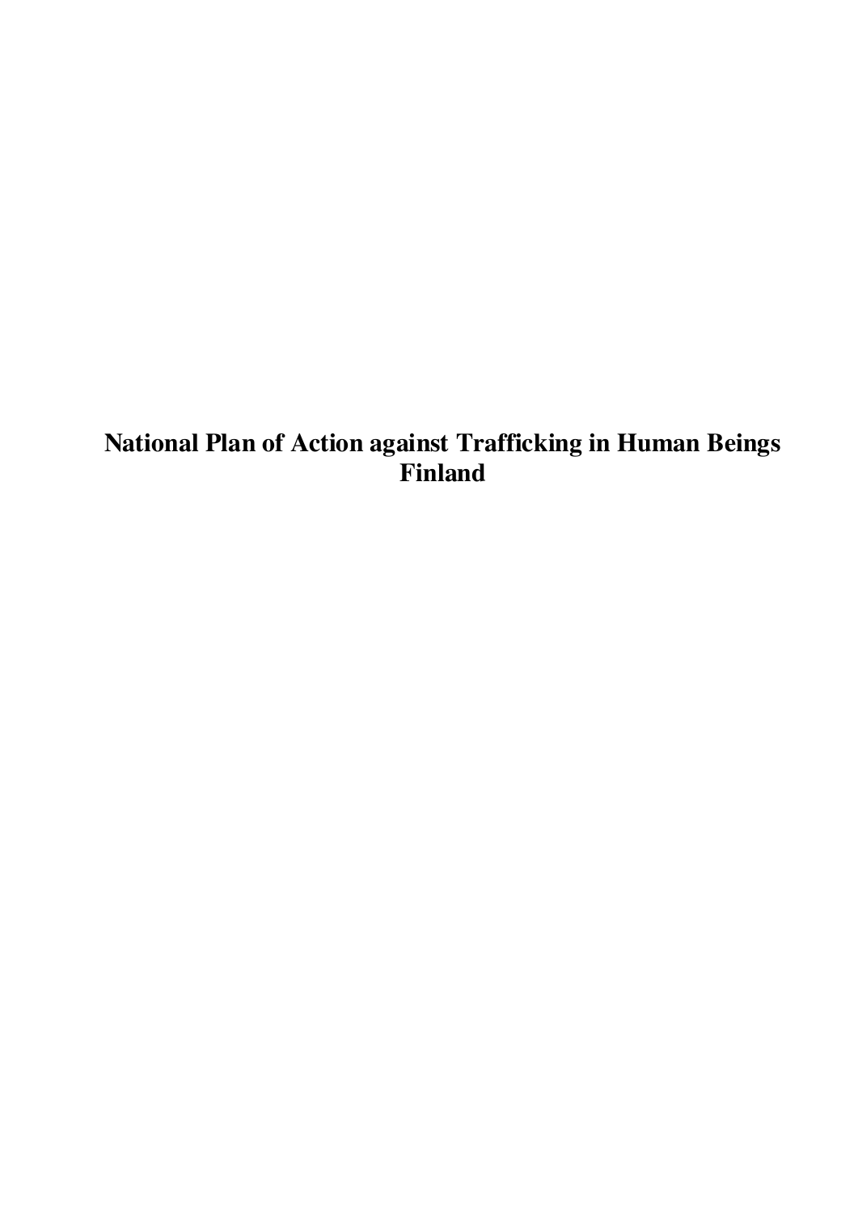# National Plan of Action against Trafficking in Human Beings Finland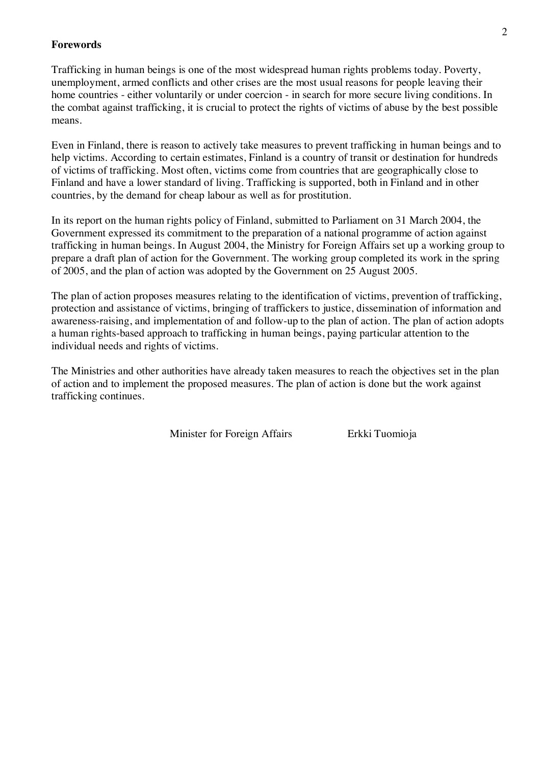**Forewords**

Trafficking in human beings is one of the most widespread human rights problems today. Poverty, unemployment, armed conflicts and other crises are the most usual reasons for people leaving their home countries - either voluntarily or under coercion - in search for more secure living conditions. In the combat against trafficking, it is crucial to protect the rights of victims of abuse by the best possible means.

Even in Finland, there is reason to actively take measures to prevent trafficking in human beings and to help victims. According to certain estimates, Finland is a country of transit or destination for hundreds of victims of trafficking. Most often, victims come from countries that are geographically close to Finland and have a lower standard of living. Trafficking is supported, both in Finland and in other countries, by the demand for cheap labour as well as for prostitution.

In its report on the human rights policy of Finland, submitted to Parliament on 31 March 2004, the Government expressed its commitment to the preparation of a national programme of action against trafficking in human beings. In August 2004, the Ministry for Foreign Affairs set up a working group to prepare a draft plan of action for the Government. The working group completed its work in the spring of 2005, and the plan of action was adopted by the Government on 25 August 2005.

The plan of action proposes measures relating to the identification of victims, prevention of trafficking, protection and assistance of victims, bringing of traffickers to justice, dissemination of information and awareness-raising, and implementation of and follow-up to the plan of action. The plan of action adopts a human rights-based approach to trafficking in human beings, paying particular attention to the individual needs and rights of victims.

The Ministries and other authorities have already taken measures to reach the objectives set in the plan of action and to implement the proposed measures. The plan of action is done but the work against trafficking continues.

Minister for Foreign Affairs Erkki Tuomioja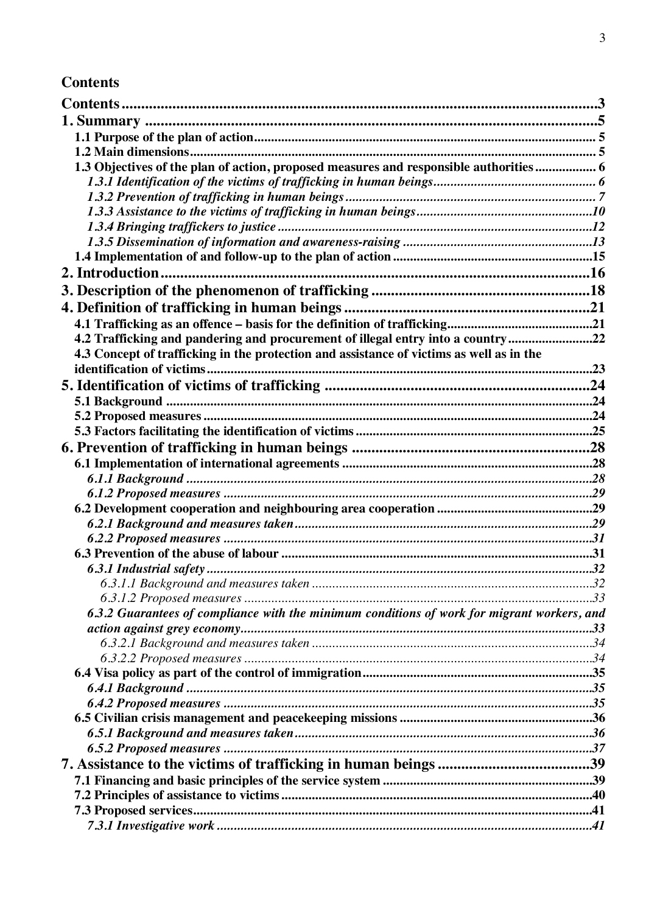## Contents

**Contents** ..... 3

**1. Summary** ..... 5

**1.1 Purpose of the plan of action** ..... 5

**1.2 Main dimensions** ..... 5

**1.3 Objectives of the plan of action, proposed measures and responsible authorities** ..... 6

***1.3.1 Identification of the victims of trafficking in human beings*** ..... 6

***1.3.2 Prevention of trafficking in human beings*** ..... 7

***1.3.3 Assistance to the victims of trafficking in human beings*** ..... 10

***1.3.4 Bringing traffickers to justice*** ..... 12

***1.3.5 Dissemination of information and awareness-raising*** ..... 13

**1.4 Implementation of and follow-up to the plan of action** ..... 15

**2. Introduction** ..... 16

**3. Description of the phenomenon of trafficking** ..... 18

**4. Definition of trafficking in human beings** ..... 21

**4.1 Trafficking as an offence – basis for the definition of trafficking** ..... 21

**4.2 Trafficking and pandering and procurement of illegal entry into a country** ..... 22

**4.3 Concept of trafficking in the protection and assistance of victims as well as in the identification of victims** ..... 23

**5. Identification of victims of trafficking** ..... 24

**5.1 Background** ..... 24

**5.2 Proposed measures** ..... 24

**5.3 Factors facilitating the identification of victims** ..... 25

**6. Prevention of trafficking in human beings** ..... 28

**6.1 Implementation of international agreements** ..... 28

***6.1.1 Background*** ..... 28

***6.1.2 Proposed measures*** ..... 29

**6.2 Development cooperation and neighbouring area cooperation** ..... 29

***6.2.1 Background and measures taken*** ..... 29

***6.2.2 Proposed measures*** ..... 31

**6.3 Prevention of the abuse of labour** ..... 31

***6.3.1 Industrial safety*** ..... 32

*6.3.1.1 Background and measures taken* ..... 32

*6.3.1.2 Proposed measures* ..... 33

***6.3.2 Guarantees of compliance with the minimum conditions of work for migrant workers, and action against grey economy*** ..... 33

*6.3.2.1 Background and measures taken* ..... 34

*6.3.2.2 Proposed measures* ..... 34

**6.4 Visa policy as part of the control of immigration** ..... 35

***6.4.1 Background*** ..... 35

***6.4.2 Proposed measures*** ..... 35

**6.5 Civilian crisis management and peacekeeping missions** ..... 36

***6.5.1 Background and measures taken*** ..... 36

***6.5.2 Proposed measures*** ..... 37

**7. Assistance to the victims of trafficking in human beings** ..... 39

**7.1 Financing and basic principles of the service system** ..... 39

**7.2 Principles of assistance to victims** ..... 40

**7.3 Proposed services** ..... 41

***7.3.1 Investigative work*** ..... 41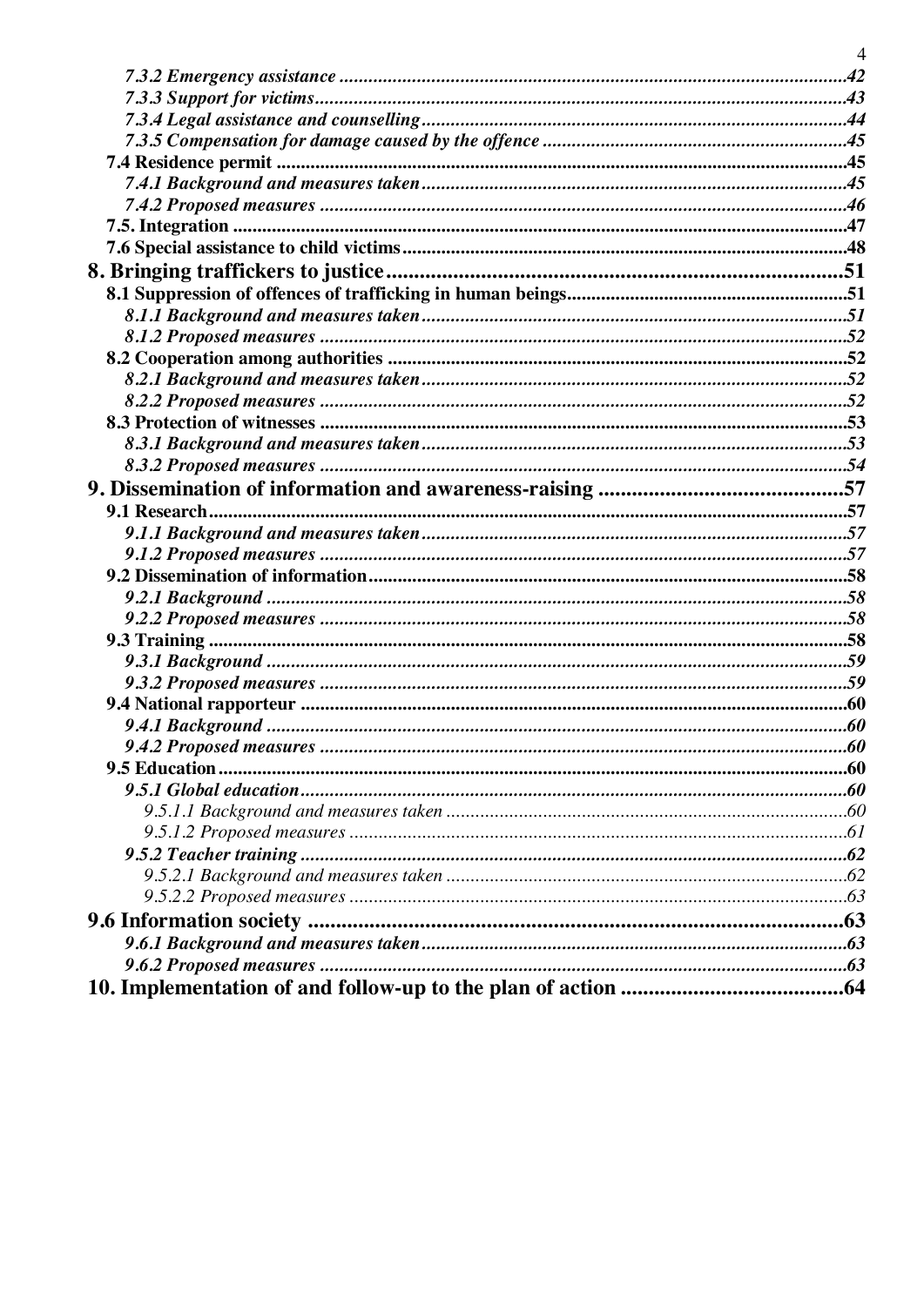*7.3.2 Emergency assistance* .......................................................................................................42
*7.3.3 Support for victims*..............................................................................................................43
*7.3.4 Legal assistance and counselling*........................................................................................44
*7.3.5 Compensation for damage caused by the offence* ...............................................................45
**7.4 Residence permit** ......................................................................................................................45
*7.4.1 Background and measures taken*.......................................................................................45
*7.4.2 Proposed measures* ............................................................................................................46
**7.5. Integration** ...............................................................................................................................47
**7.6 Special assistance to child victims**............................................................................................48

**8. Bringing traffickers to justice**..................................................................................51
**8.1 Suppression of offences of trafficking in human beings**.........................................................51
*8.1.1 Background and measures taken*.......................................................................................51
*8.1.2 Proposed measures* ............................................................................................................52
**8.2 Cooperation among authorities** ...............................................................................................52
*8.2.1 Background and measures taken*.......................................................................................52
*8.2.2 Proposed measures* ............................................................................................................52
**8.3 Protection of witnesses** ............................................................................................................53
*8.3.1 Background and measures taken*.......................................................................................53
*8.3.2 Proposed measures* ............................................................................................................54

**9. Dissemination of information and awareness-raising** ............................................57
**9.1 Research**....................................................................................................................................57
*9.1.1 Background and measures taken*.......................................................................................57
*9.1.2 Proposed measures* ............................................................................................................57
**9.2 Dissemination of information**...................................................................................................58
*9.2.1 Background* .......................................................................................................................58
*9.2.2 Proposed measures* ............................................................................................................58
**9.3 Training** ....................................................................................................................................58
*9.3.1 Background* .......................................................................................................................59
*9.3.2 Proposed measures* ............................................................................................................59
**9.4 National rapporteur** .................................................................................................................60
*9.4.1 Background* .......................................................................................................................60
*9.4.2 Proposed measures* ............................................................................................................60
**9.5 Education**..................................................................................................................................60
*9.5.1 Global education*................................................................................................................60
9.5.1.1 Background and measures taken ...................................................................................60
9.5.1.2 Proposed measures ........................................................................................................61
*9.5.2 Teacher training* ................................................................................................................62
9.5.2.1 Background and measures taken ...................................................................................62
9.5.2.2 Proposed measures ........................................................................................................63

**9.6 Information society** ................................................................................................63
*9.6.1 Background and measures taken*.......................................................................................63
*9.6.2 Proposed measures* ............................................................................................................63

**10. Implementation of and follow-up to the plan of action** .......................................64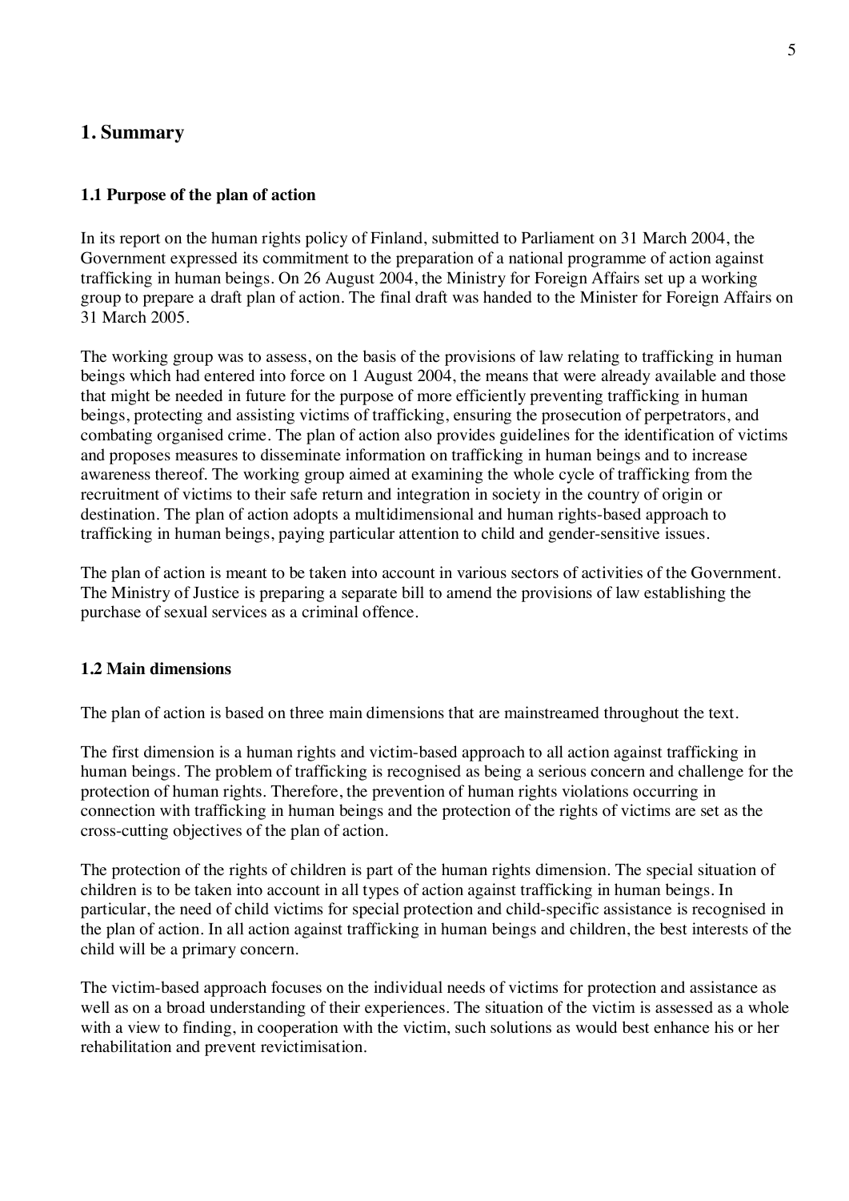# 1. Summary

## 1.1 Purpose of the plan of action

In its report on the human rights policy of Finland, submitted to Parliament on 31 March 2004, the Government expressed its commitment to the preparation of a national programme of action against trafficking in human beings. On 26 August 2004, the Ministry for Foreign Affairs set up a working group to prepare a draft plan of action. The final draft was handed to the Minister for Foreign Affairs on 31 March 2005.

The working group was to assess, on the basis of the provisions of law relating to trafficking in human beings which had entered into force on 1 August 2004, the means that were already available and those that might be needed in future for the purpose of more efficiently preventing trafficking in human beings, protecting and assisting victims of trafficking, ensuring the prosecution of perpetrators, and combating organised crime. The plan of action also provides guidelines for the identification of victims and proposes measures to disseminate information on trafficking in human beings and to increase awareness thereof. The working group aimed at examining the whole cycle of trafficking from the recruitment of victims to their safe return and integration in society in the country of origin or destination. The plan of action adopts a multidimensional and human rights-based approach to trafficking in human beings, paying particular attention to child and gender-sensitive issues.

The plan of action is meant to be taken into account in various sectors of activities of the Government. The Ministry of Justice is preparing a separate bill to amend the provisions of law establishing the purchase of sexual services as a criminal offence.

## 1.2 Main dimensions

The plan of action is based on three main dimensions that are mainstreamed throughout the text.

The first dimension is a human rights and victim-based approach to all action against trafficking in human beings. The problem of trafficking is recognised as being a serious concern and challenge for the protection of human rights. Therefore, the prevention of human rights violations occurring in connection with trafficking in human beings and the protection of the rights of victims are set as the cross-cutting objectives of the plan of action.

The protection of the rights of children is part of the human rights dimension. The special situation of children is to be taken into account in all types of action against trafficking in human beings. In particular, the need of child victims for special protection and child-specific assistance is recognised in the plan of action. In all action against trafficking in human beings and children, the best interests of the child will be a primary concern.

The victim-based approach focuses on the individual needs of victims for protection and assistance as well as on a broad understanding of their experiences. The situation of the victim is assessed as a whole with a view to finding, in cooperation with the victim, such solutions as would best enhance his or her rehabilitation and prevent revictimisation.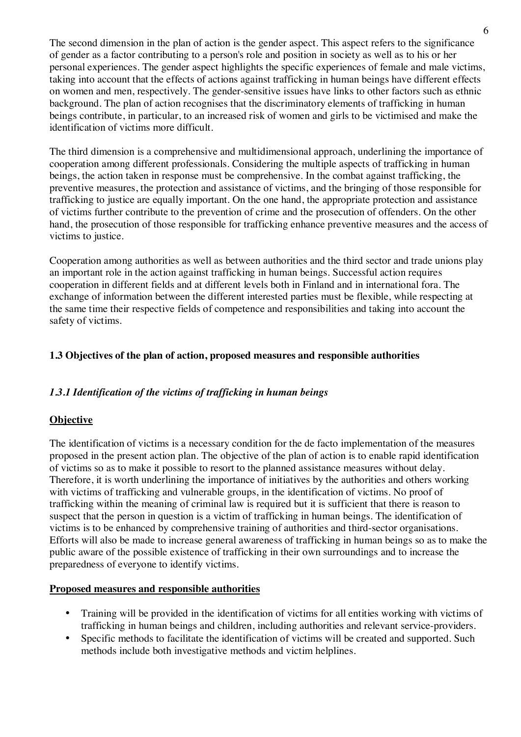The second dimension in the plan of action is the gender aspect. This aspect refers to the significance of gender as a factor contributing to a person's role and position in society as well as to his or her personal experiences. The gender aspect highlights the specific experiences of female and male victims, taking into account that the effects of actions against trafficking in human beings have different effects on women and men, respectively. The gender-sensitive issues have links to other factors such as ethnic background. The plan of action recognises that the discriminatory elements of trafficking in human beings contribute, in particular, to an increased risk of women and girls to be victimised and make the identification of victims more difficult.

The third dimension is a comprehensive and multidimensional approach, underlining the importance of cooperation among different professionals. Considering the multiple aspects of trafficking in human beings, the action taken in response must be comprehensive. In the combat against trafficking, the preventive measures, the protection and assistance of victims, and the bringing of those responsible for trafficking to justice are equally important. On the one hand, the appropriate protection and assistance of victims further contribute to the prevention of crime and the prosecution of offenders. On the other hand, the prosecution of those responsible for trafficking enhance preventive measures and the access of victims to justice.

Cooperation among authorities as well as between authorities and the third sector and trade unions play an important role in the action against trafficking in human beings. Successful action requires cooperation in different fields and at different levels both in Finland and in international fora. The exchange of information between the different interested parties must be flexible, while respecting at the same time their respective fields of competence and responsibilities and taking into account the safety of victims.

### 1.3 Objectives of the plan of action, proposed measures and responsible authorities

#### *1.3.1 Identification of the victims of trafficking in human beings*

**Objective**

The identification of victims is a necessary condition for the de facto implementation of the measures proposed in the present action plan. The objective of the plan of action is to enable rapid identification of victims so as to make it possible to resort to the planned assistance measures without delay. Therefore, it is worth underlining the importance of initiatives by the authorities and others working with victims of trafficking and vulnerable groups, in the identification of victims. No proof of trafficking within the meaning of criminal law is required but it is sufficient that there is reason to suspect that the person in question is a victim of trafficking in human beings. The identification of victims is to be enhanced by comprehensive training of authorities and third-sector organisations. Efforts will also be made to increase general awareness of trafficking in human beings so as to make the public aware of the possible existence of trafficking in their own surroundings and to increase the preparedness of everyone to identify victims.

**Proposed measures and responsible authorities**

- Training will be provided in the identification of victims for all entities working with victims of trafficking in human beings and children, including authorities and relevant service-providers.
- Specific methods to facilitate the identification of victims will be created and supported. Such methods include both investigative methods and victim helplines.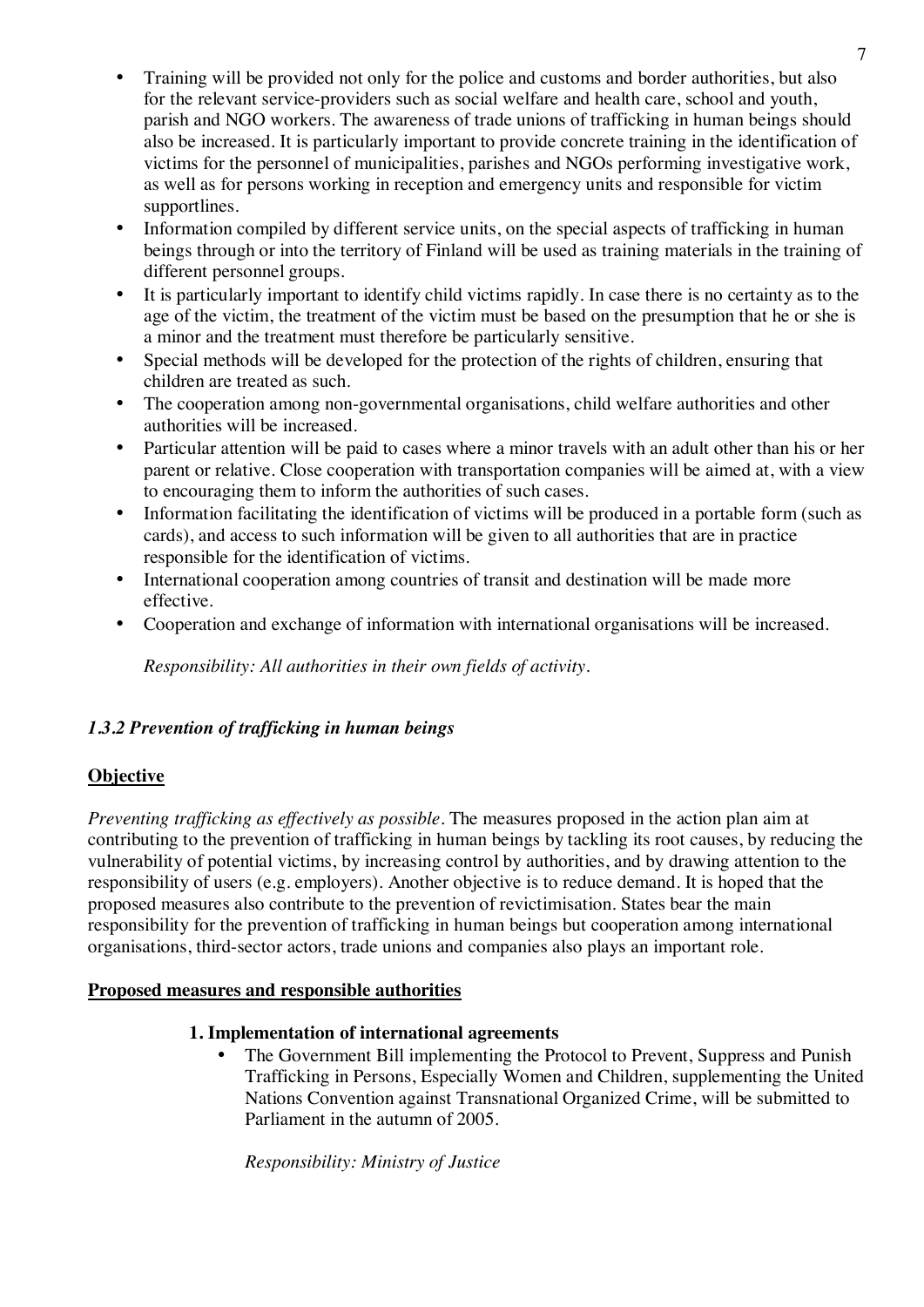- Training will be provided not only for the police and customs and border authorities, but also for the relevant service-providers such as social welfare and health care, school and youth, parish and NGO workers. The awareness of trade unions of trafficking in human beings should also be increased. It is particularly important to provide concrete training in the identification of victims for the personnel of municipalities, parishes and NGOs performing investigative work, as well as for persons working in reception and emergency units and responsible for victim supportlines.
- Information compiled by different service units, on the special aspects of trafficking in human beings through or into the territory of Finland will be used as training materials in the training of different personnel groups.
- It is particularly important to identify child victims rapidly. In case there is no certainty as to the age of the victim, the treatment of the victim must be based on the presumption that he or she is a minor and the treatment must therefore be particularly sensitive.
- Special methods will be developed for the protection of the rights of children, ensuring that children are treated as such.
- The cooperation among non-governmental organisations, child welfare authorities and other authorities will be increased.
- Particular attention will be paid to cases where a minor travels with an adult other than his or her parent or relative. Close cooperation with transportation companies will be aimed at, with a view to encouraging them to inform the authorities of such cases.
- Information facilitating the identification of victims will be produced in a portable form (such as cards), and access to such information will be given to all authorities that are in practice responsible for the identification of victims.
- International cooperation among countries of transit and destination will be made more effective.
- Cooperation and exchange of information with international organisations will be increased.

*Responsibility: All authorities in their own fields of activity.*

### *1.3.2 Prevention of trafficking in human beings*

**Objective**

*Preventing trafficking as effectively as possible*. The measures proposed in the action plan aim at contributing to the prevention of trafficking in human beings by tackling its root causes, by reducing the vulnerability of potential victims, by increasing control by authorities, and by drawing attention to the responsibility of users (e.g. employers). Another objective is to reduce demand. It is hoped that the proposed measures also contribute to the prevention of revictimisation. States bear the main responsibility for the prevention of trafficking in human beings but cooperation among international organisations, third-sector actors, trade unions and companies also plays an important role.

**Proposed measures and responsible authorities**

**1. Implementation of international agreements**

- The Government Bill implementing the Protocol to Prevent, Suppress and Punish Trafficking in Persons, Especially Women and Children, supplementing the United Nations Convention against Transnational Organized Crime, will be submitted to Parliament in the autumn of 2005.

*Responsibility: Ministry of Justice*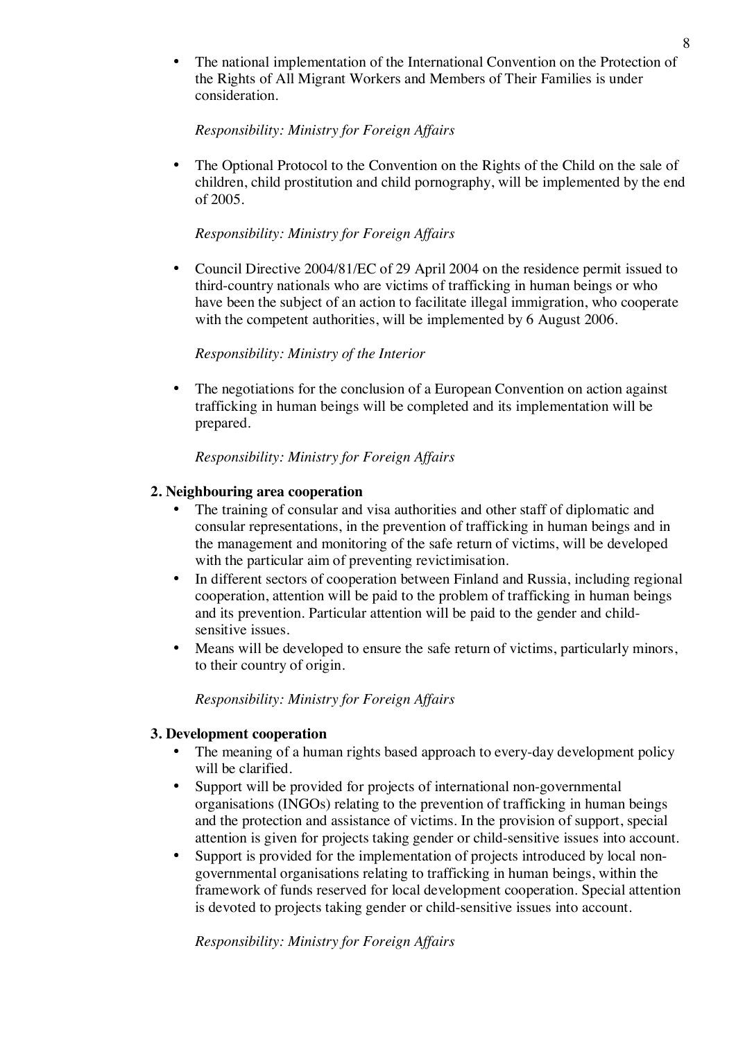- The national implementation of the International Convention on the Protection of the Rights of All Migrant Workers and Members of Their Families is under consideration.

  *Responsibility: Ministry for Foreign Affairs*

- The Optional Protocol to the Convention on the Rights of the Child on the sale of children, child prostitution and child pornography, will be implemented by the end of 2005.

  *Responsibility: Ministry for Foreign Affairs*

- Council Directive 2004/81/EC of 29 April 2004 on the residence permit issued to third-country nationals who are victims of trafficking in human beings or who have been the subject of an action to facilitate illegal immigration, who cooperate with the competent authorities, will be implemented by 6 August 2006.

  *Responsibility: Ministry of the Interior*

- The negotiations for the conclusion of a European Convention on action against trafficking in human beings will be completed and its implementation will be prepared.

  *Responsibility: Ministry for Foreign Affairs*

**2. Neighbouring area cooperation**

- The training of consular and visa authorities and other staff of diplomatic and consular representations, in the prevention of trafficking in human beings and in the management and monitoring of the safe return of victims, will be developed with the particular aim of preventing revictimisation.
- In different sectors of cooperation between Finland and Russia, including regional cooperation, attention will be paid to the problem of trafficking in human beings and its prevention. Particular attention will be paid to the gender and child-sensitive issues.
- Means will be developed to ensure the safe return of victims, particularly minors, to their country of origin.

  *Responsibility: Ministry for Foreign Affairs*

**3. Development cooperation**

- The meaning of a human rights based approach to every-day development policy will be clarified.
- Support will be provided for projects of international non-governmental organisations (INGOs) relating to the prevention of trafficking in human beings and the protection and assistance of victims. In the provision of support, special attention is given for projects taking gender or child-sensitive issues into account.
- Support is provided for the implementation of projects introduced by local non-governmental organisations relating to trafficking in human beings, within the framework of funds reserved for local development cooperation. Special attention is devoted to projects taking gender or child-sensitive issues into account.

  *Responsibility: Ministry for Foreign Affairs*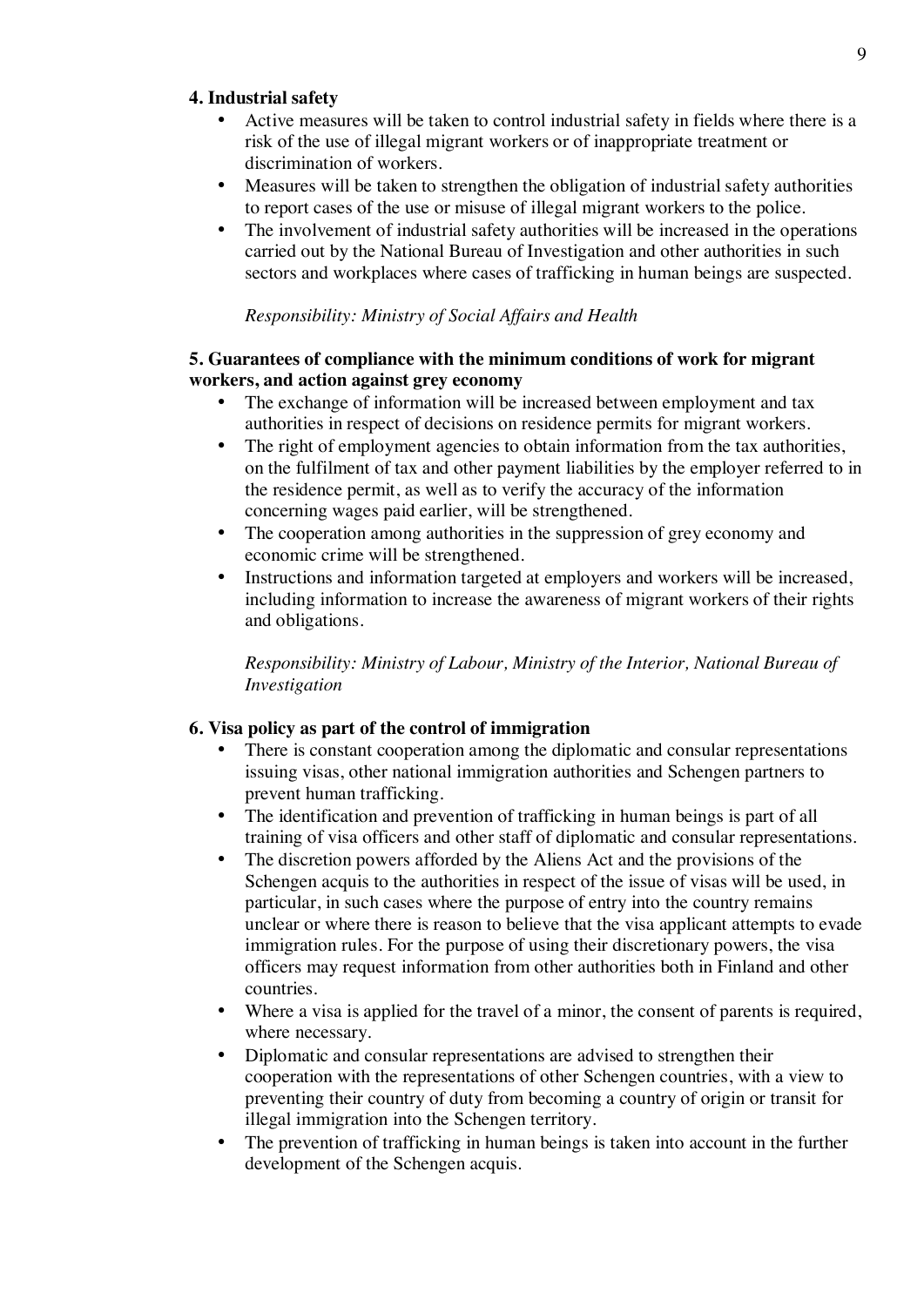#### 4. Industrial safety

- Active measures will be taken to control industrial safety in fields where there is a risk of the use of illegal migrant workers or of inappropriate treatment or discrimination of workers.
- Measures will be taken to strengthen the obligation of industrial safety authorities to report cases of the use or misuse of illegal migrant workers to the police.
- The involvement of industrial safety authorities will be increased in the operations carried out by the National Bureau of Investigation and other authorities in such sectors and workplaces where cases of trafficking in human beings are suspected.

*Responsibility: Ministry of Social Affairs and Health*

#### 5. Guarantees of compliance with the minimum conditions of work for migrant workers, and action against grey economy

- The exchange of information will be increased between employment and tax authorities in respect of decisions on residence permits for migrant workers.
- The right of employment agencies to obtain information from the tax authorities, on the fulfilment of tax and other payment liabilities by the employer referred to in the residence permit, as well as to verify the accuracy of the information concerning wages paid earlier, will be strengthened.
- The cooperation among authorities in the suppression of grey economy and economic crime will be strengthened.
- Instructions and information targeted at employers and workers will be increased, including information to increase the awareness of migrant workers of their rights and obligations.

*Responsibility: Ministry of Labour, Ministry of the Interior, National Bureau of Investigation*

#### 6. Visa policy as part of the control of immigration

- There is constant cooperation among the diplomatic and consular representations issuing visas, other national immigration authorities and Schengen partners to prevent human trafficking.
- The identification and prevention of trafficking in human beings is part of all training of visa officers and other staff of diplomatic and consular representations.
- The discretion powers afforded by the Aliens Act and the provisions of the Schengen acquis to the authorities in respect of the issue of visas will be used, in particular, in such cases where the purpose of entry into the country remains unclear or where there is reason to believe that the visa applicant attempts to evade immigration rules. For the purpose of using their discretionary powers, the visa officers may request information from other authorities both in Finland and other countries.
- Where a visa is applied for the travel of a minor, the consent of parents is required, where necessary.
- Diplomatic and consular representations are advised to strengthen their cooperation with the representations of other Schengen countries, with a view to preventing their country of duty from becoming a country of origin or transit for illegal immigration into the Schengen territory.
- The prevention of trafficking in human beings is taken into account in the further development of the Schengen acquis.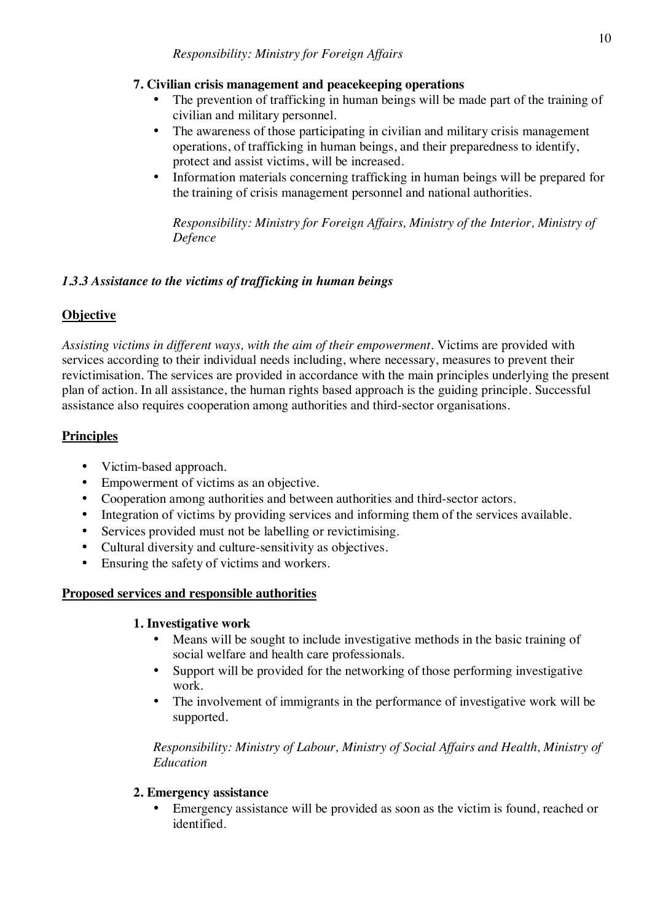*Responsibility: Ministry for Foreign Affairs*

**7. Civilian crisis management and peacekeeping operations**

- The prevention of trafficking in human beings will be made part of the training of civilian and military personnel.
- The awareness of those participating in civilian and military crisis management operations, of trafficking in human beings, and their preparedness to identify, protect and assist victims, will be increased.
- Information materials concerning trafficking in human beings will be prepared for the training of crisis management personnel and national authorities.

*Responsibility: Ministry for Foreign Affairs, Ministry of the Interior, Ministry of Defence*

### *1.3.3 Assistance to the victims of trafficking in human beings*

**Objective**

*Assisting victims in different ways, with the aim of their empowerment*. Victims are provided with services according to their individual needs including, where necessary, measures to prevent their revictimisation. The services are provided in accordance with the main principles underlying the present plan of action. In all assistance, the human rights based approach is the guiding principle. Successful assistance also requires cooperation among authorities and third-sector organisations.

**Principles**

- Victim-based approach.
- Empowerment of victims as an objective.
- Cooperation among authorities and between authorities and third-sector actors.
- Integration of victims by providing services and informing them of the services available.
- Services provided must not be labelling or revictimising.
- Cultural diversity and culture-sensitivity as objectives.
- Ensuring the safety of victims and workers.

**Proposed services and responsible authorities**

**1. Investigative work**

- Means will be sought to include investigative methods in the basic training of social welfare and health care professionals.
- Support will be provided for the networking of those performing investigative work.
- The involvement of immigrants in the performance of investigative work will be supported.

*Responsibility: Ministry of Labour, Ministry of Social Affairs and Health, Ministry of Education*

**2. Emergency assistance**

- Emergency assistance will be provided as soon as the victim is found, reached or identified.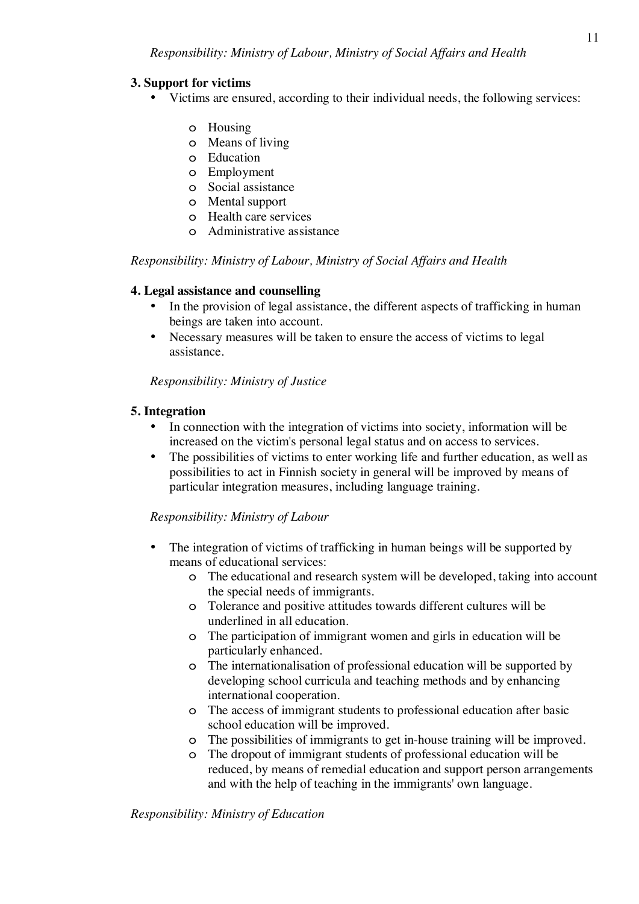*Responsibility: Ministry of Labour, Ministry of Social Affairs and Health*

**3. Support for victims**

- Victims are ensured, according to their individual needs, the following services:
  - Housing
  - Means of living
  - Education
  - Employment
  - Social assistance
  - Mental support
  - Health care services
  - Administrative assistance

*Responsibility: Ministry of Labour, Ministry of Social Affairs and Health*

**4. Legal assistance and counselling**

- In the provision of legal assistance, the different aspects of trafficking in human beings are taken into account.
- Necessary measures will be taken to ensure the access of victims to legal assistance.

*Responsibility: Ministry of Justice*

**5. Integration**

- In connection with the integration of victims into society, information will be increased on the victim's personal legal status and on access to services.
- The possibilities of victims to enter working life and further education, as well as possibilities to act in Finnish society in general will be improved by means of particular integration measures, including language training.

*Responsibility: Ministry of Labour*

- The integration of victims of trafficking in human beings will be supported by means of educational services:
  - The educational and research system will be developed, taking into account the special needs of immigrants.
  - Tolerance and positive attitudes towards different cultures will be underlined in all education.
  - The participation of immigrant women and girls in education will be particularly enhanced.
  - The internationalisation of professional education will be supported by developing school curricula and teaching methods and by enhancing international cooperation.
  - The access of immigrant students to professional education after basic school education will be improved.
  - The possibilities of immigrants to get in-house training will be improved.
  - The dropout of immigrant students of professional education will be reduced, by means of remedial education and support person arrangements and with the help of teaching in the immigrants' own language.

*Responsibility: Ministry of Education*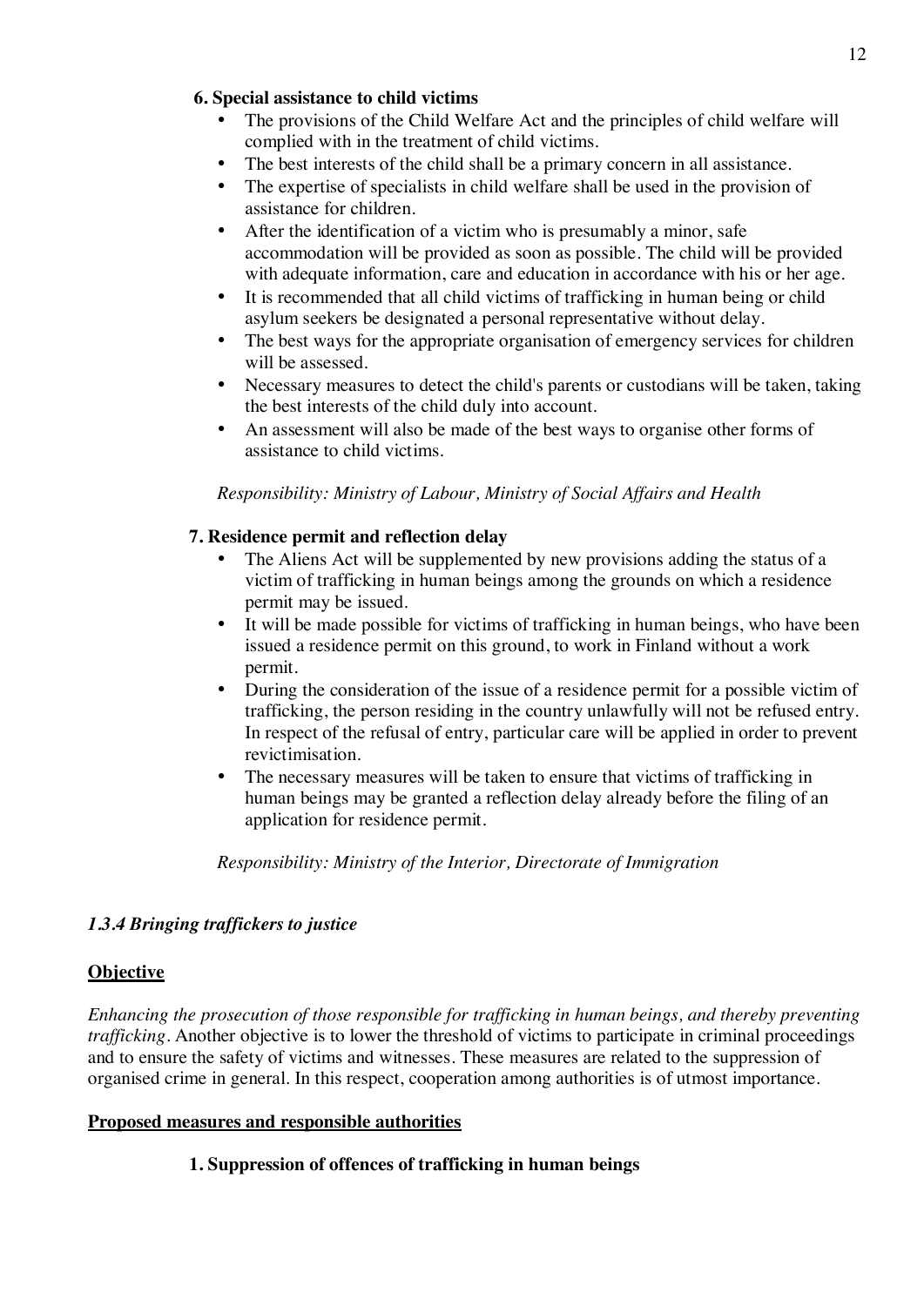**6. Special assistance to child victims**

- The provisions of the Child Welfare Act and the principles of child welfare will complied with in the treatment of child victims.
- The best interests of the child shall be a primary concern in all assistance.
- The expertise of specialists in child welfare shall be used in the provision of assistance for children.
- After the identification of a victim who is presumably a minor, safe accommodation will be provided as soon as possible. The child will be provided with adequate information, care and education in accordance with his or her age.
- It is recommended that all child victims of trafficking in human being or child asylum seekers be designated a personal representative without delay.
- The best ways for the appropriate organisation of emergency services for children will be assessed.
- Necessary measures to detect the child's parents or custodians will be taken, taking the best interests of the child duly into account.
- An assessment will also be made of the best ways to organise other forms of assistance to child victims.

*Responsibility: Ministry of Labour, Ministry of Social Affairs and Health*

**7. Residence permit and reflection delay**

- The Aliens Act will be supplemented by new provisions adding the status of a victim of trafficking in human beings among the grounds on which a residence permit may be issued.
- It will be made possible for victims of trafficking in human beings, who have been issued a residence permit on this ground, to work in Finland without a work permit.
- During the consideration of the issue of a residence permit for a possible victim of trafficking, the person residing in the country unlawfully will not be refused entry. In respect of the refusal of entry, particular care will be applied in order to prevent revictimisation.
- The necessary measures will be taken to ensure that victims of trafficking in human beings may be granted a reflection delay already before the filing of an application for residence permit.

*Responsibility: Ministry of the Interior, Directorate of Immigration*

### *1.3.4 Bringing traffickers to justice*

<u>**Objective**</u>

*Enhancing the prosecution of those responsible for trafficking in human beings, and thereby preventing trafficking*. Another objective is to lower the threshold of victims to participate in criminal proceedings and to ensure the safety of victims and witnesses. These measures are related to the suppression of organised crime in general. In this respect, cooperation among authorities is of utmost importance.

<u>**Proposed measures and responsible authorities**</u>

**1. Suppression of offences of trafficking in human beings**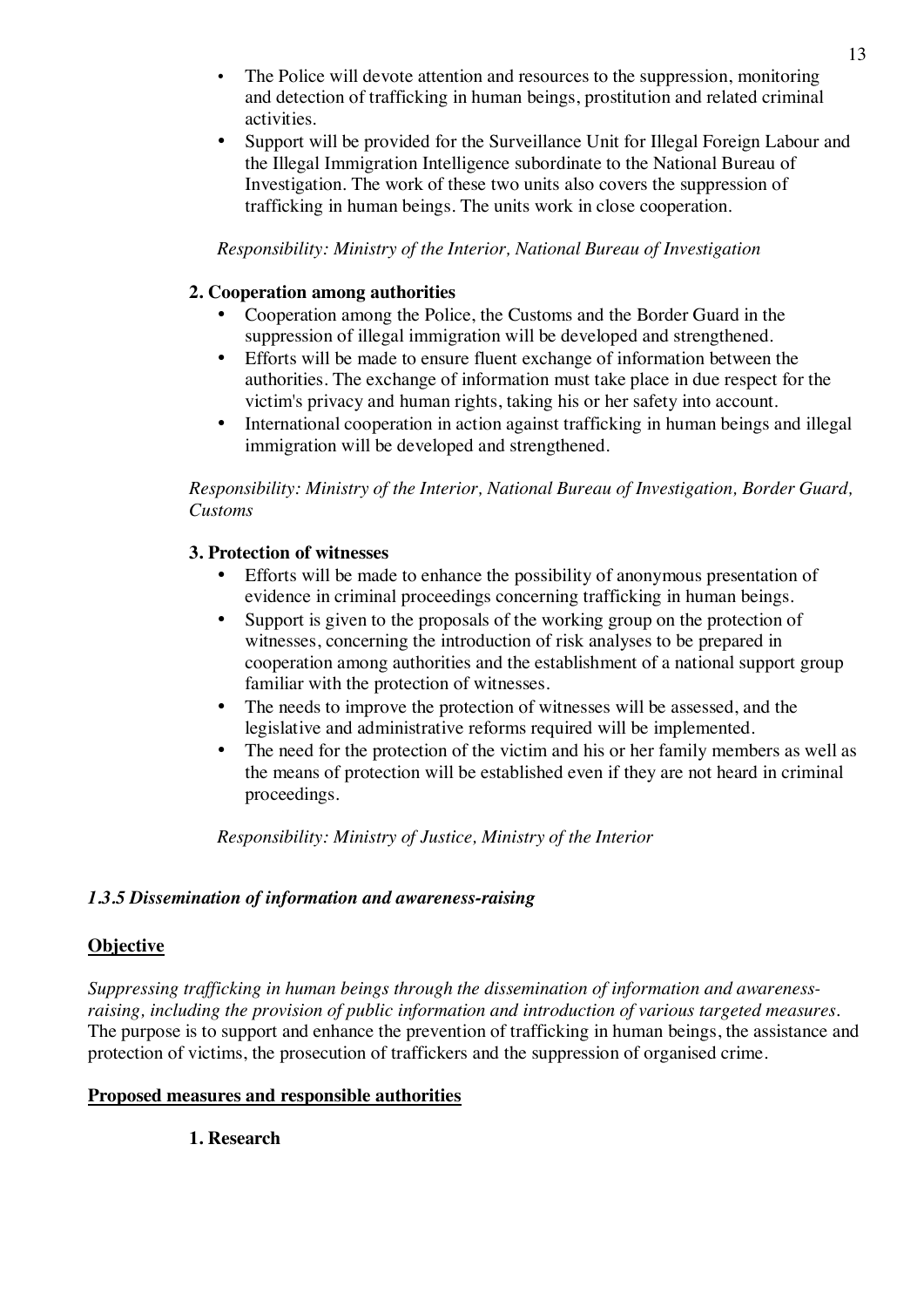- The Police will devote attention and resources to the suppression, monitoring and detection of trafficking in human beings, prostitution and related criminal activities.
- Support will be provided for the Surveillance Unit for Illegal Foreign Labour and the Illegal Immigration Intelligence subordinate to the National Bureau of Investigation. The work of these two units also covers the suppression of trafficking in human beings. The units work in close cooperation.

*Responsibility: Ministry of the Interior, National Bureau of Investigation*

**2. Cooperation among authorities**

- Cooperation among the Police, the Customs and the Border Guard in the suppression of illegal immigration will be developed and strengthened.
- Efforts will be made to ensure fluent exchange of information between the authorities. The exchange of information must take place in due respect for the victim's privacy and human rights, taking his or her safety into account.
- International cooperation in action against trafficking in human beings and illegal immigration will be developed and strengthened.

*Responsibility: Ministry of the Interior, National Bureau of Investigation, Border Guard, Customs*

**3. Protection of witnesses**

- Efforts will be made to enhance the possibility of anonymous presentation of evidence in criminal proceedings concerning trafficking in human beings.
- Support is given to the proposals of the working group on the protection of witnesses, concerning the introduction of risk analyses to be prepared in cooperation among authorities and the establishment of a national support group familiar with the protection of witnesses.
- The needs to improve the protection of witnesses will be assessed, and the legislative and administrative reforms required will be implemented.
- The need for the protection of the victim and his or her family members as well as the means of protection will be established even if they are not heard in criminal proceedings.

*Responsibility: Ministry of Justice, Ministry of the Interior*

### *1.3.5 Dissemination of information and awareness-raising*

**Objective**

*Suppressing trafficking in human beings through the dissemination of information and awareness-raising, including the provision of public information and introduction of various targeted measures.* The purpose is to support and enhance the prevention of trafficking in human beings, the assistance and protection of victims, the prosecution of traffickers and the suppression of organised crime.

**Proposed measures and responsible authorities**

**1. Research**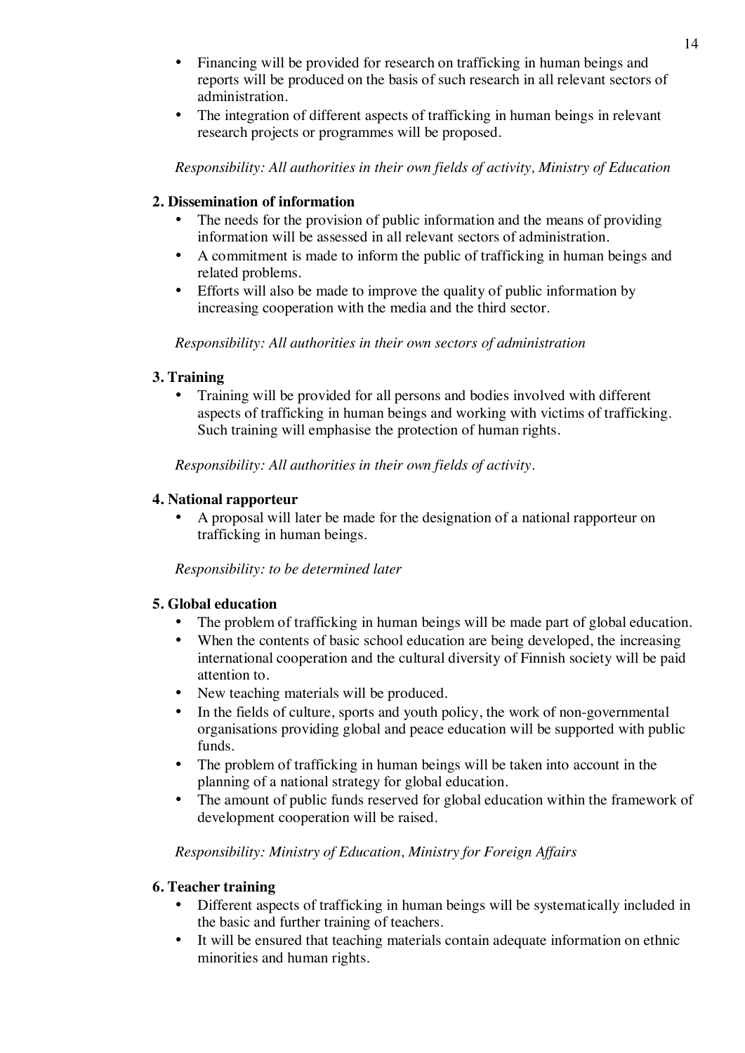- Financing will be provided for research on trafficking in human beings and reports will be produced on the basis of such research in all relevant sectors of administration.
- The integration of different aspects of trafficking in human beings in relevant research projects or programmes will be proposed.

*Responsibility: All authorities in their own fields of activity, Ministry of Education*

**2. Dissemination of information**

- The needs for the provision of public information and the means of providing information will be assessed in all relevant sectors of administration.
- A commitment is made to inform the public of trafficking in human beings and related problems.
- Efforts will also be made to improve the quality of public information by increasing cooperation with the media and the third sector.

*Responsibility: All authorities in their own sectors of administration*

**3. Training**

- Training will be provided for all persons and bodies involved with different aspects of trafficking in human beings and working with victims of trafficking. Such training will emphasise the protection of human rights.

*Responsibility: All authorities in their own fields of activity.*

**4. National rapporteur**

- A proposal will later be made for the designation of a national rapporteur on trafficking in human beings.

*Responsibility: to be determined later*

**5. Global education**

- The problem of trafficking in human beings will be made part of global education.
- When the contents of basic school education are being developed, the increasing international cooperation and the cultural diversity of Finnish society will be paid attention to.
- New teaching materials will be produced.
- In the fields of culture, sports and youth policy, the work of non-governmental organisations providing global and peace education will be supported with public funds.
- The problem of trafficking in human beings will be taken into account in the planning of a national strategy for global education.
- The amount of public funds reserved for global education within the framework of development cooperation will be raised.

*Responsibility: Ministry of Education, Ministry for Foreign Affairs*

**6. Teacher training**

- Different aspects of trafficking in human beings will be systematically included in the basic and further training of teachers.
- It will be ensured that teaching materials contain adequate information on ethnic minorities and human rights.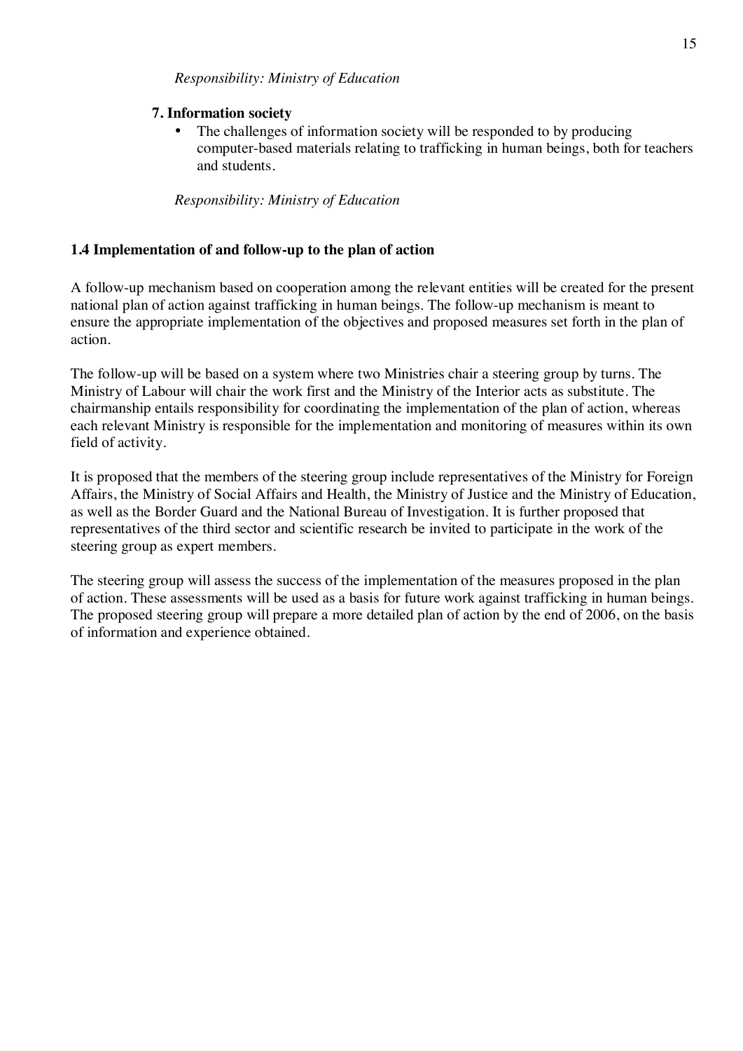*Responsibility: Ministry of Education*

**7. Information society**

- The challenges of information society will be responded to by producing computer-based materials relating to trafficking in human beings, both for teachers and students.

*Responsibility: Ministry of Education*

### 1.4 Implementation of and follow-up to the plan of action

A follow-up mechanism based on cooperation among the relevant entities will be created for the present national plan of action against trafficking in human beings. The follow-up mechanism is meant to ensure the appropriate implementation of the objectives and proposed measures set forth in the plan of action.

The follow-up will be based on a system where two Ministries chair a steering group by turns. The Ministry of Labour will chair the work first and the Ministry of the Interior acts as substitute. The chairmanship entails responsibility for coordinating the implementation of the plan of action, whereas each relevant Ministry is responsible for the implementation and monitoring of measures within its own field of activity.

It is proposed that the members of the steering group include representatives of the Ministry for Foreign Affairs, the Ministry of Social Affairs and Health, the Ministry of Justice and the Ministry of Education, as well as the Border Guard and the National Bureau of Investigation. It is further proposed that representatives of the third sector and scientific research be invited to participate in the work of the steering group as expert members.

The steering group will assess the success of the implementation of the measures proposed in the plan of action. These assessments will be used as a basis for future work against trafficking in human beings. The proposed steering group will prepare a more detailed plan of action by the end of 2006, on the basis of information and experience obtained.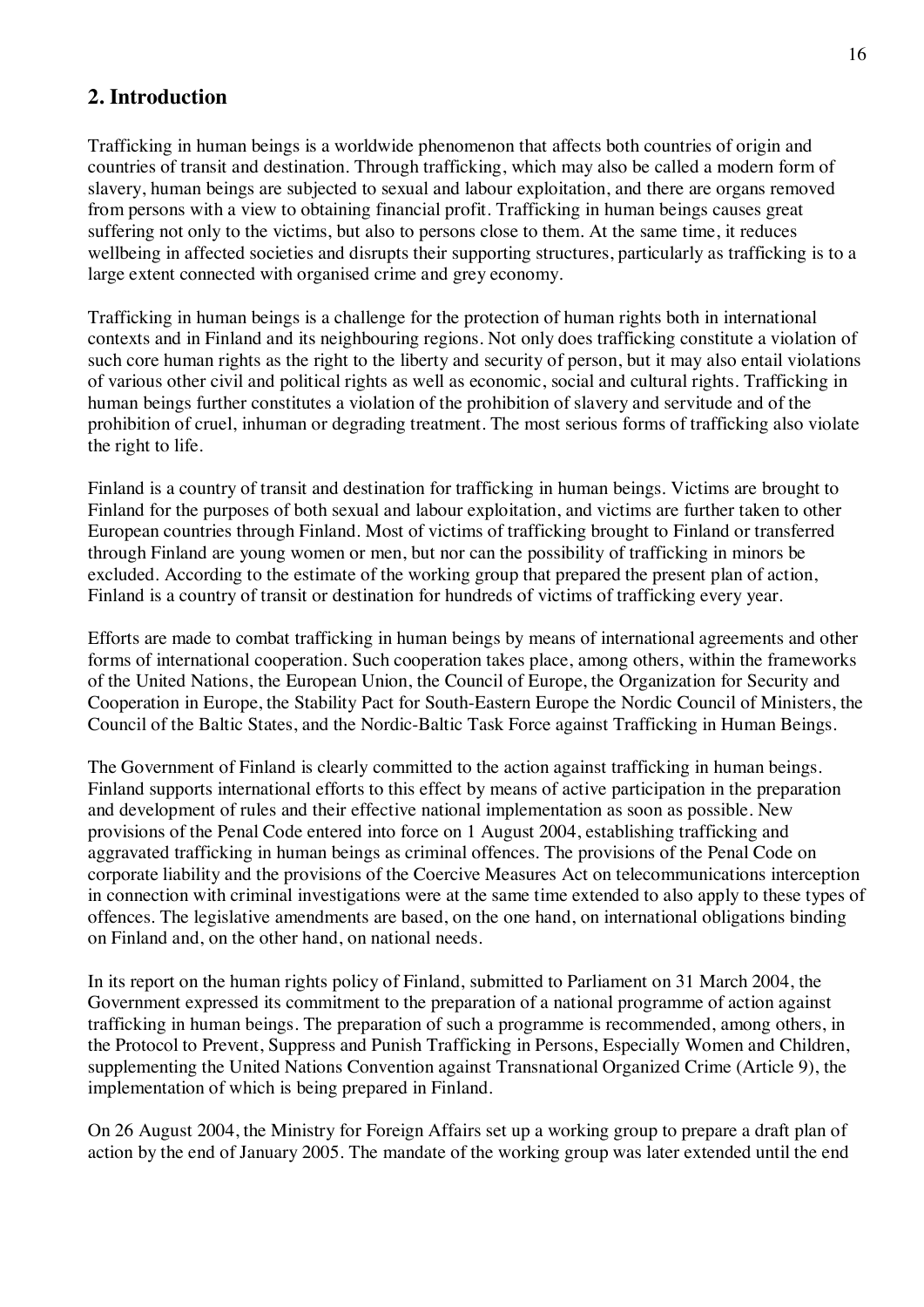## 2. Introduction

Trafficking in human beings is a worldwide phenomenon that affects both countries of origin and countries of transit and destination. Through trafficking, which may also be called a modern form of slavery, human beings are subjected to sexual and labour exploitation, and there are organs removed from persons with a view to obtaining financial profit. Trafficking in human beings causes great suffering not only to the victims, but also to persons close to them. At the same time, it reduces wellbeing in affected societies and disrupts their supporting structures, particularly as trafficking is to a large extent connected with organised crime and grey economy.

Trafficking in human beings is a challenge for the protection of human rights both in international contexts and in Finland and its neighbouring regions. Not only does trafficking constitute a violation of such core human rights as the right to the liberty and security of person, but it may also entail violations of various other civil and political rights as well as economic, social and cultural rights. Trafficking in human beings further constitutes a violation of the prohibition of slavery and servitude and of the prohibition of cruel, inhuman or degrading treatment. The most serious forms of trafficking also violate the right to life.

Finland is a country of transit and destination for trafficking in human beings. Victims are brought to Finland for the purposes of both sexual and labour exploitation, and victims are further taken to other European countries through Finland. Most of victims of trafficking brought to Finland or transferred through Finland are young women or men, but nor can the possibility of trafficking in minors be excluded. According to the estimate of the working group that prepared the present plan of action, Finland is a country of transit or destination for hundreds of victims of trafficking every year.

Efforts are made to combat trafficking in human beings by means of international agreements and other forms of international cooperation. Such cooperation takes place, among others, within the frameworks of the United Nations, the European Union, the Council of Europe, the Organization for Security and Cooperation in Europe, the Stability Pact for South-Eastern Europe the Nordic Council of Ministers, the Council of the Baltic States, and the Nordic-Baltic Task Force against Trafficking in Human Beings.

The Government of Finland is clearly committed to the action against trafficking in human beings. Finland supports international efforts to this effect by means of active participation in the preparation and development of rules and their effective national implementation as soon as possible. New provisions of the Penal Code entered into force on 1 August 2004, establishing trafficking and aggravated trafficking in human beings as criminal offences. The provisions of the Penal Code on corporate liability and the provisions of the Coercive Measures Act on telecommunications interception in connection with criminal investigations were at the same time extended to also apply to these types of offences. The legislative amendments are based, on the one hand, on international obligations binding on Finland and, on the other hand, on national needs.

In its report on the human rights policy of Finland, submitted to Parliament on 31 March 2004, the Government expressed its commitment to the preparation of a national programme of action against trafficking in human beings. The preparation of such a programme is recommended, among others, in the Protocol to Prevent, Suppress and Punish Trafficking in Persons, Especially Women and Children, supplementing the United Nations Convention against Transnational Organized Crime (Article 9), the implementation of which is being prepared in Finland.

On 26 August 2004, the Ministry for Foreign Affairs set up a working group to prepare a draft plan of action by the end of January 2005. The mandate of the working group was later extended until the end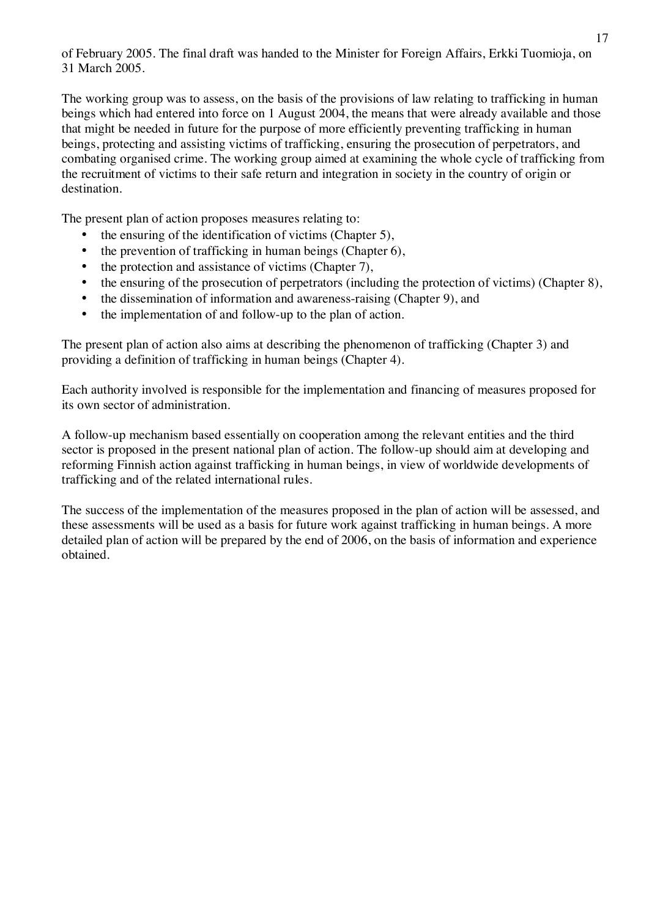of February 2005. The final draft was handed to the Minister for Foreign Affairs, Erkki Tuomioja, on 31 March 2005.

The working group was to assess, on the basis of the provisions of law relating to trafficking in human beings which had entered into force on 1 August 2004, the means that were already available and those that might be needed in future for the purpose of more efficiently preventing trafficking in human beings, protecting and assisting victims of trafficking, ensuring the prosecution of perpetrators, and combating organised crime. The working group aimed at examining the whole cycle of trafficking from the recruitment of victims to their safe return and integration in society in the country of origin or destination.

The present plan of action proposes measures relating to:

- the ensuring of the identification of victims (Chapter 5),
- the prevention of trafficking in human beings (Chapter 6),
- the protection and assistance of victims (Chapter 7),
- the ensuring of the prosecution of perpetrators (including the protection of victims) (Chapter 8),
- the dissemination of information and awareness-raising (Chapter 9), and
- the implementation of and follow-up to the plan of action.

The present plan of action also aims at describing the phenomenon of trafficking (Chapter 3) and providing a definition of trafficking in human beings (Chapter 4).

Each authority involved is responsible for the implementation and financing of measures proposed for its own sector of administration.

A follow-up mechanism based essentially on cooperation among the relevant entities and the third sector is proposed in the present national plan of action. The follow-up should aim at developing and reforming Finnish action against trafficking in human beings, in view of worldwide developments of trafficking and of the related international rules.

The success of the implementation of the measures proposed in the plan of action will be assessed, and these assessments will be used as a basis for future work against trafficking in human beings. A more detailed plan of action will be prepared by the end of 2006, on the basis of information and experience obtained.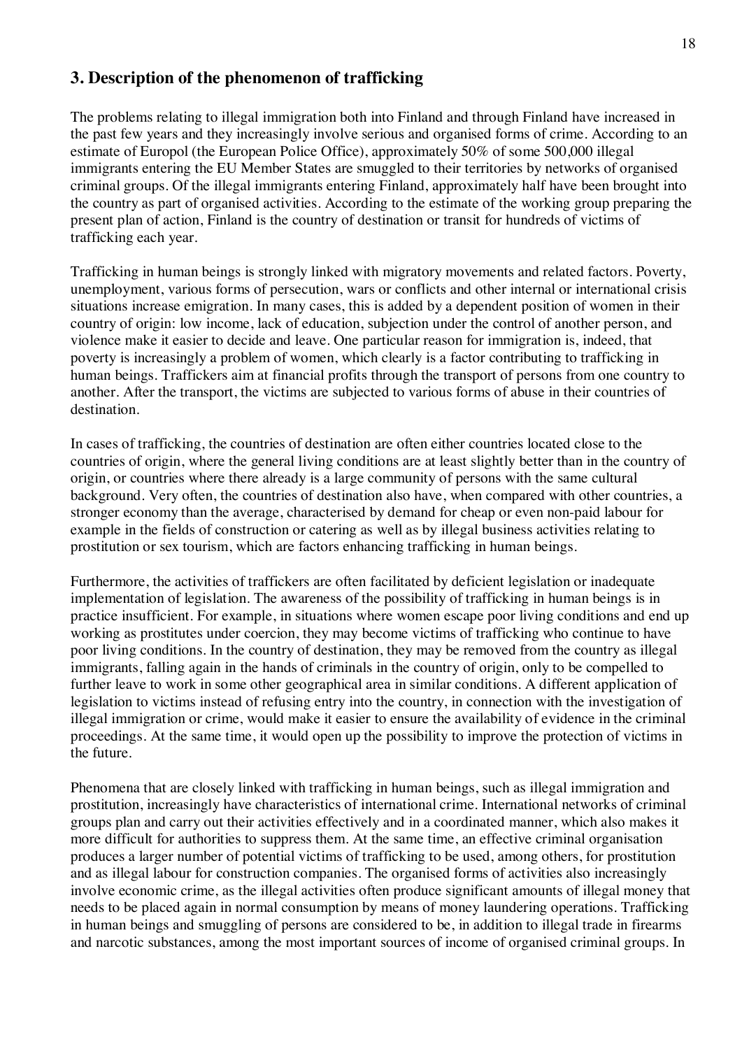## 3. Description of the phenomenon of trafficking

The problems relating to illegal immigration both into Finland and through Finland have increased in the past few years and they increasingly involve serious and organised forms of crime. According to an estimate of Europol (the European Police Office), approximately 50% of some 500,000 illegal immigrants entering the EU Member States are smuggled to their territories by networks of organised criminal groups. Of the illegal immigrants entering Finland, approximately half have been brought into the country as part of organised activities. According to the estimate of the working group preparing the present plan of action, Finland is the country of destination or transit for hundreds of victims of trafficking each year.

Trafficking in human beings is strongly linked with migratory movements and related factors. Poverty, unemployment, various forms of persecution, wars or conflicts and other internal or international crisis situations increase emigration. In many cases, this is added by a dependent position of women in their country of origin: low income, lack of education, subjection under the control of another person, and violence make it easier to decide and leave. One particular reason for immigration is, indeed, that poverty is increasingly a problem of women, which clearly is a factor contributing to trafficking in human beings. Traffickers aim at financial profits through the transport of persons from one country to another. After the transport, the victims are subjected to various forms of abuse in their countries of destination.

In cases of trafficking, the countries of destination are often either countries located close to the countries of origin, where the general living conditions are at least slightly better than in the country of origin, or countries where there already is a large community of persons with the same cultural background. Very often, the countries of destination also have, when compared with other countries, a stronger economy than the average, characterised by demand for cheap or even non-paid labour for example in the fields of construction or catering as well as by illegal business activities relating to prostitution or sex tourism, which are factors enhancing trafficking in human beings.

Furthermore, the activities of traffickers are often facilitated by deficient legislation or inadequate implementation of legislation. The awareness of the possibility of trafficking in human beings is in practice insufficient. For example, in situations where women escape poor living conditions and end up working as prostitutes under coercion, they may become victims of trafficking who continue to have poor living conditions. In the country of destination, they may be removed from the country as illegal immigrants, falling again in the hands of criminals in the country of origin, only to be compelled to further leave to work in some other geographical area in similar conditions. A different application of legislation to victims instead of refusing entry into the country, in connection with the investigation of illegal immigration or crime, would make it easier to ensure the availability of evidence in the criminal proceedings. At the same time, it would open up the possibility to improve the protection of victims in the future.

Phenomena that are closely linked with trafficking in human beings, such as illegal immigration and prostitution, increasingly have characteristics of international crime. International networks of criminal groups plan and carry out their activities effectively and in a coordinated manner, which also makes it more difficult for authorities to suppress them. At the same time, an effective criminal organisation produces a larger number of potential victims of trafficking to be used, among others, for prostitution and as illegal labour for construction companies. The organised forms of activities also increasingly involve economic crime, as the illegal activities often produce significant amounts of illegal money that needs to be placed again in normal consumption by means of money laundering operations. Trafficking in human beings and smuggling of persons are considered to be, in addition to illegal trade in firearms and narcotic substances, among the most important sources of income of organised criminal groups. In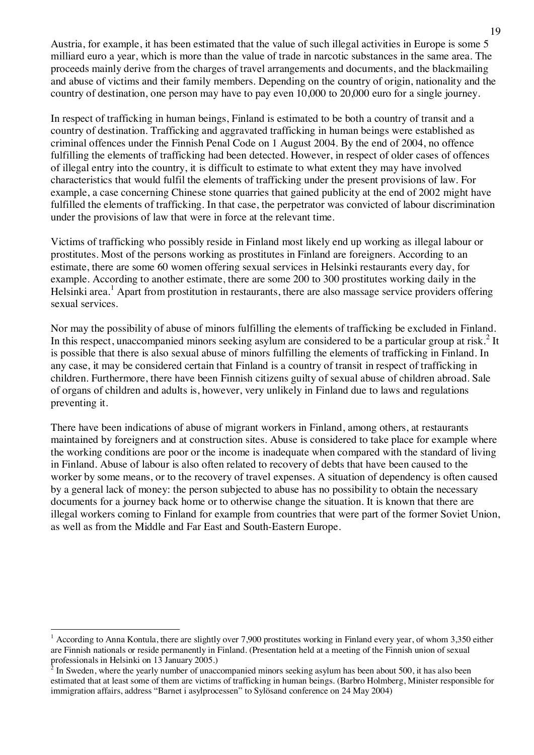Austria, for example, it has been estimated that the value of such illegal activities in Europe is some 5 milliard euro a year, which is more than the value of trade in narcotic substances in the same area. The proceeds mainly derive from the charges of travel arrangements and documents, and the blackmailing and abuse of victims and their family members. Depending on the country of origin, nationality and the country of destination, one person may have to pay even 10,000 to 20,000 euro for a single journey.

In respect of trafficking in human beings, Finland is estimated to be both a country of transit and a country of destination. Trafficking and aggravated trafficking in human beings were established as criminal offences under the Finnish Penal Code on 1 August 2004. By the end of 2004, no offence fulfilling the elements of trafficking had been detected. However, in respect of older cases of offences of illegal entry into the country, it is difficult to estimate to what extent they may have involved characteristics that would fulfil the elements of trafficking under the present provisions of law. For example, a case concerning Chinese stone quarries that gained publicity at the end of 2002 might have fulfilled the elements of trafficking. In that case, the perpetrator was convicted of labour discrimination under the provisions of law that were in force at the relevant time.

Victims of trafficking who possibly reside in Finland most likely end up working as illegal labour or prostitutes. Most of the persons working as prostitutes in Finland are foreigners. According to an estimate, there are some 60 women offering sexual services in Helsinki restaurants every day, for example. According to another estimate, there are some 200 to 300 prostitutes working daily in the Helsinki area.[1] Apart from prostitution in restaurants, there are also massage service providers offering sexual services.

Nor may the possibility of abuse of minors fulfilling the elements of trafficking be excluded in Finland. In this respect, unaccompanied minors seeking asylum are considered to be a particular group at risk.[2] It is possible that there is also sexual abuse of minors fulfilling the elements of trafficking in Finland. In any case, it may be considered certain that Finland is a country of transit in respect of trafficking in children. Furthermore, there have been Finnish citizens guilty of sexual abuse of children abroad. Sale of organs of children and adults is, however, very unlikely in Finland due to laws and regulations preventing it.

There have been indications of abuse of migrant workers in Finland, among others, at restaurants maintained by foreigners and at construction sites. Abuse is considered to take place for example where the working conditions are poor or the income is inadequate when compared with the standard of living in Finland. Abuse of labour is also often related to recovery of debts that have been caused to the worker by some means, or to the recovery of travel expenses. A situation of dependency is often caused by a general lack of money: the person subjected to abuse has no possibility to obtain the necessary documents for a journey back home or to otherwise change the situation. It is known that there are illegal workers coming to Finland for example from countries that were part of the former Soviet Union, as well as from the Middle and Far East and South-Eastern Europe.

---

[1] According to Anna Kontula, there are slightly over 7,900 prostitutes working in Finland every year, of whom 3,350 either are Finnish nationals or reside permanently in Finland. (Presentation held at a meeting of the Finnish union of sexual professionals in Helsinki on 13 January 2005.)

[2] In Sweden, where the yearly number of unaccompanied minors seeking asylum has been about 500, it has also been estimated that at least some of them are victims of trafficking in human beings. (Barbro Holmberg, Minister responsible for immigration affairs, address "Barnet i asylprocessen" to Sylösand conference on 24 May 2004)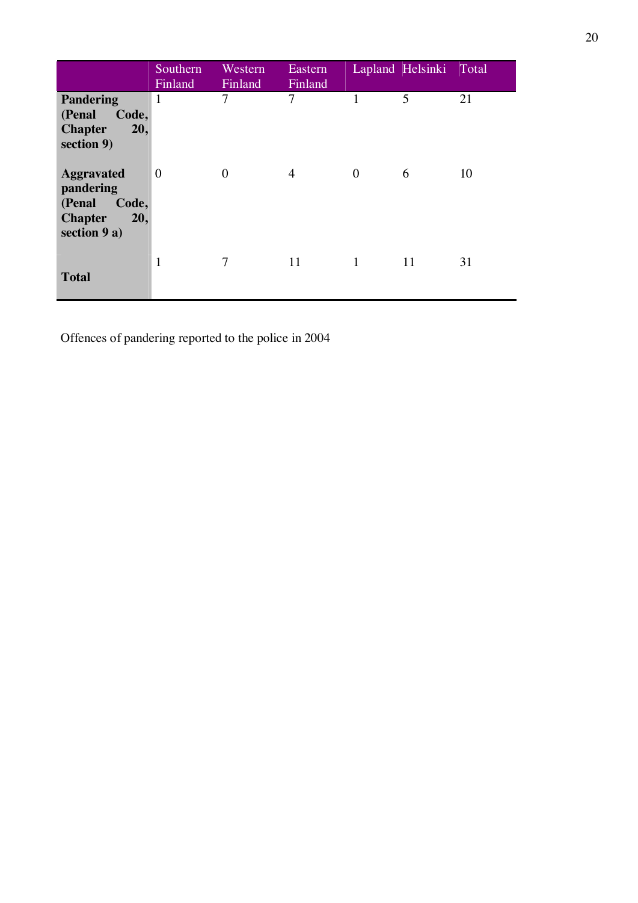| | Southern Finland | Western Finland | Eastern Finland | Lapland | Helsinki | Total |
|---|---|---|---|---|---|---|
| **Pandering (Penal Code, Chapter 20, section 9)** | 1 | 7 | 7 | 1 | 5 | 21 |
| **Aggravated pandering (Penal Code, Chapter 20, section 9 a)** | 0 | 0 | 4 | 0 | 6 | 10 |
| **Total** | 1 | 7 | 11 | 1 | 11 | 31 |

Offences of pandering reported to the police in 2004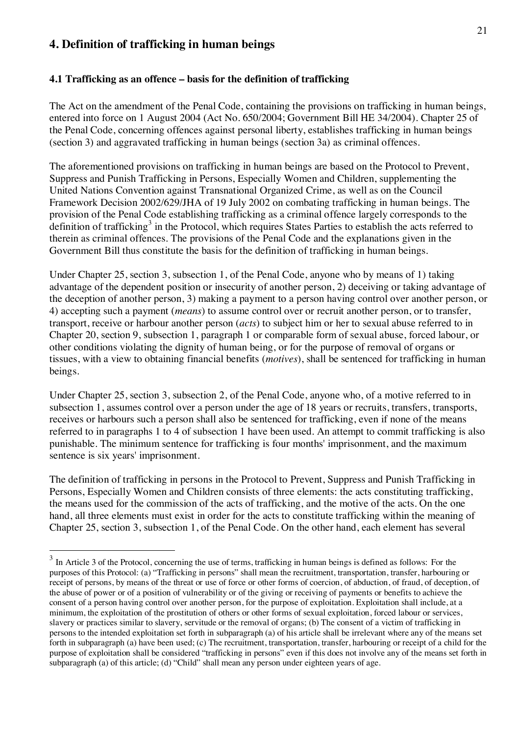## 4. Definition of trafficking in human beings

### 4.1 Trafficking as an offence – basis for the definition of trafficking

The Act on the amendment of the Penal Code, containing the provisions on trafficking in human beings, entered into force on 1 August 2004 (Act No. 650/2004; Government Bill HE 34/2004). Chapter 25 of the Penal Code, concerning offences against personal liberty, establishes trafficking in human beings (section 3) and aggravated trafficking in human beings (section 3a) as criminal offences.

The aforementioned provisions on trafficking in human beings are based on the Protocol to Prevent, Suppress and Punish Trafficking in Persons, Especially Women and Children, supplementing the United Nations Convention against Transnational Organized Crime, as well as on the Council Framework Decision 2002/629/JHA of 19 July 2002 on combating trafficking in human beings. The provision of the Penal Code establishing trafficking as a criminal offence largely corresponds to the definition of trafficking[3] in the Protocol, which requires States Parties to establish the acts referred to therein as criminal offences. The provisions of the Penal Code and the explanations given in the Government Bill thus constitute the basis for the definition of trafficking in human beings.

Under Chapter 25, section 3, subsection 1, of the Penal Code, anyone who by means of 1) taking advantage of the dependent position or insecurity of another person, 2) deceiving or taking advantage of the deception of another person, 3) making a payment to a person having control over another person, or 4) accepting such a payment (*means*) to assume control over or recruit another person, or to transfer, transport, receive or harbour another person (*acts*) to subject him or her to sexual abuse referred to in Chapter 20, section 9, subsection 1, paragraph 1 or comparable form of sexual abuse, forced labour, or other conditions violating the dignity of human being, or for the purpose of removal of organs or tissues, with a view to obtaining financial benefits (*motives*), shall be sentenced for trafficking in human beings.

Under Chapter 25, section 3, subsection 2, of the Penal Code, anyone who, of a motive referred to in subsection 1, assumes control over a person under the age of 18 years or recruits, transfers, transports, receives or harbours such a person shall also be sentenced for trafficking, even if none of the means referred to in paragraphs 1 to 4 of subsection 1 have been used. An attempt to commit trafficking is also punishable. The minimum sentence for trafficking is four months' imprisonment, and the maximum sentence is six years' imprisonment.

The definition of trafficking in persons in the Protocol to Prevent, Suppress and Punish Trafficking in Persons, Especially Women and Children consists of three elements: the acts constituting trafficking, the means used for the commission of the acts of trafficking, and the motive of the acts. On the one hand, all three elements must exist in order for the acts to constitute trafficking within the meaning of Chapter 25, section 3, subsection 1, of the Penal Code. On the other hand, each element has several

---

[3] In Article 3 of the Protocol, concerning the use of terms, trafficking in human beings is defined as follows: For the purposes of this Protocol: (a) "Trafficking in persons" shall mean the recruitment, transportation, transfer, harbouring or receipt of persons, by means of the threat or use of force or other forms of coercion, of abduction, of fraud, of deception, of the abuse of power or of a position of vulnerability or of the giving or receiving of payments or benefits to achieve the consent of a person having control over another person, for the purpose of exploitation. Exploitation shall include, at a minimum, the exploitation of the prostitution of others or other forms of sexual exploitation, forced labour or services, slavery or practices similar to slavery, servitude or the removal of organs; (b) The consent of a victim of trafficking in persons to the intended exploitation set forth in subparagraph (a) of his article shall be irrelevant where any of the means set forth in subparagraph (a) have been used; (c) The recruitment, transportation, transfer, harbouring or receipt of a child for the purpose of exploitation shall be considered "trafficking in persons" even if this does not involve any of the means set forth in subparagraph (a) of this article; (d) "Child" shall mean any person under eighteen years of age.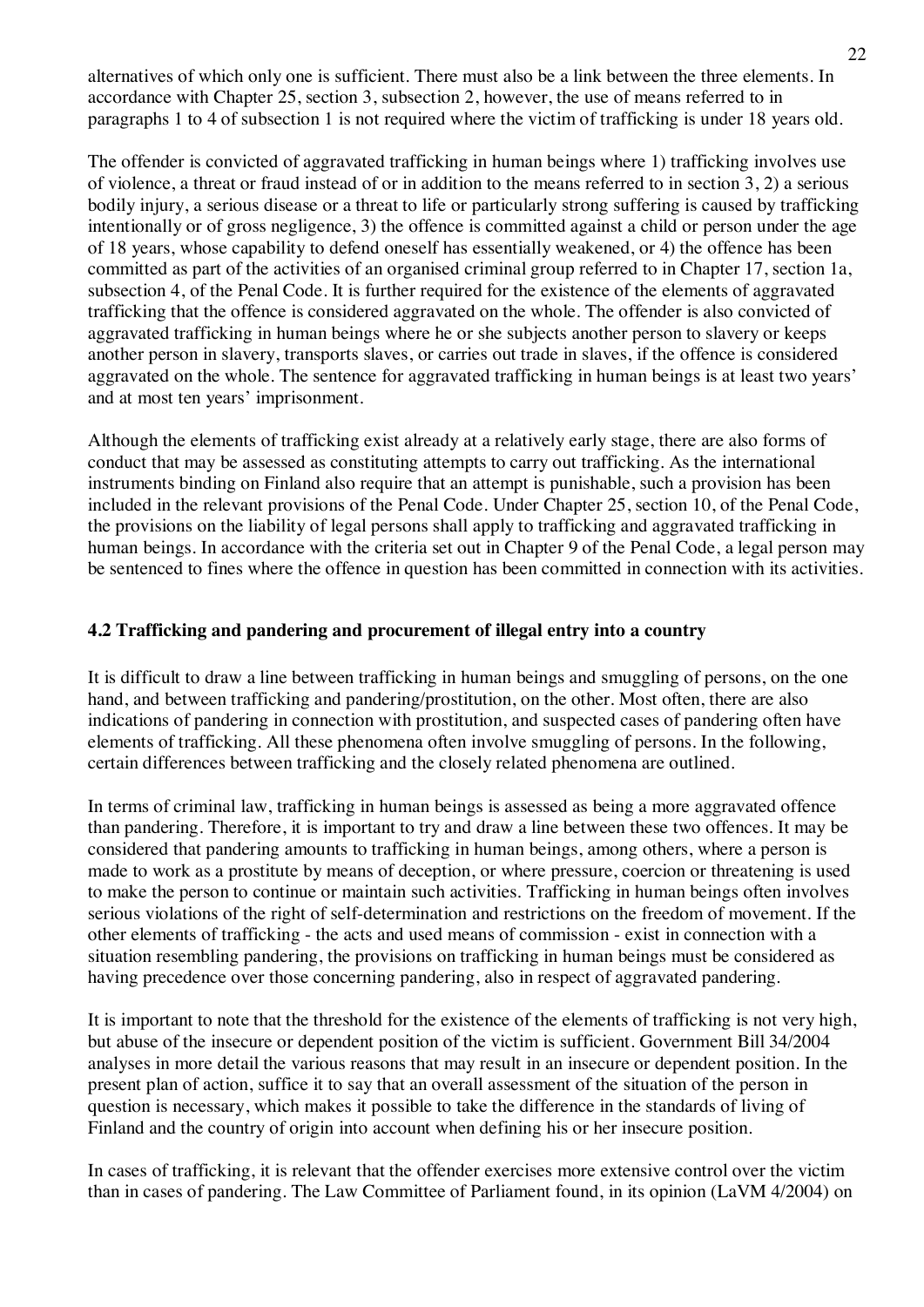alternatives of which only one is sufficient. There must also be a link between the three elements. In accordance with Chapter 25, section 3, subsection 2, however, the use of means referred to in paragraphs 1 to 4 of subsection 1 is not required where the victim of trafficking is under 18 years old.

The offender is convicted of aggravated trafficking in human beings where 1) trafficking involves use of violence, a threat or fraud instead of or in addition to the means referred to in section 3, 2) a serious bodily injury, a serious disease or a threat to life or particularly strong suffering is caused by trafficking intentionally or of gross negligence, 3) the offence is committed against a child or person under the age of 18 years, whose capability to defend oneself has essentially weakened, or 4) the offence has been committed as part of the activities of an organised criminal group referred to in Chapter 17, section 1a, subsection 4, of the Penal Code. It is further required for the existence of the elements of aggravated trafficking that the offence is considered aggravated on the whole. The offender is also convicted of aggravated trafficking in human beings where he or she subjects another person to slavery or keeps another person in slavery, transports slaves, or carries out trade in slaves, if the offence is considered aggravated on the whole. The sentence for aggravated trafficking in human beings is at least two years' and at most ten years' imprisonment.

Although the elements of trafficking exist already at a relatively early stage, there are also forms of conduct that may be assessed as constituting attempts to carry out trafficking. As the international instruments binding on Finland also require that an attempt is punishable, such a provision has been included in the relevant provisions of the Penal Code. Under Chapter 25, section 10, of the Penal Code, the provisions on the liability of legal persons shall apply to trafficking and aggravated trafficking in human beings. In accordance with the criteria set out in Chapter 9 of the Penal Code, a legal person may be sentenced to fines where the offence in question has been committed in connection with its activities.

### 4.2 Trafficking and pandering and procurement of illegal entry into a country

It is difficult to draw a line between trafficking in human beings and smuggling of persons, on the one hand, and between trafficking and pandering/prostitution, on the other. Most often, there are also indications of pandering in connection with prostitution, and suspected cases of pandering often have elements of trafficking. All these phenomena often involve smuggling of persons. In the following, certain differences between trafficking and the closely related phenomena are outlined.

In terms of criminal law, trafficking in human beings is assessed as being a more aggravated offence than pandering. Therefore, it is important to try and draw a line between these two offences. It may be considered that pandering amounts to trafficking in human beings, among others, where a person is made to work as a prostitute by means of deception, or where pressure, coercion or threatening is used to make the person to continue or maintain such activities. Trafficking in human beings often involves serious violations of the right of self-determination and restrictions on the freedom of movement. If the other elements of trafficking - the acts and used means of commission - exist in connection with a situation resembling pandering, the provisions on trafficking in human beings must be considered as having precedence over those concerning pandering, also in respect of aggravated pandering.

It is important to note that the threshold for the existence of the elements of trafficking is not very high, but abuse of the insecure or dependent position of the victim is sufficient. Government Bill 34/2004 analyses in more detail the various reasons that may result in an insecure or dependent position. In the present plan of action, suffice it to say that an overall assessment of the situation of the person in question is necessary, which makes it possible to take the difference in the standards of living of Finland and the country of origin into account when defining his or her insecure position.

In cases of trafficking, it is relevant that the offender exercises more extensive control over the victim than in cases of pandering. The Law Committee of Parliament found, in its opinion (LaVM 4/2004) on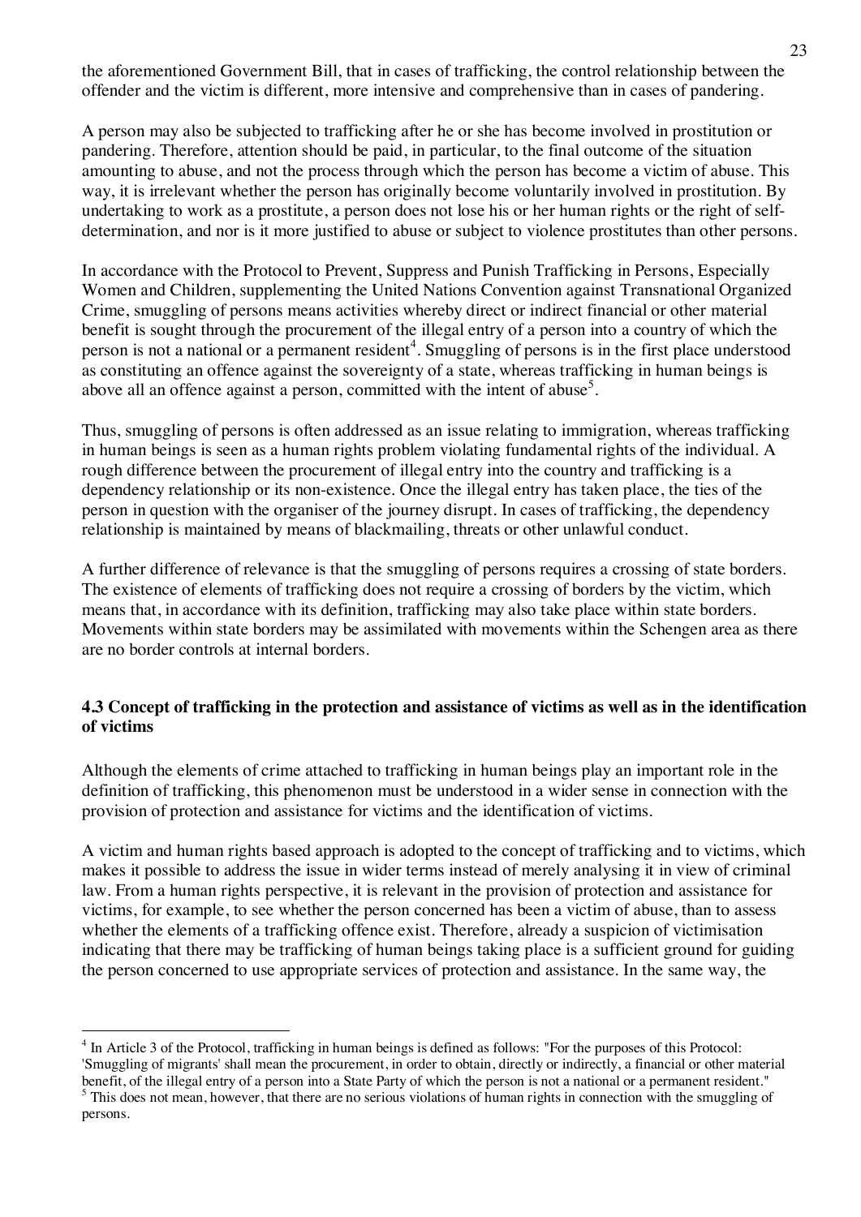the aforementioned Government Bill, that in cases of trafficking, the control relationship between the offender and the victim is different, more intensive and comprehensive than in cases of pandering.

A person may also be subjected to trafficking after he or she has become involved in prostitution or pandering. Therefore, attention should be paid, in particular, to the final outcome of the situation amounting to abuse, and not the process through which the person has become a victim of abuse. This way, it is irrelevant whether the person has originally become voluntarily involved in prostitution. By undertaking to work as a prostitute, a person does not lose his or her human rights or the right of self-determination, and nor is it more justified to abuse or subject to violence prostitutes than other persons.

In accordance with the Protocol to Prevent, Suppress and Punish Trafficking in Persons, Especially Women and Children, supplementing the United Nations Convention against Transnational Organized Crime, smuggling of persons means activities whereby direct or indirect financial or other material benefit is sought through the procurement of the illegal entry of a person into a country of which the person is not a national or a permanent resident[4]. Smuggling of persons is in the first place understood as constituting an offence against the sovereignty of a state, whereas trafficking in human beings is above all an offence against a person, committed with the intent of abuse[5].

Thus, smuggling of persons is often addressed as an issue relating to immigration, whereas trafficking in human beings is seen as a human rights problem violating fundamental rights of the individual. A rough difference between the procurement of illegal entry into the country and trafficking is a dependency relationship or its non-existence. Once the illegal entry has taken place, the ties of the person in question with the organiser of the journey disrupt. In cases of trafficking, the dependency relationship is maintained by means of blackmailing, threats or other unlawful conduct.

A further difference of relevance is that the smuggling of persons requires a crossing of state borders. The existence of elements of trafficking does not require a crossing of borders by the victim, which means that, in accordance with its definition, trafficking may also take place within state borders. Movements within state borders may be assimilated with movements within the Schengen area as there are no border controls at internal borders.

### 4.3 Concept of trafficking in the protection and assistance of victims as well as in the identification of victims

Although the elements of crime attached to trafficking in human beings play an important role in the definition of trafficking, this phenomenon must be understood in a wider sense in connection with the provision of protection and assistance for victims and the identification of victims.

A victim and human rights based approach is adopted to the concept of trafficking and to victims, which makes it possible to address the issue in wider terms instead of merely analysing it in view of criminal law. From a human rights perspective, it is relevant in the provision of protection and assistance for victims, for example, to see whether the person concerned has been a victim of abuse, than to assess whether the elements of a trafficking offence exist. Therefore, already a suspicion of victimisation indicating that there may be trafficking of human beings taking place is a sufficient ground for guiding the person concerned to use appropriate services of protection and assistance. In the same way, the

---

[4] In Article 3 of the Protocol, trafficking in human beings is defined as follows: "For the purposes of this Protocol: 'Smuggling of migrants' shall mean the procurement, in order to obtain, directly or indirectly, a financial or other material benefit, of the illegal entry of a person into a State Party of which the person is not a national or a permanent resident."

[5] This does not mean, however, that there are no serious violations of human rights in connection with the smuggling of persons.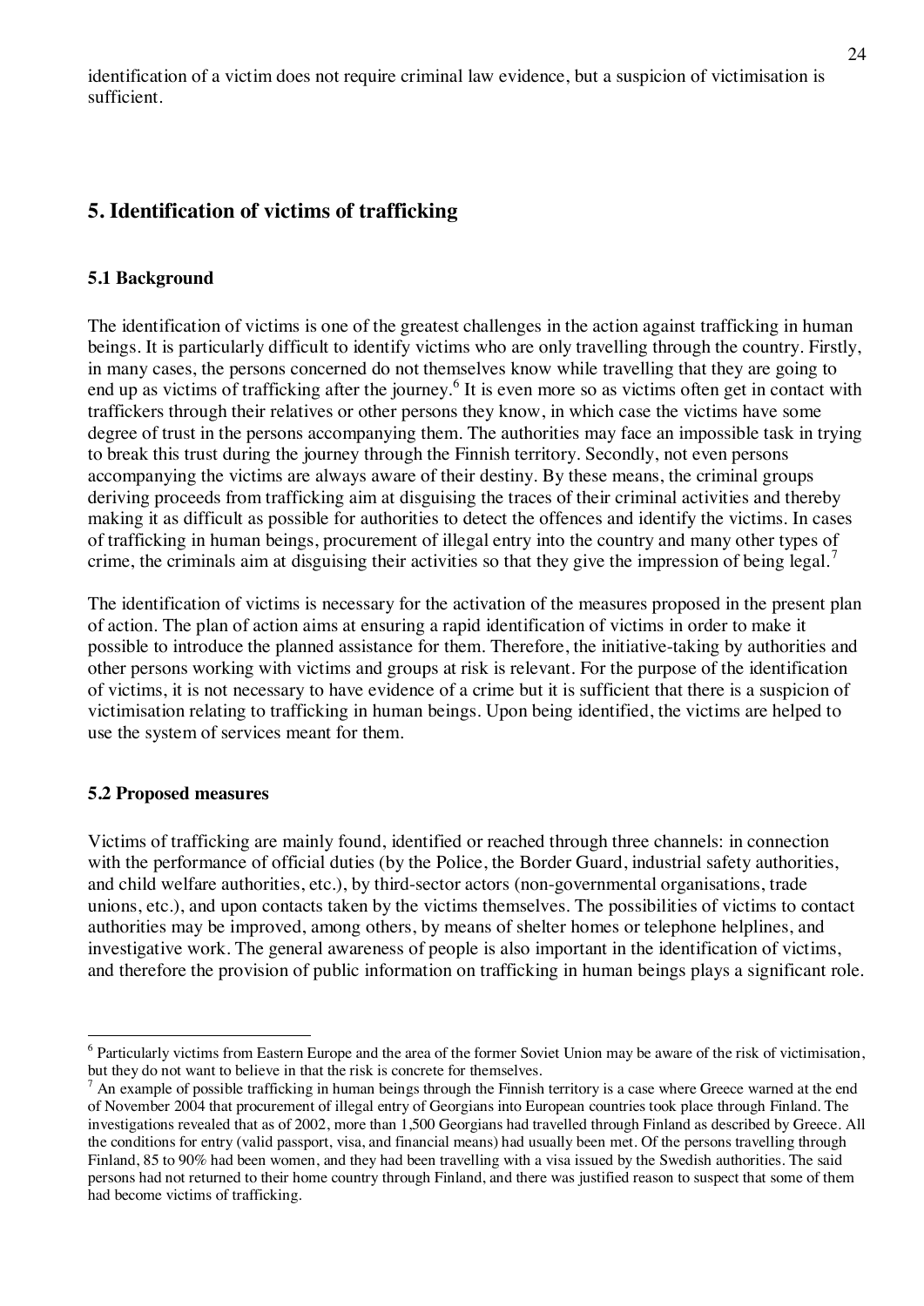identification of a victim does not require criminal law evidence, but a suspicion of victimisation is sufficient.

## 5. Identification of victims of trafficking

### 5.1 Background

The identification of victims is one of the greatest challenges in the action against trafficking in human beings. It is particularly difficult to identify victims who are only travelling through the country. Firstly, in many cases, the persons concerned do not themselves know while travelling that they are going to end up as victims of trafficking after the journey.[6] It is even more so as victims often get in contact with traffickers through their relatives or other persons they know, in which case the victims have some degree of trust in the persons accompanying them. The authorities may face an impossible task in trying to break this trust during the journey through the Finnish territory. Secondly, not even persons accompanying the victims are always aware of their destiny. By these means, the criminal groups deriving proceeds from trafficking aim at disguising the traces of their criminal activities and thereby making it as difficult as possible for authorities to detect the offences and identify the victims. In cases of trafficking in human beings, procurement of illegal entry into the country and many other types of crime, the criminals aim at disguising their activities so that they give the impression of being legal.[7]

The identification of victims is necessary for the activation of the measures proposed in the present plan of action. The plan of action aims at ensuring a rapid identification of victims in order to make it possible to introduce the planned assistance for them. Therefore, the initiative-taking by authorities and other persons working with victims and groups at risk is relevant. For the purpose of the identification of victims, it is not necessary to have evidence of a crime but it is sufficient that there is a suspicion of victimisation relating to trafficking in human beings. Upon being identified, the victims are helped to use the system of services meant for them.

### 5.2 Proposed measures

Victims of trafficking are mainly found, identified or reached through three channels: in connection with the performance of official duties (by the Police, the Border Guard, industrial safety authorities, and child welfare authorities, etc.), by third-sector actors (non-governmental organisations, trade unions, etc.), and upon contacts taken by the victims themselves. The possibilities of victims to contact authorities may be improved, among others, by means of shelter homes or telephone helplines, and investigative work. The general awareness of people is also important in the identification of victims, and therefore the provision of public information on trafficking in human beings plays a significant role.

---

[6] Particularly victims from Eastern Europe and the area of the former Soviet Union may be aware of the risk of victimisation, but they do not want to believe in that the risk is concrete for themselves.

[7] An example of possible trafficking in human beings through the Finnish territory is a case where Greece warned at the end of November 2004 that procurement of illegal entry of Georgians into European countries took place through Finland. The investigations revealed that as of 2002, more than 1,500 Georgians had travelled through Finland as described by Greece. All the conditions for entry (valid passport, visa, and financial means) had usually been met. Of the persons travelling through Finland, 85 to 90% had been women, and they had been travelling with a visa issued by the Swedish authorities. The said persons had not returned to their home country through Finland, and there was justified reason to suspect that some of them had become victims of trafficking.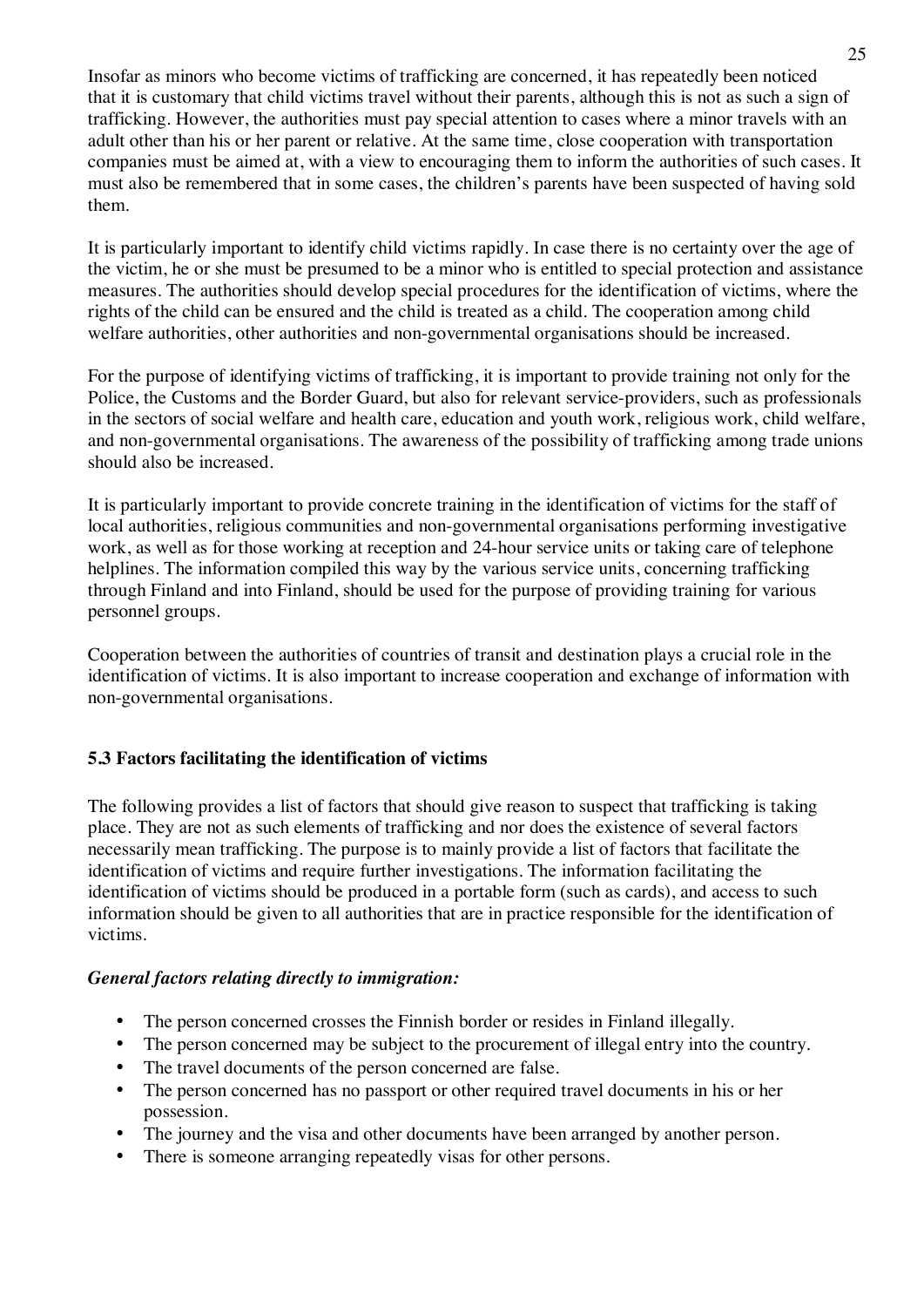Insofar as minors who become victims of trafficking are concerned, it has repeatedly been noticed that it is customary that child victims travel without their parents, although this is not as such a sign of trafficking. However, the authorities must pay special attention to cases where a minor travels with an adult other than his or her parent or relative. At the same time, close cooperation with transportation companies must be aimed at, with a view to encouraging them to inform the authorities of such cases. It must also be remembered that in some cases, the children's parents have been suspected of having sold them.

It is particularly important to identify child victims rapidly. In case there is no certainty over the age of the victim, he or she must be presumed to be a minor who is entitled to special protection and assistance measures. The authorities should develop special procedures for the identification of victims, where the rights of the child can be ensured and the child is treated as a child. The cooperation among child welfare authorities, other authorities and non-governmental organisations should be increased.

For the purpose of identifying victims of trafficking, it is important to provide training not only for the Police, the Customs and the Border Guard, but also for relevant service-providers, such as professionals in the sectors of social welfare and health care, education and youth work, religious work, child welfare, and non-governmental organisations. The awareness of the possibility of trafficking among trade unions should also be increased.

It is particularly important to provide concrete training in the identification of victims for the staff of local authorities, religious communities and non-governmental organisations performing investigative work, as well as for those working at reception and 24-hour service units or taking care of telephone helplines. The information compiled this way by the various service units, concerning trafficking through Finland and into Finland, should be used for the purpose of providing training for various personnel groups.

Cooperation between the authorities of countries of transit and destination plays a crucial role in the identification of victims. It is also important to increase cooperation and exchange of information with non-governmental organisations.

### 5.3 Factors facilitating the identification of victims

The following provides a list of factors that should give reason to suspect that trafficking is taking place. They are not as such elements of trafficking and nor does the existence of several factors necessarily mean trafficking. The purpose is to mainly provide a list of factors that facilitate the identification of victims and require further investigations. The information facilitating the identification of victims should be produced in a portable form (such as cards), and access to such information should be given to all authorities that are in practice responsible for the identification of victims.

***General factors relating directly to immigration:***

- The person concerned crosses the Finnish border or resides in Finland illegally.
- The person concerned may be subject to the procurement of illegal entry into the country.
- The travel documents of the person concerned are false.
- The person concerned has no passport or other required travel documents in his or her possession.
- The journey and the visa and other documents have been arranged by another person.
- There is someone arranging repeatedly visas for other persons.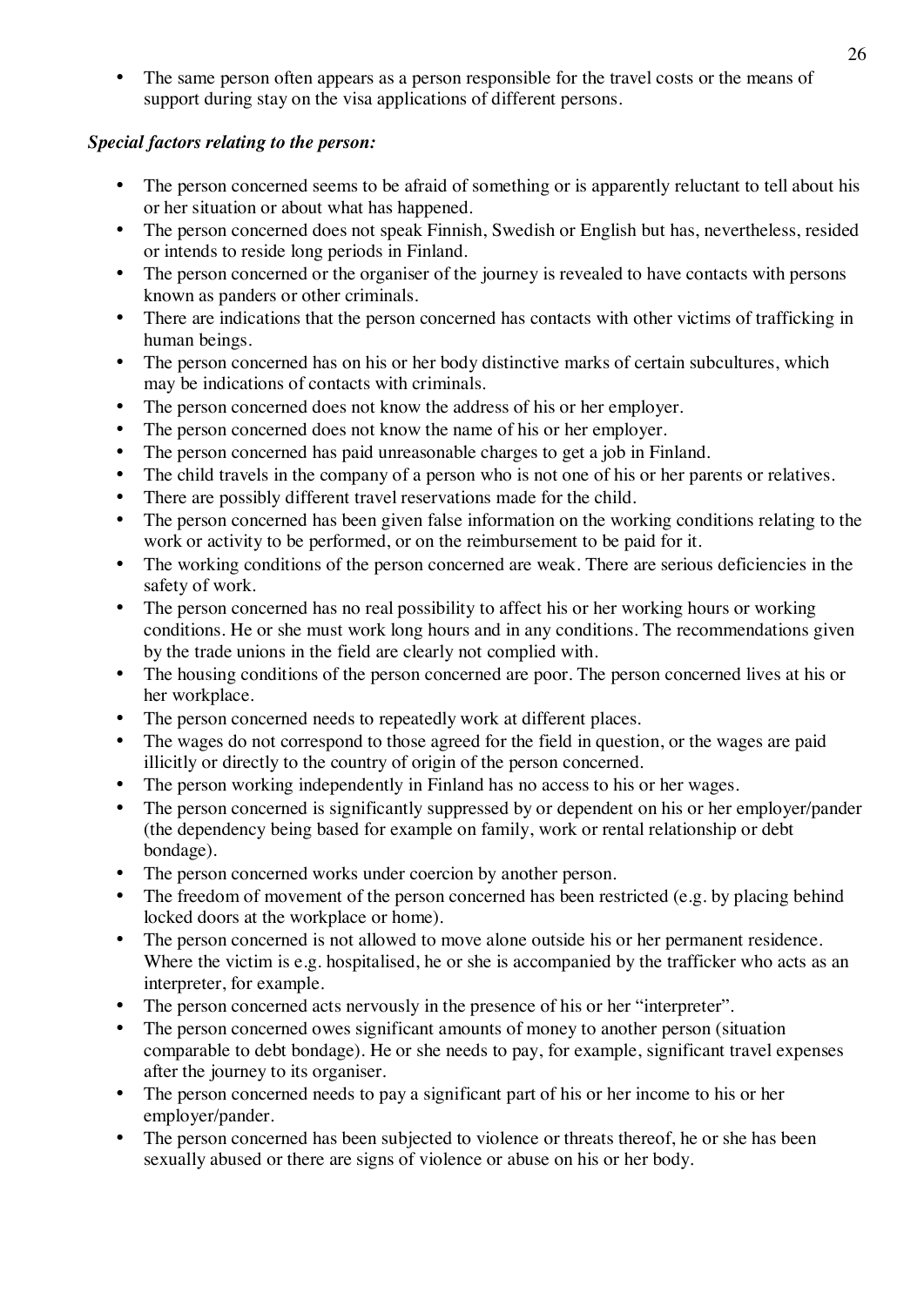- The same person often appears as a person responsible for the travel costs or the means of support during stay on the visa applications of different persons.

***Special factors relating to the person:***

- The person concerned seems to be afraid of something or is apparently reluctant to tell about his or her situation or about what has happened.
- The person concerned does not speak Finnish, Swedish or English but has, nevertheless, resided or intends to reside long periods in Finland.
- The person concerned or the organiser of the journey is revealed to have contacts with persons known as panders or other criminals.
- There are indications that the person concerned has contacts with other victims of trafficking in human beings.
- The person concerned has on his or her body distinctive marks of certain subcultures, which may be indications of contacts with criminals.
- The person concerned does not know the address of his or her employer.
- The person concerned does not know the name of his or her employer.
- The person concerned has paid unreasonable charges to get a job in Finland.
- The child travels in the company of a person who is not one of his or her parents or relatives.
- There are possibly different travel reservations made for the child.
- The person concerned has been given false information on the working conditions relating to the work or activity to be performed, or on the reimbursement to be paid for it.
- The working conditions of the person concerned are weak. There are serious deficiencies in the safety of work.
- The person concerned has no real possibility to affect his or her working hours or working conditions. He or she must work long hours and in any conditions. The recommendations given by the trade unions in the field are clearly not complied with.
- The housing conditions of the person concerned are poor. The person concerned lives at his or her workplace.
- The person concerned needs to repeatedly work at different places.
- The wages do not correspond to those agreed for the field in question, or the wages are paid illicitly or directly to the country of origin of the person concerned.
- The person working independently in Finland has no access to his or her wages.
- The person concerned is significantly suppressed by or dependent on his or her employer/pander (the dependency being based for example on family, work or rental relationship or debt bondage).
- The person concerned works under coercion by another person.
- The freedom of movement of the person concerned has been restricted (e.g. by placing behind locked doors at the workplace or home).
- The person concerned is not allowed to move alone outside his or her permanent residence. Where the victim is e.g. hospitalised, he or she is accompanied by the trafficker who acts as an interpreter, for example.
- The person concerned acts nervously in the presence of his or her "interpreter".
- The person concerned owes significant amounts of money to another person (situation comparable to debt bondage). He or she needs to pay, for example, significant travel expenses after the journey to its organiser.
- The person concerned needs to pay a significant part of his or her income to his or her employer/pander.
- The person concerned has been subjected to violence or threats thereof, he or she has been sexually abused or there are signs of violence or abuse on his or her body.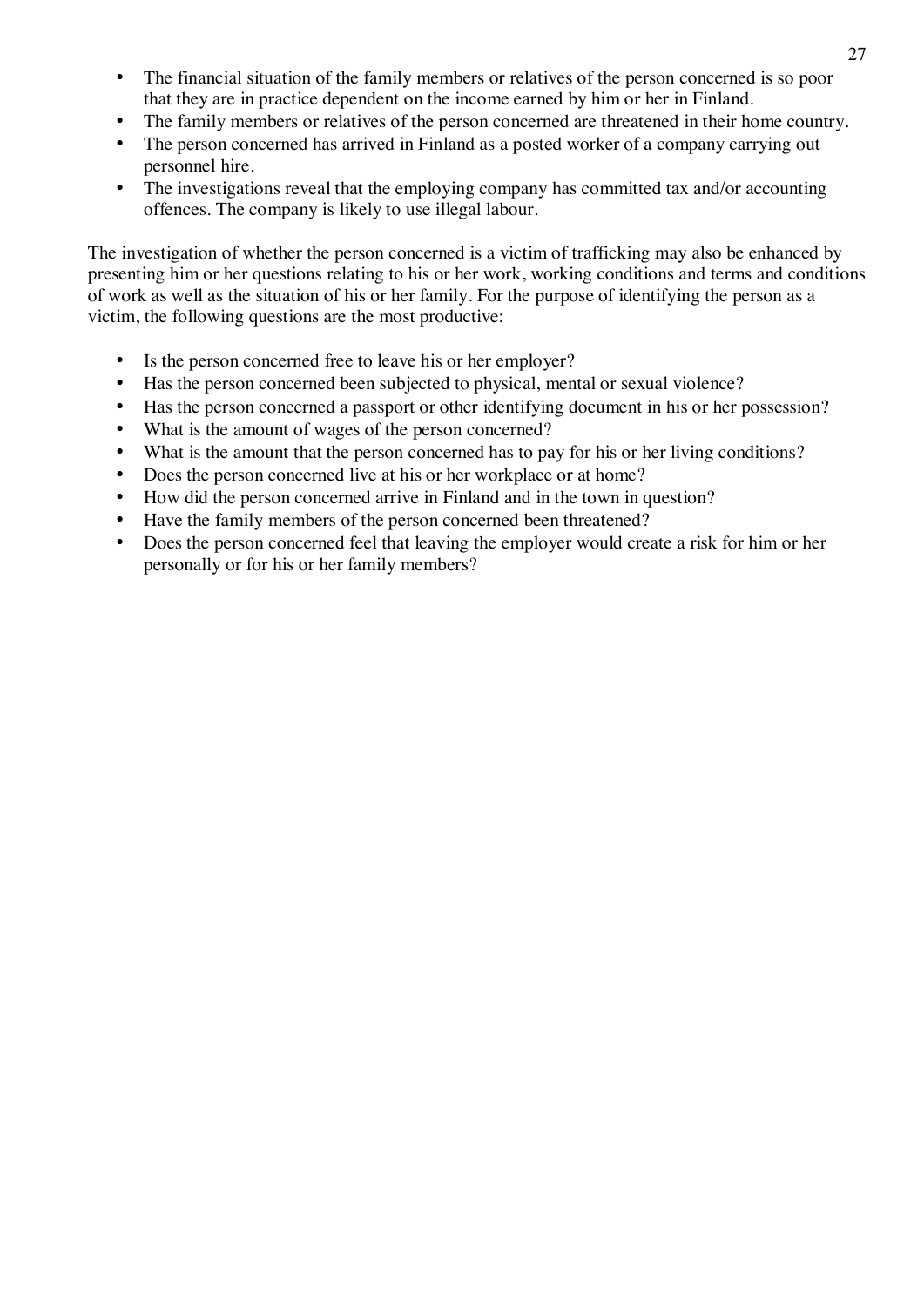- The financial situation of the family members or relatives of the person concerned is so poor that they are in practice dependent on the income earned by him or her in Finland.
- The family members or relatives of the person concerned are threatened in their home country.
- The person concerned has arrived in Finland as a posted worker of a company carrying out personnel hire.
- The investigations reveal that the employing company has committed tax and/or accounting offences. The company is likely to use illegal labour.

The investigation of whether the person concerned is a victim of trafficking may also be enhanced by presenting him or her questions relating to his or her work, working conditions and terms and conditions of work as well as the situation of his or her family. For the purpose of identifying the person as a victim, the following questions are the most productive:

- Is the person concerned free to leave his or her employer?
- Has the person concerned been subjected to physical, mental or sexual violence?
- Has the person concerned a passport or other identifying document in his or her possession?
- What is the amount of wages of the person concerned?
- What is the amount that the person concerned has to pay for his or her living conditions?
- Does the person concerned live at his or her workplace or at home?
- How did the person concerned arrive in Finland and in the town in question?
- Have the family members of the person concerned been threatened?
- Does the person concerned feel that leaving the employer would create a risk for him or her personally or for his or her family members?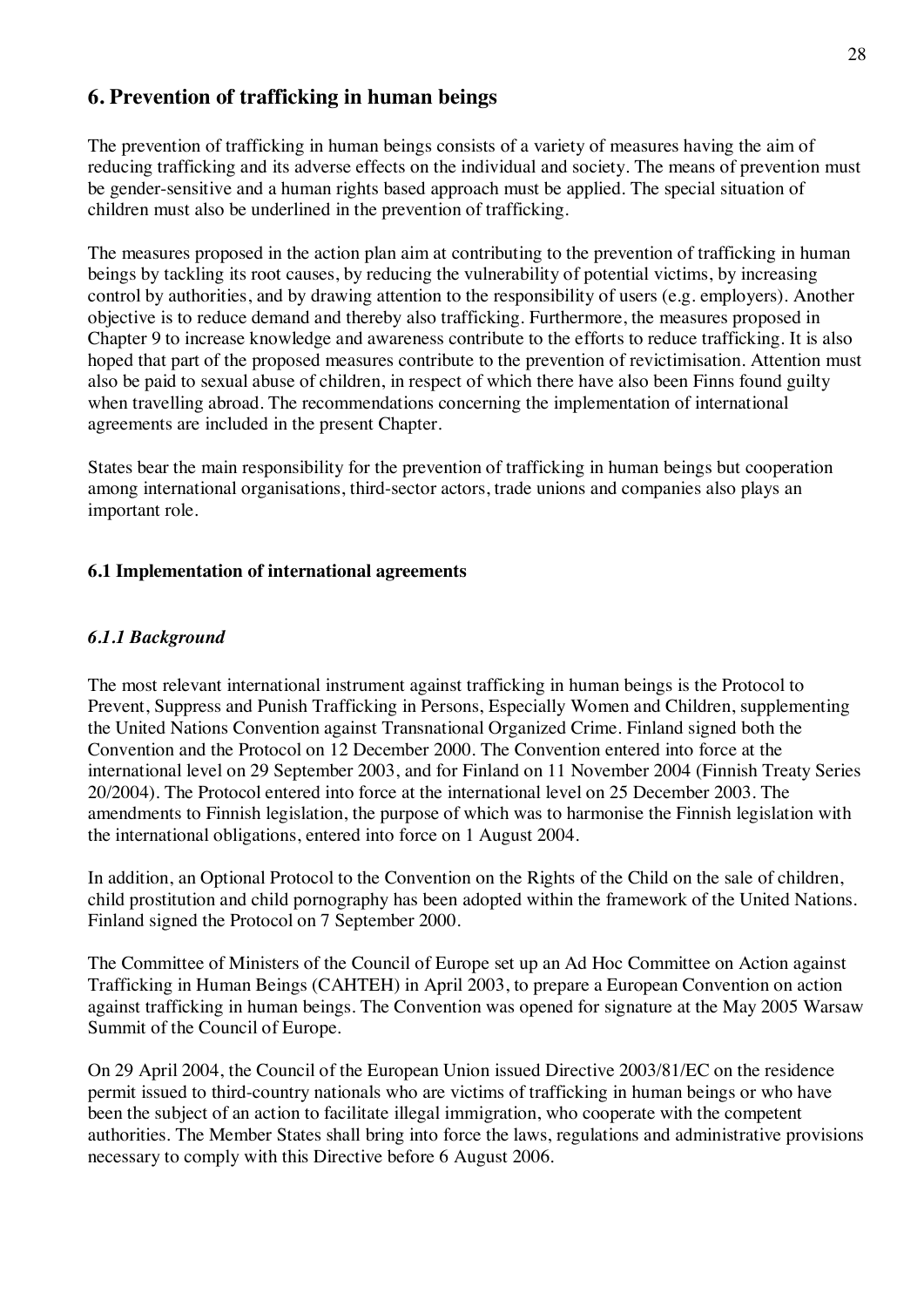## 6. Prevention of trafficking in human beings

The prevention of trafficking in human beings consists of a variety of measures having the aim of reducing trafficking and its adverse effects on the individual and society. The means of prevention must be gender-sensitive and a human rights based approach must be applied. The special situation of children must also be underlined in the prevention of trafficking.

The measures proposed in the action plan aim at contributing to the prevention of trafficking in human beings by tackling its root causes, by reducing the vulnerability of potential victims, by increasing control by authorities, and by drawing attention to the responsibility of users (e.g. employers). Another objective is to reduce demand and thereby also trafficking. Furthermore, the measures proposed in Chapter 9 to increase knowledge and awareness contribute to the efforts to reduce trafficking. It is also hoped that part of the proposed measures contribute to the prevention of revictimisation. Attention must also be paid to sexual abuse of children, in respect of which there have also been Finns found guilty when travelling abroad. The recommendations concerning the implementation of international agreements are included in the present Chapter.

States bear the main responsibility for the prevention of trafficking in human beings but cooperation among international organisations, third-sector actors, trade unions and companies also plays an important role.

### 6.1 Implementation of international agreements

#### *6.1.1 Background*

The most relevant international instrument against trafficking in human beings is the Protocol to Prevent, Suppress and Punish Trafficking in Persons, Especially Women and Children, supplementing the United Nations Convention against Transnational Organized Crime. Finland signed both the Convention and the Protocol on 12 December 2000. The Convention entered into force at the international level on 29 September 2003, and for Finland on 11 November 2004 (Finnish Treaty Series 20/2004). The Protocol entered into force at the international level on 25 December 2003. The amendments to Finnish legislation, the purpose of which was to harmonise the Finnish legislation with the international obligations, entered into force on 1 August 2004.

In addition, an Optional Protocol to the Convention on the Rights of the Child on the sale of children, child prostitution and child pornography has been adopted within the framework of the United Nations. Finland signed the Protocol on 7 September 2000.

The Committee of Ministers of the Council of Europe set up an Ad Hoc Committee on Action against Trafficking in Human Beings (CAHTEH) in April 2003, to prepare a European Convention on action against trafficking in human beings. The Convention was opened for signature at the May 2005 Warsaw Summit of the Council of Europe.

On 29 April 2004, the Council of the European Union issued Directive 2003/81/EC on the residence permit issued to third-country nationals who are victims of trafficking in human beings or who have been the subject of an action to facilitate illegal immigration, who cooperate with the competent authorities. The Member States shall bring into force the laws, regulations and administrative provisions necessary to comply with this Directive before 6 August 2006.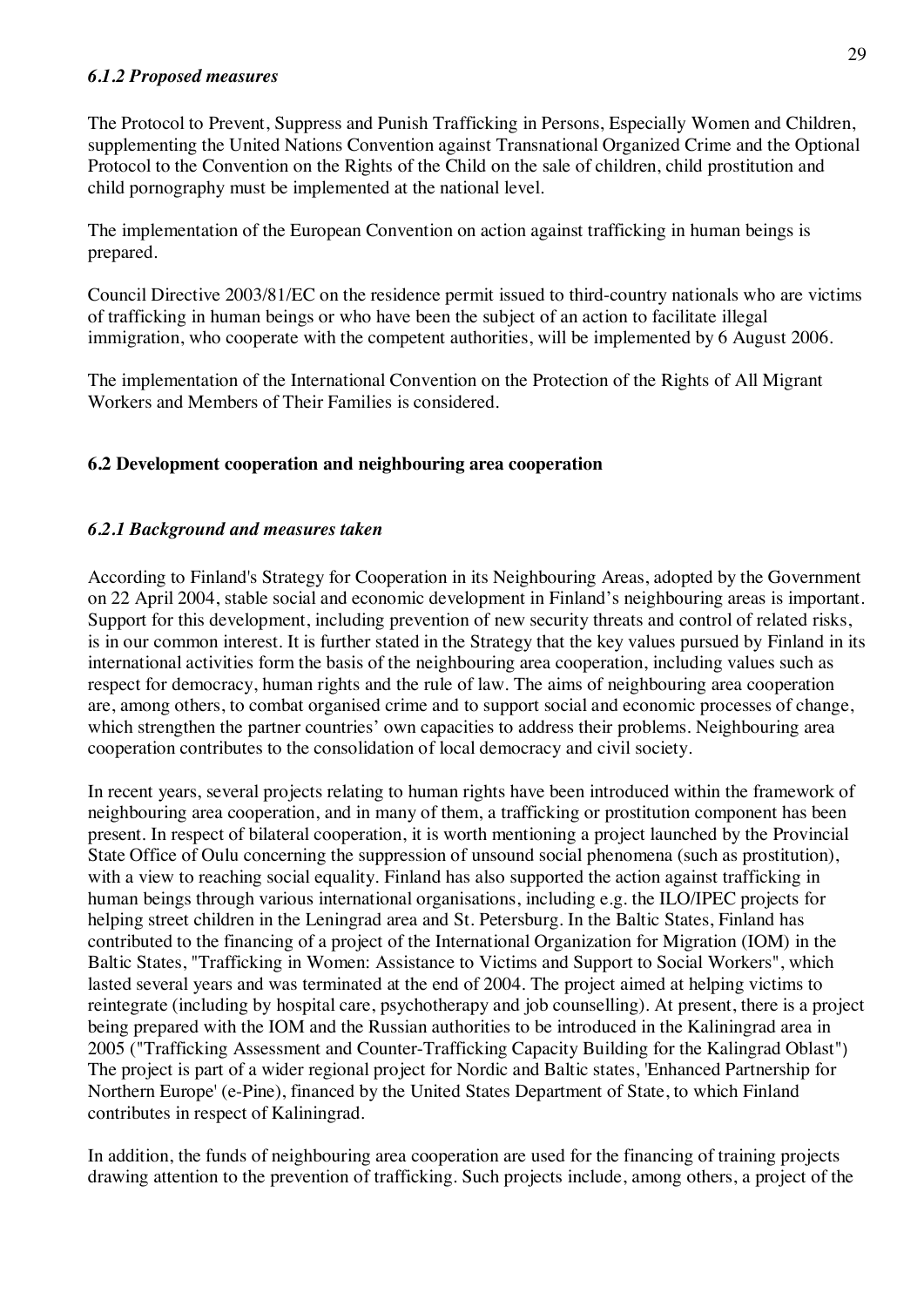#### *6.1.2 Proposed measures*

The Protocol to Prevent, Suppress and Punish Trafficking in Persons, Especially Women and Children, supplementing the United Nations Convention against Transnational Organized Crime and the Optional Protocol to the Convention on the Rights of the Child on the sale of children, child prostitution and child pornography must be implemented at the national level.

The implementation of the European Convention on action against trafficking in human beings is prepared.

Council Directive 2003/81/EC on the residence permit issued to third-country nationals who are victims of trafficking in human beings or who have been the subject of an action to facilitate illegal immigration, who cooperate with the competent authorities, will be implemented by 6 August 2006.

The implementation of the International Convention on the Protection of the Rights of All Migrant Workers and Members of Their Families is considered.

### 6.2 Development cooperation and neighbouring area cooperation

#### *6.2.1 Background and measures taken*

According to Finland's Strategy for Cooperation in its Neighbouring Areas, adopted by the Government on 22 April 2004, stable social and economic development in Finland's neighbouring areas is important. Support for this development, including prevention of new security threats and control of related risks, is in our common interest. It is further stated in the Strategy that the key values pursued by Finland in its international activities form the basis of the neighbouring area cooperation, including values such as respect for democracy, human rights and the rule of law. The aims of neighbouring area cooperation are, among others, to combat organised crime and to support social and economic processes of change, which strengthen the partner countries' own capacities to address their problems. Neighbouring area cooperation contributes to the consolidation of local democracy and civil society.

In recent years, several projects relating to human rights have been introduced within the framework of neighbouring area cooperation, and in many of them, a trafficking or prostitution component has been present. In respect of bilateral cooperation, it is worth mentioning a project launched by the Provincial State Office of Oulu concerning the suppression of unsound social phenomena (such as prostitution), with a view to reaching social equality. Finland has also supported the action against trafficking in human beings through various international organisations, including e.g. the ILO/IPEC projects for helping street children in the Leningrad area and St. Petersburg. In the Baltic States, Finland has contributed to the financing of a project of the International Organization for Migration (IOM) in the Baltic States, "Trafficking in Women: Assistance to Victims and Support to Social Workers", which lasted several years and was terminated at the end of 2004. The project aimed at helping victims to reintegrate (including by hospital care, psychotherapy and job counselling). At present, there is a project being prepared with the IOM and the Russian authorities to be introduced in the Kaliningrad area in 2005 ("Trafficking Assessment and Counter-Trafficking Capacity Building for the Kalingrad Oblast") The project is part of a wider regional project for Nordic and Baltic states, 'Enhanced Partnership for Northern Europe' (e-Pine), financed by the United States Department of State, to which Finland contributes in respect of Kaliningrad.

In addition, the funds of neighbouring area cooperation are used for the financing of training projects drawing attention to the prevention of trafficking. Such projects include, among others, a project of the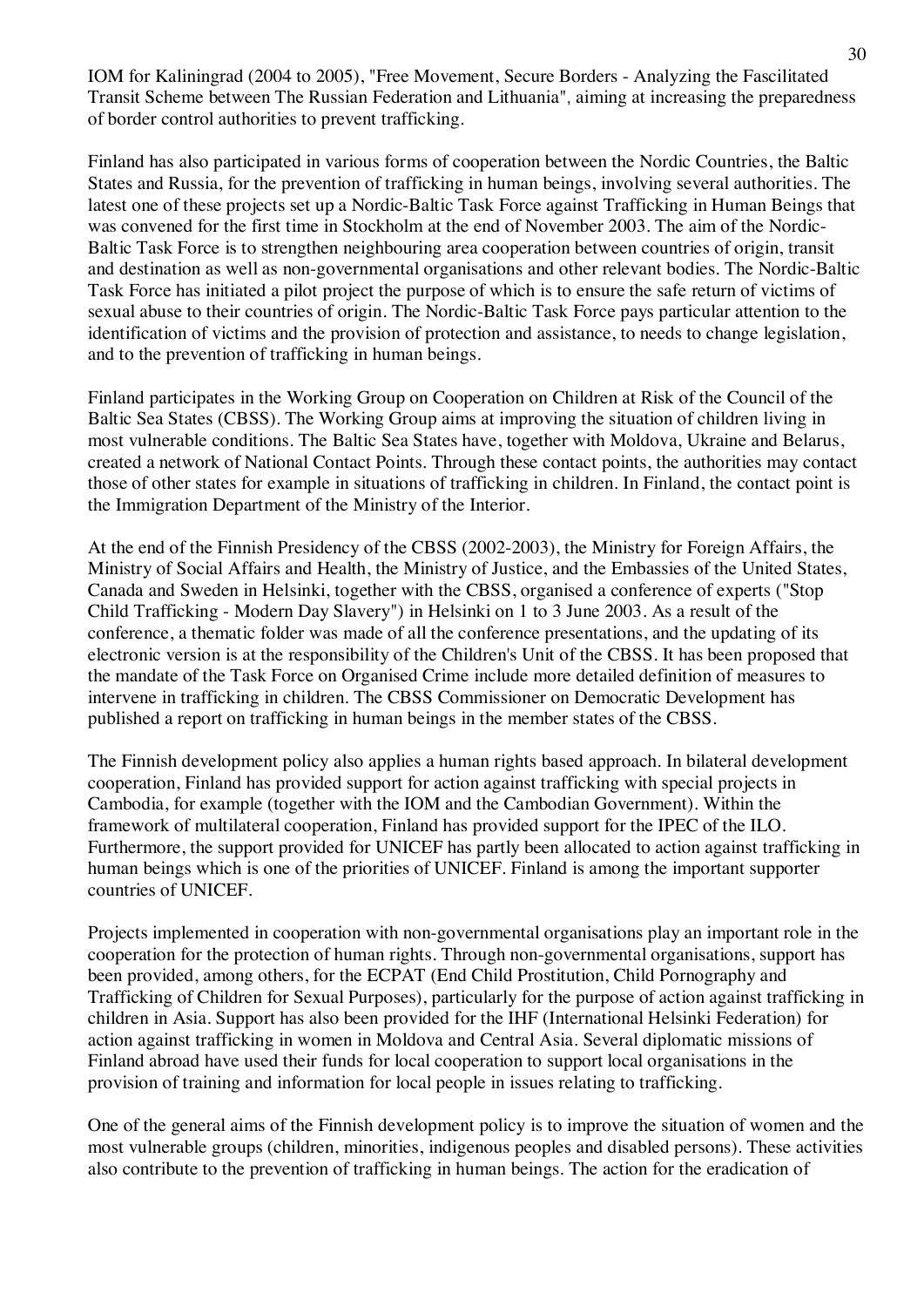IOM for Kaliningrad (2004 to 2005), "Free Movement, Secure Borders - Analyzing the Fascilitated Transit Scheme between The Russian Federation and Lithuania", aiming at increasing the preparedness of border control authorities to prevent trafficking.

Finland has also participated in various forms of cooperation between the Nordic Countries, the Baltic States and Russia, for the prevention of trafficking in human beings, involving several authorities. The latest one of these projects set up a Nordic-Baltic Task Force against Trafficking in Human Beings that was convened for the first time in Stockholm at the end of November 2003. The aim of the Nordic-Baltic Task Force is to strengthen neighbouring area cooperation between countries of origin, transit and destination as well as non-governmental organisations and other relevant bodies. The Nordic-Baltic Task Force has initiated a pilot project the purpose of which is to ensure the safe return of victims of sexual abuse to their countries of origin. The Nordic-Baltic Task Force pays particular attention to the identification of victims and the provision of protection and assistance, to needs to change legislation, and to the prevention of trafficking in human beings.

Finland participates in the Working Group on Cooperation on Children at Risk of the Council of the Baltic Sea States (CBSS). The Working Group aims at improving the situation of children living in most vulnerable conditions. The Baltic Sea States have, together with Moldova, Ukraine and Belarus, created a network of National Contact Points. Through these contact points, the authorities may contact those of other states for example in situations of trafficking in children. In Finland, the contact point is the Immigration Department of the Ministry of the Interior.

At the end of the Finnish Presidency of the CBSS (2002-2003), the Ministry for Foreign Affairs, the Ministry of Social Affairs and Health, the Ministry of Justice, and the Embassies of the United States, Canada and Sweden in Helsinki, together with the CBSS, organised a conference of experts ("Stop Child Trafficking - Modern Day Slavery") in Helsinki on 1 to 3 June 2003. As a result of the conference, a thematic folder was made of all the conference presentations, and the updating of its electronic version is at the responsibility of the Children's Unit of the CBSS. It has been proposed that the mandate of the Task Force on Organised Crime include more detailed definition of measures to intervene in trafficking in children. The CBSS Commissioner on Democratic Development has published a report on trafficking in human beings in the member states of the CBSS.

The Finnish development policy also applies a human rights based approach. In bilateral development cooperation, Finland has provided support for action against trafficking with special projects in Cambodia, for example (together with the IOM and the Cambodian Government). Within the framework of multilateral cooperation, Finland has provided support for the IPEC of the ILO. Furthermore, the support provided for UNICEF has partly been allocated to action against trafficking in human beings which is one of the priorities of UNICEF. Finland is among the important supporter countries of UNICEF.

Projects implemented in cooperation with non-governmental organisations play an important role in the cooperation for the protection of human rights. Through non-governmental organisations, support has been provided, among others, for the ECPAT (End Child Prostitution, Child Pornography and Trafficking of Children for Sexual Purposes), particularly for the purpose of action against trafficking in children in Asia. Support has also been provided for the IHF (International Helsinki Federation) for action against trafficking in women in Moldova and Central Asia. Several diplomatic missions of Finland abroad have used their funds for local cooperation to support local organisations in the provision of training and information for local people in issues relating to trafficking.

One of the general aims of the Finnish development policy is to improve the situation of women and the most vulnerable groups (children, minorities, indigenous peoples and disabled persons). These activities also contribute to the prevention of trafficking in human beings. The action for the eradication of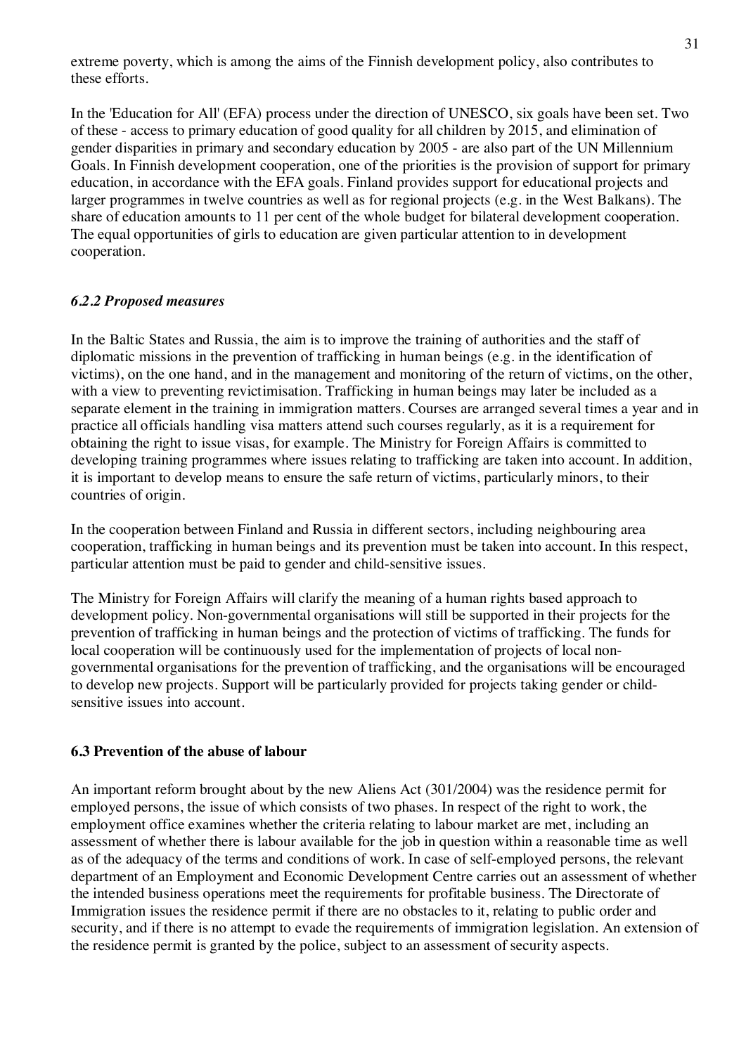extreme poverty, which is among the aims of the Finnish development policy, also contributes to these efforts.

In the 'Education for All' (EFA) process under the direction of UNESCO, six goals have been set. Two of these - access to primary education of good quality for all children by 2015, and elimination of gender disparities in primary and secondary education by 2005 - are also part of the UN Millennium Goals. In Finnish development cooperation, one of the priorities is the provision of support for primary education, in accordance with the EFA goals. Finland provides support for educational projects and larger programmes in twelve countries as well as for regional projects (e.g. in the West Balkans). The share of education amounts to 11 per cent of the whole budget for bilateral development cooperation. The equal opportunities of girls to education are given particular attention to in development cooperation.

#### *6.2.2 Proposed measures*

In the Baltic States and Russia, the aim is to improve the training of authorities and the staff of diplomatic missions in the prevention of trafficking in human beings (e.g. in the identification of victims), on the one hand, and in the management and monitoring of the return of victims, on the other, with a view to preventing revictimisation. Trafficking in human beings may later be included as a separate element in the training in immigration matters. Courses are arranged several times a year and in practice all officials handling visa matters attend such courses regularly, as it is a requirement for obtaining the right to issue visas, for example. The Ministry for Foreign Affairs is committed to developing training programmes where issues relating to trafficking are taken into account. In addition, it is important to develop means to ensure the safe return of victims, particularly minors, to their countries of origin.

In the cooperation between Finland and Russia in different sectors, including neighbouring area cooperation, trafficking in human beings and its prevention must be taken into account. In this respect, particular attention must be paid to gender and child-sensitive issues.

The Ministry for Foreign Affairs will clarify the meaning of a human rights based approach to development policy. Non-governmental organisations will still be supported in their projects for the prevention of trafficking in human beings and the protection of victims of trafficking. The funds for local cooperation will be continuously used for the implementation of projects of local non-governmental organisations for the prevention of trafficking, and the organisations will be encouraged to develop new projects. Support will be particularly provided for projects taking gender or child-sensitive issues into account.

### 6.3 Prevention of the abuse of labour

An important reform brought about by the new Aliens Act (301/2004) was the residence permit for employed persons, the issue of which consists of two phases. In respect of the right to work, the employment office examines whether the criteria relating to labour market are met, including an assessment of whether there is labour available for the job in question within a reasonable time as well as of the adequacy of the terms and conditions of work. In case of self-employed persons, the relevant department of an Employment and Economic Development Centre carries out an assessment of whether the intended business operations meet the requirements for profitable business. The Directorate of Immigration issues the residence permit if there are no obstacles to it, relating to public order and security, and if there is no attempt to evade the requirements of immigration legislation. An extension of the residence permit is granted by the police, subject to an assessment of security aspects.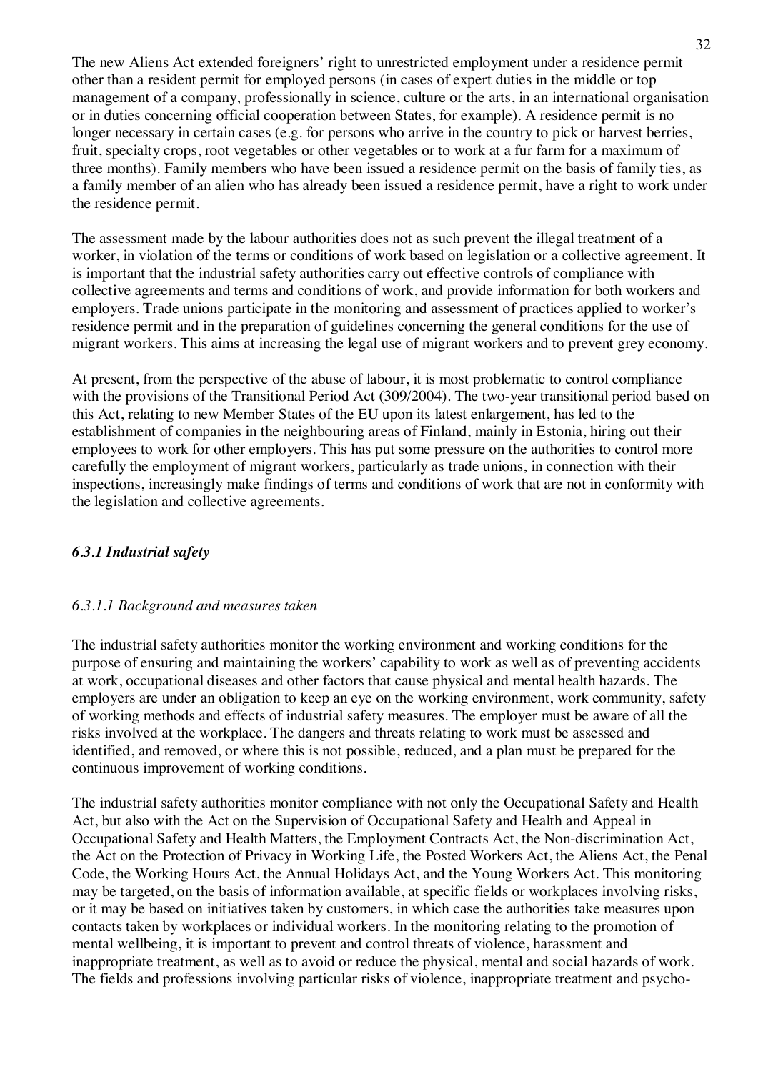The new Aliens Act extended foreigners' right to unrestricted employment under a residence permit other than a resident permit for employed persons (in cases of expert duties in the middle or top management of a company, professionally in science, culture or the arts, in an international organisation or in duties concerning official cooperation between States, for example). A residence permit is no longer necessary in certain cases (e.g. for persons who arrive in the country to pick or harvest berries, fruit, specialty crops, root vegetables or other vegetables or to work at a fur farm for a maximum of three months). Family members who have been issued a residence permit on the basis of family ties, as a family member of an alien who has already been issued a residence permit, have a right to work under the residence permit.

The assessment made by the labour authorities does not as such prevent the illegal treatment of a worker, in violation of the terms or conditions of work based on legislation or a collective agreement. It is important that the industrial safety authorities carry out effective controls of compliance with collective agreements and terms and conditions of work, and provide information for both workers and employers. Trade unions participate in the monitoring and assessment of practices applied to worker's residence permit and in the preparation of guidelines concerning the general conditions for the use of migrant workers. This aims at increasing the legal use of migrant workers and to prevent grey economy.

At present, from the perspective of the abuse of labour, it is most problematic to control compliance with the provisions of the Transitional Period Act (309/2004). The two-year transitional period based on this Act, relating to new Member States of the EU upon its latest enlargement, has led to the establishment of companies in the neighbouring areas of Finland, mainly in Estonia, hiring out their employees to work for other employers. This has put some pressure on the authorities to control more carefully the employment of migrant workers, particularly as trade unions, in connection with their inspections, increasingly make findings of terms and conditions of work that are not in conformity with the legislation and collective agreements.

### *6.3.1 Industrial safety*

#### *6.3.1.1 Background and measures taken*

The industrial safety authorities monitor the working environment and working conditions for the purpose of ensuring and maintaining the workers' capability to work as well as of preventing accidents at work, occupational diseases and other factors that cause physical and mental health hazards. The employers are under an obligation to keep an eye on the working environment, work community, safety of working methods and effects of industrial safety measures. The employer must be aware of all the risks involved at the workplace. The dangers and threats relating to work must be assessed and identified, and removed, or where this is not possible, reduced, and a plan must be prepared for the continuous improvement of working conditions.

The industrial safety authorities monitor compliance with not only the Occupational Safety and Health Act, but also with the Act on the Supervision of Occupational Safety and Health and Appeal in Occupational Safety and Health Matters, the Employment Contracts Act, the Non-discrimination Act, the Act on the Protection of Privacy in Working Life, the Posted Workers Act, the Aliens Act, the Penal Code, the Working Hours Act, the Annual Holidays Act, and the Young Workers Act. This monitoring may be targeted, on the basis of information available, at specific fields or workplaces involving risks, or it may be based on initiatives taken by customers, in which case the authorities take measures upon contacts taken by workplaces or individual workers. In the monitoring relating to the promotion of mental wellbeing, it is important to prevent and control threats of violence, harassment and inappropriate treatment, as well as to avoid or reduce the physical, mental and social hazards of work. The fields and professions involving particular risks of violence, inappropriate treatment and psycho-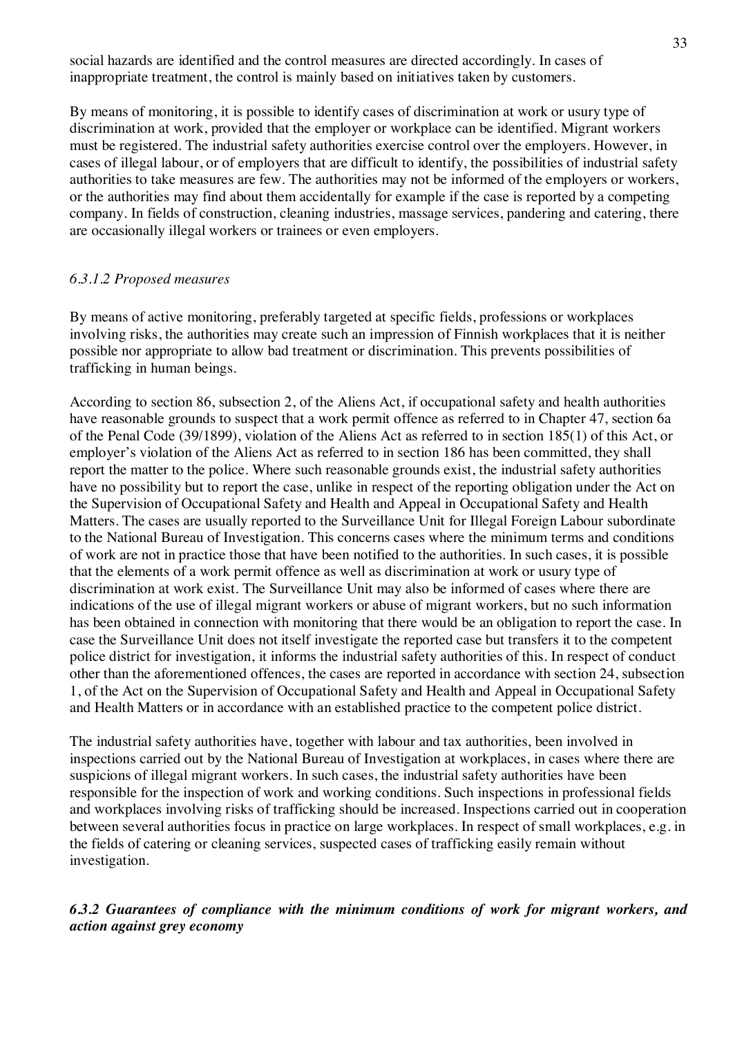social hazards are identified and the control measures are directed accordingly. In cases of inappropriate treatment, the control is mainly based on initiatives taken by customers.

By means of monitoring, it is possible to identify cases of discrimination at work or usury type of discrimination at work, provided that the employer or workplace can be identified. Migrant workers must be registered. The industrial safety authorities exercise control over the employers. However, in cases of illegal labour, or of employers that are difficult to identify, the possibilities of industrial safety authorities to take measures are few. The authorities may not be informed of the employers or workers, or the authorities may find about them accidentally for example if the case is reported by a competing company. In fields of construction, cleaning industries, massage services, pandering and catering, there are occasionally illegal workers or trainees or even employers.

#### *6.3.1.2 Proposed measures*

By means of active monitoring, preferably targeted at specific fields, professions or workplaces involving risks, the authorities may create such an impression of Finnish workplaces that it is neither possible nor appropriate to allow bad treatment or discrimination. This prevents possibilities of trafficking in human beings.

According to section 86, subsection 2, of the Aliens Act, if occupational safety and health authorities have reasonable grounds to suspect that a work permit offence as referred to in Chapter 47, section 6a of the Penal Code (39/1899), violation of the Aliens Act as referred to in section 185(1) of this Act, or employer's violation of the Aliens Act as referred to in section 186 has been committed, they shall report the matter to the police. Where such reasonable grounds exist, the industrial safety authorities have no possibility but to report the case, unlike in respect of the reporting obligation under the Act on the Supervision of Occupational Safety and Health and Appeal in Occupational Safety and Health Matters. The cases are usually reported to the Surveillance Unit for Illegal Foreign Labour subordinate to the National Bureau of Investigation. This concerns cases where the minimum terms and conditions of work are not in practice those that have been notified to the authorities. In such cases, it is possible that the elements of a work permit offence as well as discrimination at work or usury type of discrimination at work exist. The Surveillance Unit may also be informed of cases where there are indications of the use of illegal migrant workers or abuse of migrant workers, but no such information has been obtained in connection with monitoring that there would be an obligation to report the case. In case the Surveillance Unit does not itself investigate the reported case but transfers it to the competent police district for investigation, it informs the industrial safety authorities of this. In respect of conduct other than the aforementioned offences, the cases are reported in accordance with section 24, subsection 1, of the Act on the Supervision of Occupational Safety and Health and Appeal in Occupational Safety and Health Matters or in accordance with an established practice to the competent police district.

The industrial safety authorities have, together with labour and tax authorities, been involved in inspections carried out by the National Bureau of Investigation at workplaces, in cases where there are suspicions of illegal migrant workers. In such cases, the industrial safety authorities have been responsible for the inspection of work and working conditions. Such inspections in professional fields and workplaces involving risks of trafficking should be increased. Inspections carried out in cooperation between several authorities focus in practice on large workplaces. In respect of small workplaces, e.g. in the fields of catering or cleaning services, suspected cases of trafficking easily remain without investigation.

### ***6.3.2 Guarantees of compliance with the minimum conditions of work for migrant workers, and action against grey economy***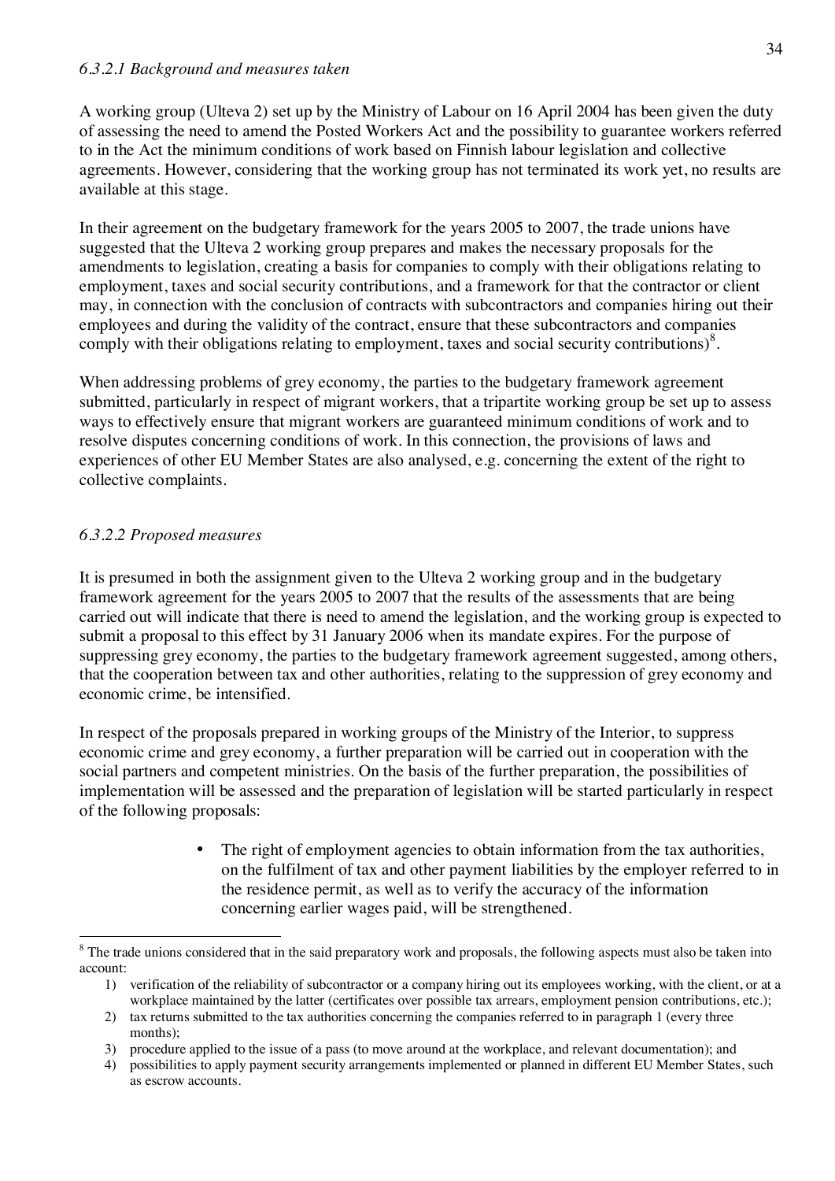*6.3.2.1 Background and measures taken*

A working group (Ulteva 2) set up by the Ministry of Labour on 16 April 2004 has been given the duty of assessing the need to amend the Posted Workers Act and the possibility to guarantee workers referred to in the Act the minimum conditions of work based on Finnish labour legislation and collective agreements. However, considering that the working group has not terminated its work yet, no results are available at this stage.

In their agreement on the budgetary framework for the years 2005 to 2007, the trade unions have suggested that the Ulteva 2 working group prepares and makes the necessary proposals for the amendments to legislation, creating a basis for companies to comply with their obligations relating to employment, taxes and social security contributions, and a framework for that the contractor or client may, in connection with the conclusion of contracts with subcontractors and companies hiring out their employees and during the validity of the contract, ensure that these subcontractors and companies comply with their obligations relating to employment, taxes and social security contributions)[8].

When addressing problems of grey economy, the parties to the budgetary framework agreement submitted, particularly in respect of migrant workers, that a tripartite working group be set up to assess ways to effectively ensure that migrant workers are guaranteed minimum conditions of work and to resolve disputes concerning conditions of work. In this connection, the provisions of laws and experiences of other EU Member States are also analysed, e.g. concerning the extent of the right to collective complaints.

*6.3.2.2 Proposed measures*

It is presumed in both the assignment given to the Ulteva 2 working group and in the budgetary framework agreement for the years 2005 to 2007 that the results of the assessments that are being carried out will indicate that there is need to amend the legislation, and the working group is expected to submit a proposal to this effect by 31 January 2006 when its mandate expires. For the purpose of suppressing grey economy, the parties to the budgetary framework agreement suggested, among others, that the cooperation between tax and other authorities, relating to the suppression of grey economy and economic crime, be intensified.

In respect of the proposals prepared in working groups of the Ministry of the Interior, to suppress economic crime and grey economy, a further preparation will be carried out in cooperation with the social partners and competent ministries. On the basis of the further preparation, the possibilities of implementation will be assessed and the preparation of legislation will be started particularly in respect of the following proposals:

- The right of employment agencies to obtain information from the tax authorities, on the fulfilment of tax and other payment liabilities by the employer referred to in the residence permit, as well as to verify the accuracy of the information concerning earlier wages paid, will be strengthened.

---

[8] The trade unions considered that in the said preparatory work and proposals, the following aspects must also be taken into account:

1) verification of the reliability of subcontractor or a company hiring out its employees working, with the client, or at a workplace maintained by the latter (certificates over possible tax arrears, employment pension contributions, etc.);
2) tax returns submitted to the tax authorities concerning the companies referred to in paragraph 1 (every three months);
3) procedure applied to the issue of a pass (to move around at the workplace, and relevant documentation); and
4) possibilities to apply payment security arrangements implemented or planned in different EU Member States, such as escrow accounts.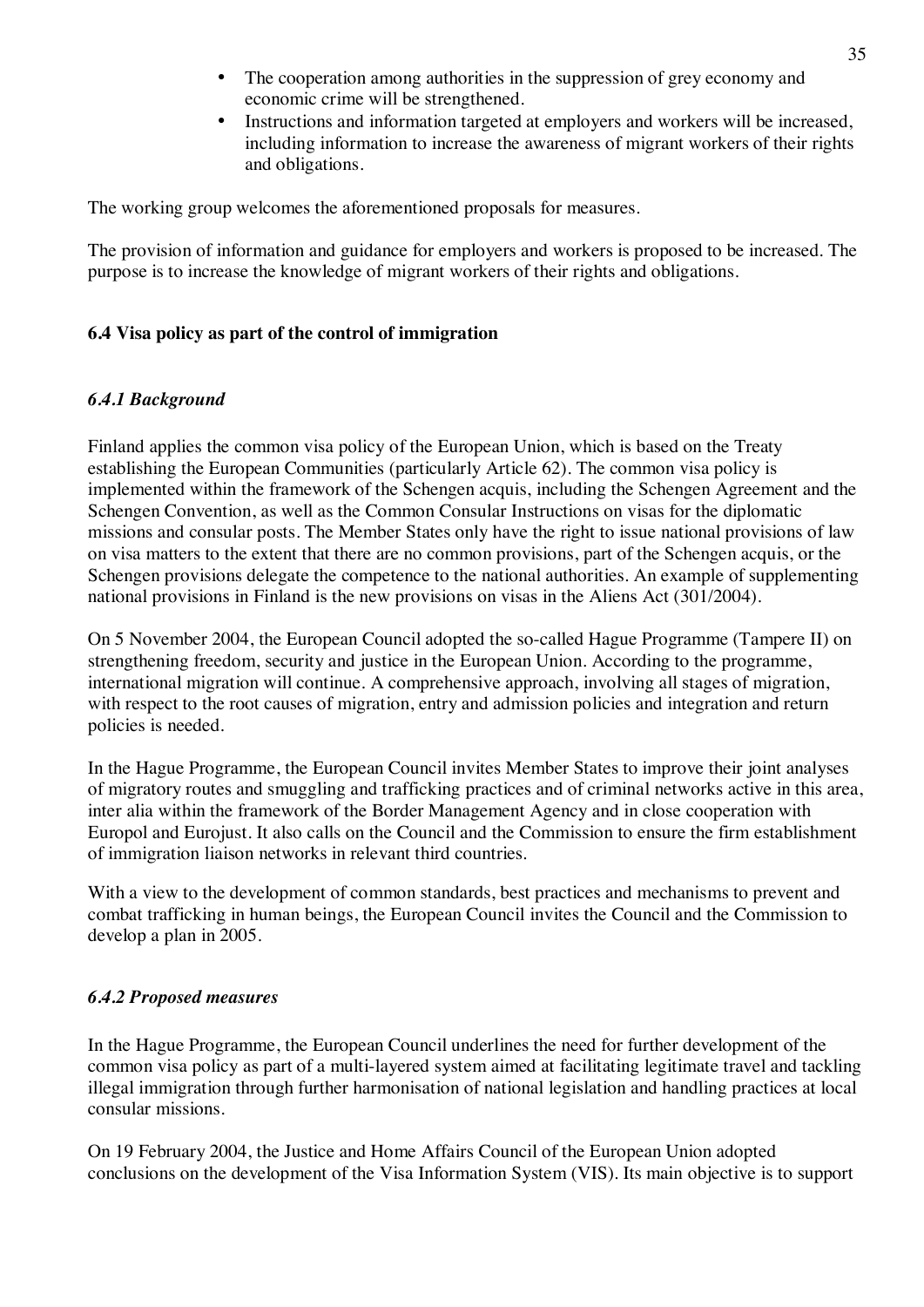- The cooperation among authorities in the suppression of grey economy and economic crime will be strengthened.
- Instructions and information targeted at employers and workers will be increased, including information to increase the awareness of migrant workers of their rights and obligations.

The working group welcomes the aforementioned proposals for measures.

The provision of information and guidance for employers and workers is proposed to be increased. The purpose is to increase the knowledge of migrant workers of their rights and obligations.

## 6.4 Visa policy as part of the control of immigration

### *6.4.1 Background*

Finland applies the common visa policy of the European Union, which is based on the Treaty establishing the European Communities (particularly Article 62). The common visa policy is implemented within the framework of the Schengen acquis, including the Schengen Agreement and the Schengen Convention, as well as the Common Consular Instructions on visas for the diplomatic missions and consular posts. The Member States only have the right to issue national provisions of law on visa matters to the extent that there are no common provisions, part of the Schengen acquis, or the Schengen provisions delegate the competence to the national authorities. An example of supplementing national provisions in Finland is the new provisions on visas in the Aliens Act (301/2004).

On 5 November 2004, the European Council adopted the so-called Hague Programme (Tampere II) on strengthening freedom, security and justice in the European Union. According to the programme, international migration will continue. A comprehensive approach, involving all stages of migration, with respect to the root causes of migration, entry and admission policies and integration and return policies is needed.

In the Hague Programme, the European Council invites Member States to improve their joint analyses of migratory routes and smuggling and trafficking practices and of criminal networks active in this area, inter alia within the framework of the Border Management Agency and in close cooperation with Europol and Eurojust. It also calls on the Council and the Commission to ensure the firm establishment of immigration liaison networks in relevant third countries.

With a view to the development of common standards, best practices and mechanisms to prevent and combat trafficking in human beings, the European Council invites the Council and the Commission to develop a plan in 2005.

### *6.4.2 Proposed measures*

In the Hague Programme, the European Council underlines the need for further development of the common visa policy as part of a multi-layered system aimed at facilitating legitimate travel and tackling illegal immigration through further harmonisation of national legislation and handling practices at local consular missions.

On 19 February 2004, the Justice and Home Affairs Council of the European Union adopted conclusions on the development of the Visa Information System (VIS). Its main objective is to support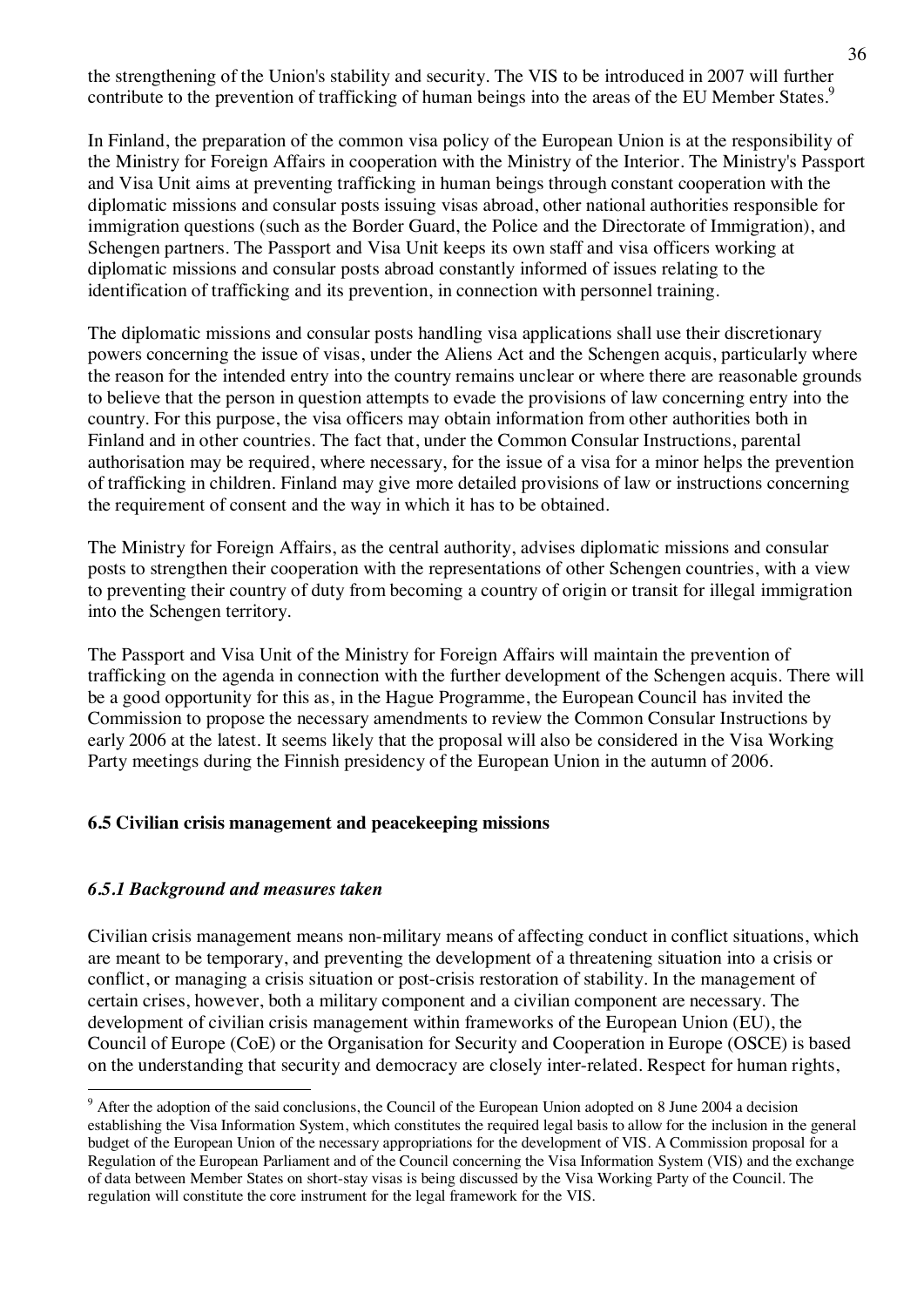the strengthening of the Union's stability and security. The VIS to be introduced in 2007 will further contribute to the prevention of trafficking of human beings into the areas of the EU Member States.[9]

In Finland, the preparation of the common visa policy of the European Union is at the responsibility of the Ministry for Foreign Affairs in cooperation with the Ministry of the Interior. The Ministry's Passport and Visa Unit aims at preventing trafficking in human beings through constant cooperation with the diplomatic missions and consular posts issuing visas abroad, other national authorities responsible for immigration questions (such as the Border Guard, the Police and the Directorate of Immigration), and Schengen partners. The Passport and Visa Unit keeps its own staff and visa officers working at diplomatic missions and consular posts abroad constantly informed of issues relating to the identification of trafficking and its prevention, in connection with personnel training.

The diplomatic missions and consular posts handling visa applications shall use their discretionary powers concerning the issue of visas, under the Aliens Act and the Schengen acquis, particularly where the reason for the intended entry into the country remains unclear or where there are reasonable grounds to believe that the person in question attempts to evade the provisions of law concerning entry into the country. For this purpose, the visa officers may obtain information from other authorities both in Finland and in other countries. The fact that, under the Common Consular Instructions, parental authorisation may be required, where necessary, for the issue of a visa for a minor helps the prevention of trafficking in children. Finland may give more detailed provisions of law or instructions concerning the requirement of consent and the way in which it has to be obtained.

The Ministry for Foreign Affairs, as the central authority, advises diplomatic missions and consular posts to strengthen their cooperation with the representations of other Schengen countries, with a view to preventing their country of duty from becoming a country of origin or transit for illegal immigration into the Schengen territory.

The Passport and Visa Unit of the Ministry for Foreign Affairs will maintain the prevention of trafficking on the agenda in connection with the further development of the Schengen acquis. There will be a good opportunity for this as, in the Hague Programme, the European Council has invited the Commission to propose the necessary amendments to review the Common Consular Instructions by early 2006 at the latest. It seems likely that the proposal will also be considered in the Visa Working Party meetings during the Finnish presidency of the European Union in the autumn of 2006.

### 6.5 Civilian crisis management and peacekeeping missions

#### *6.5.1 Background and measures taken*

Civilian crisis management means non-military means of affecting conduct in conflict situations, which are meant to be temporary, and preventing the development of a threatening situation into a crisis or conflict, or managing a crisis situation or post-crisis restoration of stability. In the management of certain crises, however, both a military component and a civilian component are necessary. The development of civilian crisis management within frameworks of the European Union (EU), the Council of Europe (CoE) or the Organisation for Security and Cooperation in Europe (OSCE) is based on the understanding that security and democracy are closely inter-related. Respect for human rights,

[9] After the adoption of the said conclusions, the Council of the European Union adopted on 8 June 2004 a decision establishing the Visa Information System, which constitutes the required legal basis to allow for the inclusion in the general budget of the European Union of the necessary appropriations for the development of VIS. A Commission proposal for a Regulation of the European Parliament and of the Council concerning the Visa Information System (VIS) and the exchange of data between Member States on short-stay visas is being discussed by the Visa Working Party of the Council. The regulation will constitute the core instrument for the legal framework for the VIS.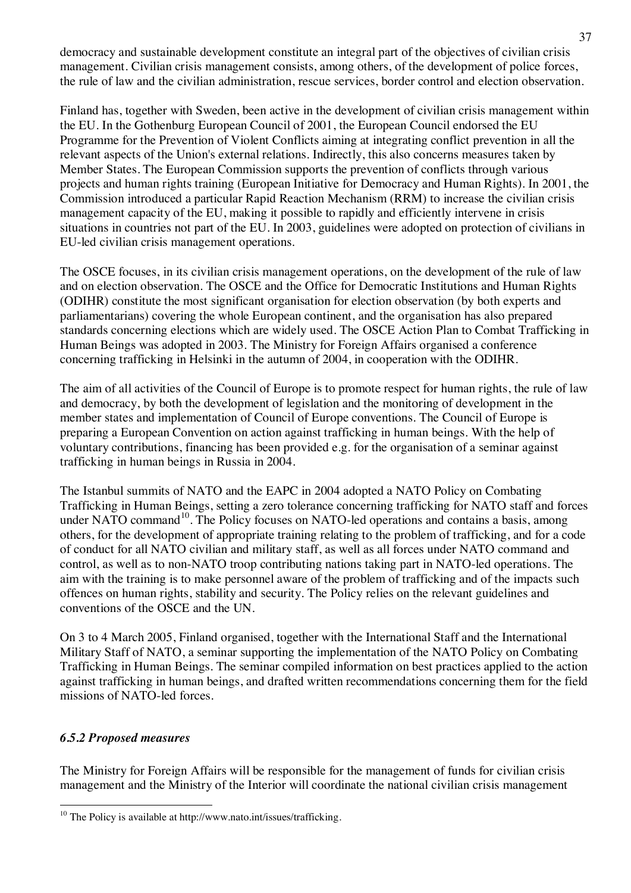democracy and sustainable development constitute an integral part of the objectives of civilian crisis management. Civilian crisis management consists, among others, of the development of police forces, the rule of law and the civilian administration, rescue services, border control and election observation.

Finland has, together with Sweden, been active in the development of civilian crisis management within the EU. In the Gothenburg European Council of 2001, the European Council endorsed the EU Programme for the Prevention of Violent Conflicts aiming at integrating conflict prevention in all the relevant aspects of the Union's external relations. Indirectly, this also concerns measures taken by Member States. The European Commission supports the prevention of conflicts through various projects and human rights training (European Initiative for Democracy and Human Rights). In 2001, the Commission introduced a particular Rapid Reaction Mechanism (RRM) to increase the civilian crisis management capacity of the EU, making it possible to rapidly and efficiently intervene in crisis situations in countries not part of the EU. In 2003, guidelines were adopted on protection of civilians in EU-led civilian crisis management operations.

The OSCE focuses, in its civilian crisis management operations, on the development of the rule of law and on election observation. The OSCE and the Office for Democratic Institutions and Human Rights (ODIHR) constitute the most significant organisation for election observation (by both experts and parliamentarians) covering the whole European continent, and the organisation has also prepared standards concerning elections which are widely used. The OSCE Action Plan to Combat Trafficking in Human Beings was adopted in 2003. The Ministry for Foreign Affairs organised a conference concerning trafficking in Helsinki in the autumn of 2004, in cooperation with the ODIHR.

The aim of all activities of the Council of Europe is to promote respect for human rights, the rule of law and democracy, by both the development of legislation and the monitoring of development in the member states and implementation of Council of Europe conventions. The Council of Europe is preparing a European Convention on action against trafficking in human beings. With the help of voluntary contributions, financing has been provided e.g. for the organisation of a seminar against trafficking in human beings in Russia in 2004.

The Istanbul summits of NATO and the EAPC in 2004 adopted a NATO Policy on Combating Trafficking in Human Beings, setting a zero tolerance concerning trafficking for NATO staff and forces under NATO command[10]. The Policy focuses on NATO-led operations and contains a basis, among others, for the development of appropriate training relating to the problem of trafficking, and for a code of conduct for all NATO civilian and military staff, as well as all forces under NATO command and control, as well as to non-NATO troop contributing nations taking part in NATO-led operations. The aim with the training is to make personnel aware of the problem of trafficking and of the impacts such offences on human rights, stability and security. The Policy relies on the relevant guidelines and conventions of the OSCE and the UN.

On 3 to 4 March 2005, Finland organised, together with the International Staff and the International Military Staff of NATO, a seminar supporting the implementation of the NATO Policy on Combating Trafficking in Human Beings. The seminar compiled information on best practices applied to the action against trafficking in human beings, and drafted written recommendations concerning them for the field missions of NATO-led forces.

### *6.5.2 Proposed measures*

The Ministry for Foreign Affairs will be responsible for the management of funds for civilian crisis management and the Ministry of the Interior will coordinate the national civilian crisis management

---

[10] The Policy is available at http://www.nato.int/issues/trafficking.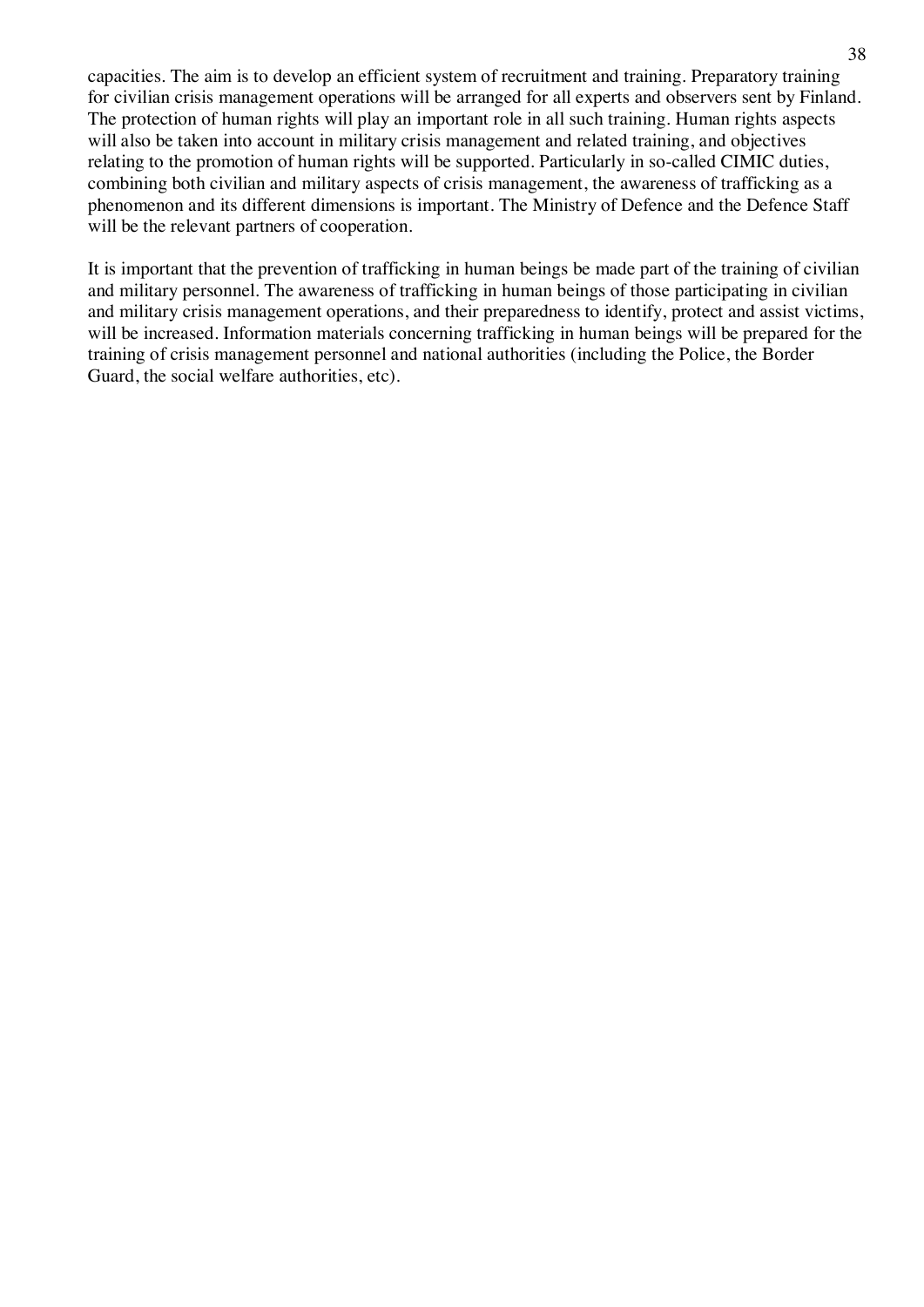capacities. The aim is to develop an efficient system of recruitment and training. Preparatory training for civilian crisis management operations will be arranged for all experts and observers sent by Finland. The protection of human rights will play an important role in all such training. Human rights aspects will also be taken into account in military crisis management and related training, and objectives relating to the promotion of human rights will be supported. Particularly in so-called CIMIC duties, combining both civilian and military aspects of crisis management, the awareness of trafficking as a phenomenon and its different dimensions is important. The Ministry of Defence and the Defence Staff will be the relevant partners of cooperation.

It is important that the prevention of trafficking in human beings be made part of the training of civilian and military personnel. The awareness of trafficking in human beings of those participating in civilian and military crisis management operations, and their preparedness to identify, protect and assist victims, will be increased. Information materials concerning trafficking in human beings will be prepared for the training of crisis management personnel and national authorities (including the Police, the Border Guard, the social welfare authorities, etc).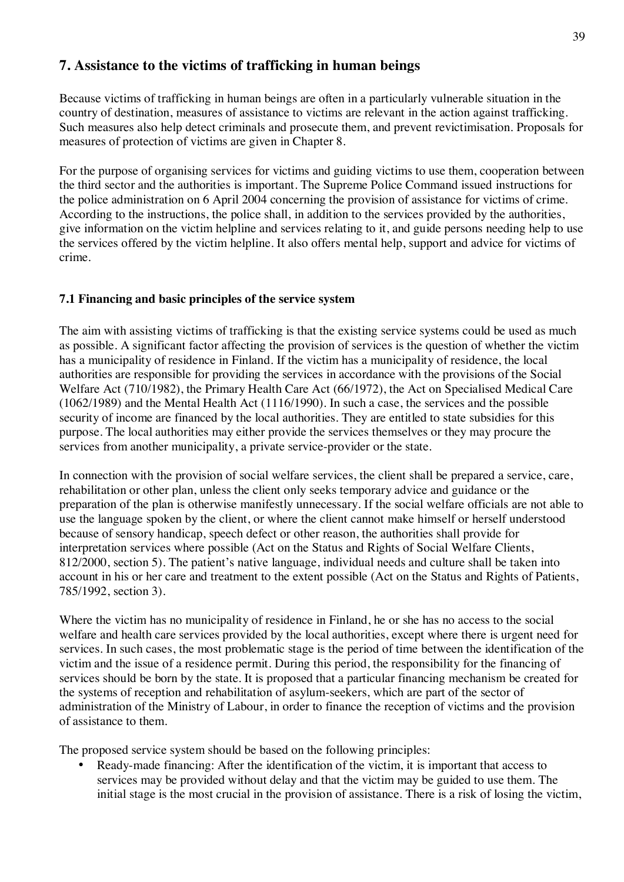## 7. Assistance to the victims of trafficking in human beings

Because victims of trafficking in human beings are often in a particularly vulnerable situation in the country of destination, measures of assistance to victims are relevant in the action against trafficking. Such measures also help detect criminals and prosecute them, and prevent revictimisation. Proposals for measures of protection of victims are given in Chapter 8.

For the purpose of organising services for victims and guiding victims to use them, cooperation between the third sector and the authorities is important. The Supreme Police Command issued instructions for the police administration on 6 April 2004 concerning the provision of assistance for victims of crime. According to the instructions, the police shall, in addition to the services provided by the authorities, give information on the victim helpline and services relating to it, and guide persons needing help to use the services offered by the victim helpline. It also offers mental help, support and advice for victims of crime.

### 7.1 Financing and basic principles of the service system

The aim with assisting victims of trafficking is that the existing service systems could be used as much as possible. A significant factor affecting the provision of services is the question of whether the victim has a municipality of residence in Finland. If the victim has a municipality of residence, the local authorities are responsible for providing the services in accordance with the provisions of the Social Welfare Act (710/1982), the Primary Health Care Act (66/1972), the Act on Specialised Medical Care (1062/1989) and the Mental Health Act (1116/1990). In such a case, the services and the possible security of income are financed by the local authorities. They are entitled to state subsidies for this purpose. The local authorities may either provide the services themselves or they may procure the services from another municipality, a private service-provider or the state.

In connection with the provision of social welfare services, the client shall be prepared a service, care, rehabilitation or other plan, unless the client only seeks temporary advice and guidance or the preparation of the plan is otherwise manifestly unnecessary. If the social welfare officials are not able to use the language spoken by the client, or where the client cannot make himself or herself understood because of sensory handicap, speech defect or other reason, the authorities shall provide for interpretation services where possible (Act on the Status and Rights of Social Welfare Clients, 812/2000, section 5). The patient's native language, individual needs and culture shall be taken into account in his or her care and treatment to the extent possible (Act on the Status and Rights of Patients, 785/1992, section 3).

Where the victim has no municipality of residence in Finland, he or she has no access to the social welfare and health care services provided by the local authorities, except where there is urgent need for services. In such cases, the most problematic stage is the period of time between the identification of the victim and the issue of a residence permit. During this period, the responsibility for the financing of services should be born by the state. It is proposed that a particular financing mechanism be created for the systems of reception and rehabilitation of asylum-seekers, which are part of the sector of administration of the Ministry of Labour, in order to finance the reception of victims and the provision of assistance to them.

The proposed service system should be based on the following principles:

- Ready-made financing: After the identification of the victim, it is important that access to services may be provided without delay and that the victim may be guided to use them. The initial stage is the most crucial in the provision of assistance. There is a risk of losing the victim,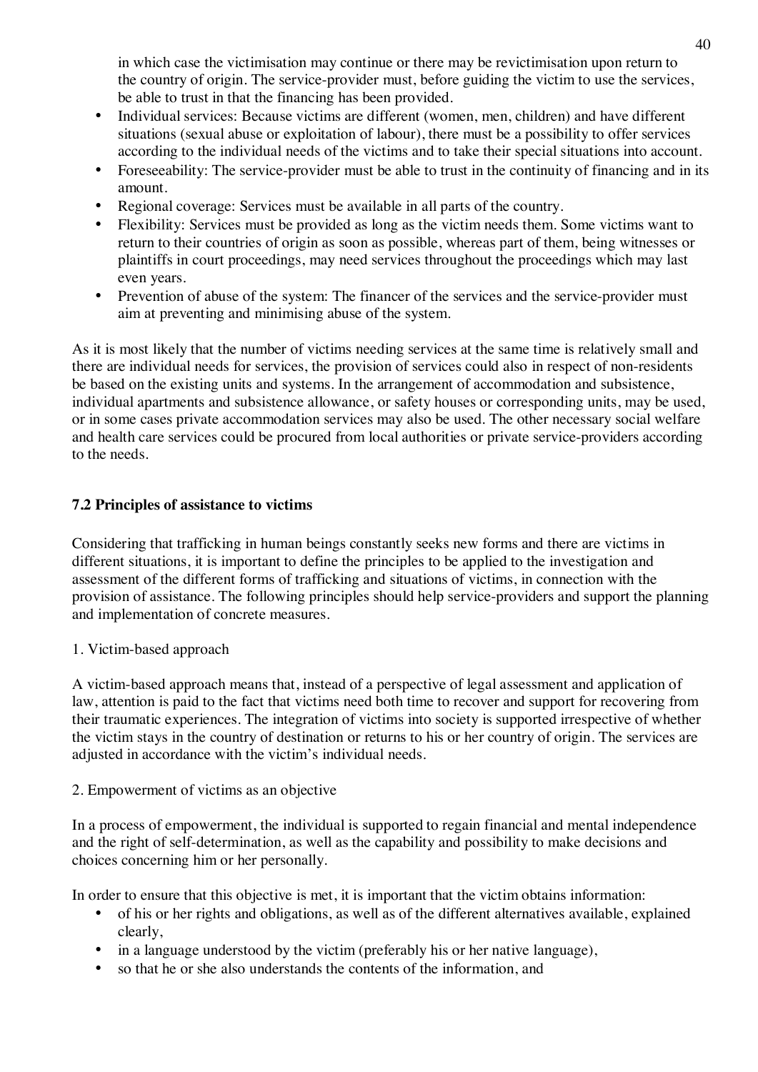in which case the victimisation may continue or there may be revictimisation upon return to the country of origin. The service-provider must, before guiding the victim to use the services, be able to trust in that the financing has been provided.

- Individual services: Because victims are different (women, men, children) and have different situations (sexual abuse or exploitation of labour), there must be a possibility to offer services according to the individual needs of the victims and to take their special situations into account.
- Foreseeability: The service-provider must be able to trust in the continuity of financing and in its amount.
- Regional coverage: Services must be available in all parts of the country.
- Flexibility: Services must be provided as long as the victim needs them. Some victims want to return to their countries of origin as soon as possible, whereas part of them, being witnesses or plaintiffs in court proceedings, may need services throughout the proceedings which may last even years.
- Prevention of abuse of the system: The financer of the services and the service-provider must aim at preventing and minimising abuse of the system.

As it is most likely that the number of victims needing services at the same time is relatively small and there are individual needs for services, the provision of services could also in respect of non-residents be based on the existing units and systems. In the arrangement of accommodation and subsistence, individual apartments and subsistence allowance, or safety houses or corresponding units, may be used, or in some cases private accommodation services may also be used. The other necessary social welfare and health care services could be procured from local authorities or private service-providers according to the needs.

### 7.2 Principles of assistance to victims

Considering that trafficking in human beings constantly seeks new forms and there are victims in different situations, it is important to define the principles to be applied to the investigation and assessment of the different forms of trafficking and situations of victims, in connection with the provision of assistance. The following principles should help service-providers and support the planning and implementation of concrete measures.

1. Victim-based approach

A victim-based approach means that, instead of a perspective of legal assessment and application of law, attention is paid to the fact that victims need both time to recover and support for recovering from their traumatic experiences. The integration of victims into society is supported irrespective of whether the victim stays in the country of destination or returns to his or her country of origin. The services are adjusted in accordance with the victim's individual needs.

2. Empowerment of victims as an objective

In a process of empowerment, the individual is supported to regain financial and mental independence and the right of self-determination, as well as the capability and possibility to make decisions and choices concerning him or her personally.

In order to ensure that this objective is met, it is important that the victim obtains information:

- of his or her rights and obligations, as well as of the different alternatives available, explained clearly,
- in a language understood by the victim (preferably his or her native language),
- so that he or she also understands the contents of the information, and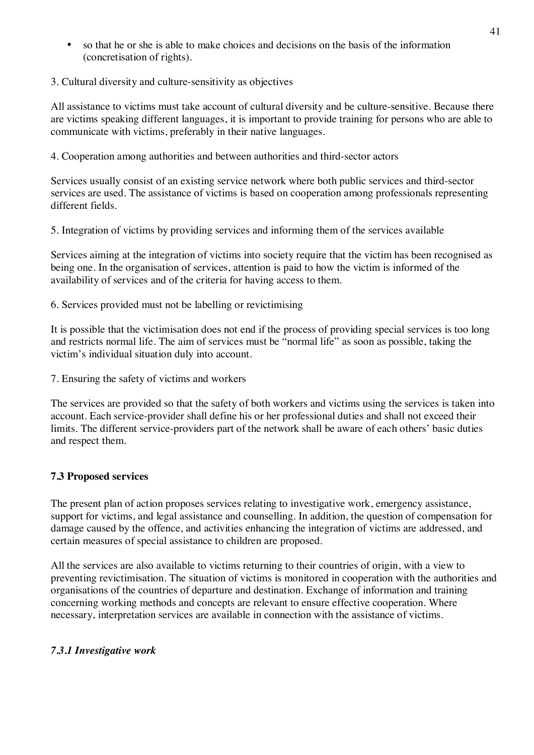- so that he or she is able to make choices and decisions on the basis of the information (concretisation of rights).

3. Cultural diversity and culture-sensitivity as objectives

All assistance to victims must take account of cultural diversity and be culture-sensitive. Because there are victims speaking different languages, it is important to provide training for persons who are able to communicate with victims, preferably in their native languages.

4. Cooperation among authorities and between authorities and third-sector actors

Services usually consist of an existing service network where both public services and third-sector services are used. The assistance of victims is based on cooperation among professionals representing different fields.

5. Integration of victims by providing services and informing them of the services available

Services aiming at the integration of victims into society require that the victim has been recognised as being one. In the organisation of services, attention is paid to how the victim is informed of the availability of services and of the criteria for having access to them.

6. Services provided must not be labelling or revictimising

It is possible that the victimisation does not end if the process of providing special services is too long and restricts normal life. The aim of services must be "normal life" as soon as possible, taking the victim's individual situation duly into account.

7. Ensuring the safety of victims and workers

The services are provided so that the safety of both workers and victims using the services is taken into account. Each service-provider shall define his or her professional duties and shall not exceed their limits. The different service-providers part of the network shall be aware of each others' basic duties and respect them.

### 7.3 Proposed services

The present plan of action proposes services relating to investigative work, emergency assistance, support for victims, and legal assistance and counselling. In addition, the question of compensation for damage caused by the offence, and activities enhancing the integration of victims are addressed, and certain measures of special assistance to children are proposed.

All the services are also available to victims returning to their countries of origin, with a view to preventing revictimisation. The situation of victims is monitored in cooperation with the authorities and organisations of the countries of departure and destination. Exchange of information and training concerning working methods and concepts are relevant to ensure effective cooperation. Where necessary, interpretation services are available in connection with the assistance of victims.

#### *7.3.1 Investigative work*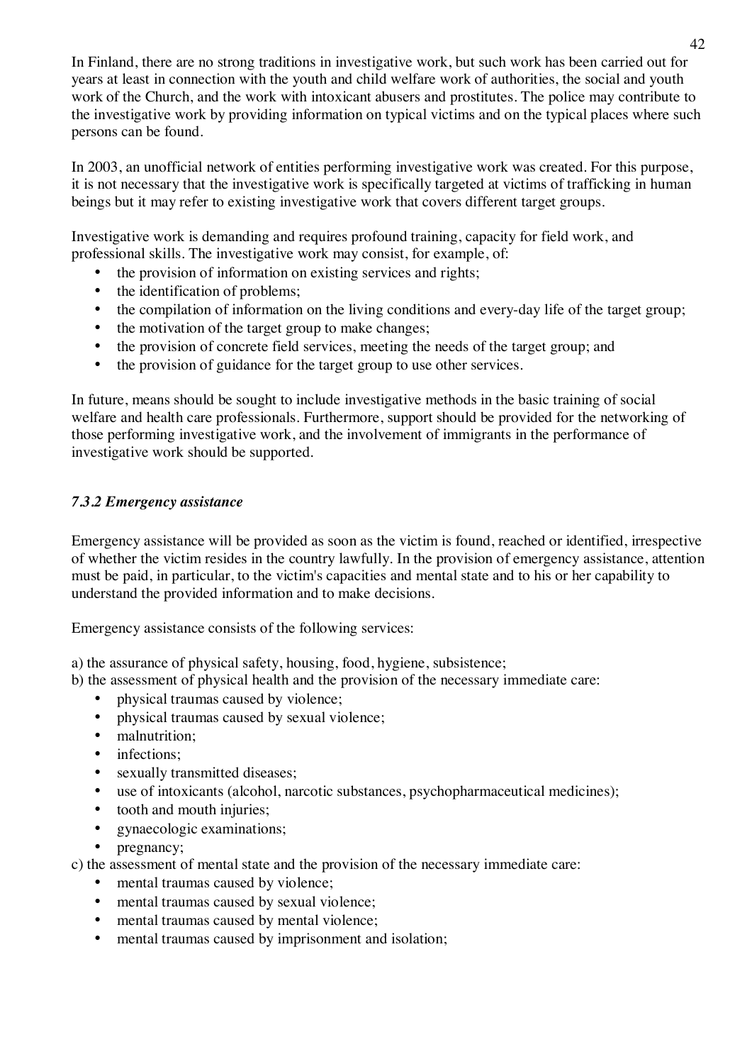In Finland, there are no strong traditions in investigative work, but such work has been carried out for years at least in connection with the youth and child welfare work of authorities, the social and youth work of the Church, and the work with intoxicant abusers and prostitutes. The police may contribute to the investigative work by providing information on typical victims and on the typical places where such persons can be found.

In 2003, an unofficial network of entities performing investigative work was created. For this purpose, it is not necessary that the investigative work is specifically targeted at victims of trafficking in human beings but it may refer to existing investigative work that covers different target groups.

Investigative work is demanding and requires profound training, capacity for field work, and professional skills. The investigative work may consist, for example, of:

- the provision of information on existing services and rights;
- the identification of problems;
- the compilation of information on the living conditions and every-day life of the target group;
- the motivation of the target group to make changes;
- the provision of concrete field services, meeting the needs of the target group; and
- the provision of guidance for the target group to use other services.

In future, means should be sought to include investigative methods in the basic training of social welfare and health care professionals. Furthermore, support should be provided for the networking of those performing investigative work, and the involvement of immigrants in the performance of investigative work should be supported.

### *7.3.2 Emergency assistance*

Emergency assistance will be provided as soon as the victim is found, reached or identified, irrespective of whether the victim resides in the country lawfully. In the provision of emergency assistance, attention must be paid, in particular, to the victim's capacities and mental state and to his or her capability to understand the provided information and to make decisions.

Emergency assistance consists of the following services:

a) the assurance of physical safety, housing, food, hygiene, subsistence;
b) the assessment of physical health and the provision of the necessary immediate care:

- physical traumas caused by violence;
- physical traumas caused by sexual violence;
- malnutrition;
- infections;
- sexually transmitted diseases;
- use of intoxicants (alcohol, narcotic substances, psychopharmaceutical medicines);
- tooth and mouth injuries;
- gynaecologic examinations;
- pregnancy;

c) the assessment of mental state and the provision of the necessary immediate care:

- mental traumas caused by violence;
- mental traumas caused by sexual violence;
- mental traumas caused by mental violence;
- mental traumas caused by imprisonment and isolation;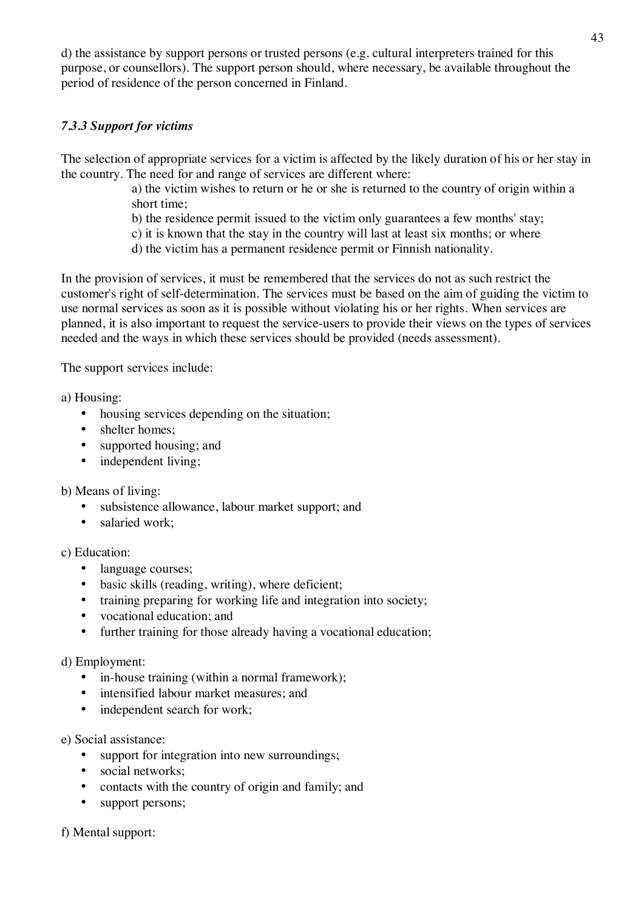d) the assistance by support persons or trusted persons (e.g. cultural interpreters trained for this purpose, or counsellors). The support person should, where necessary, be available throughout the period of residence of the person concerned in Finland.

### *7.3.3 Support for victims*

The selection of appropriate services for a victim is affected by the likely duration of his or her stay in the country. The need for and range of services are different where:

a) the victim wishes to return or he or she is returned to the country of origin within a short time;
b) the residence permit issued to the victim only guarantees a few months' stay;
c) it is known that the stay in the country will last at least six months; or where
d) the victim has a permanent residence permit or Finnish nationality.

In the provision of services, it must be remembered that the services do not as such restrict the customer's right of self-determination. The services must be based on the aim of guiding the victim to use normal services as soon as it is possible without violating his or her rights. When services are planned, it is also important to request the service-users to provide their views on the types of services needed and the ways in which these services should be provided (needs assessment).

The support services include:

a) Housing:

- housing services depending on the situation;
- shelter homes;
- supported housing; and
- independent living;

b) Means of living:

- subsistence allowance, labour market support; and
- salaried work;

c) Education:

- language courses;
- basic skills (reading, writing), where deficient;
- training preparing for working life and integration into society;
- vocational education; and
- further training for those already having a vocational education;

d) Employment:

- in-house training (within a normal framework);
- intensified labour market measures; and
- independent search for work;

e) Social assistance:

- support for integration into new surroundings;
- social networks;
- contacts with the country of origin and family; and
- support persons;

f) Mental support: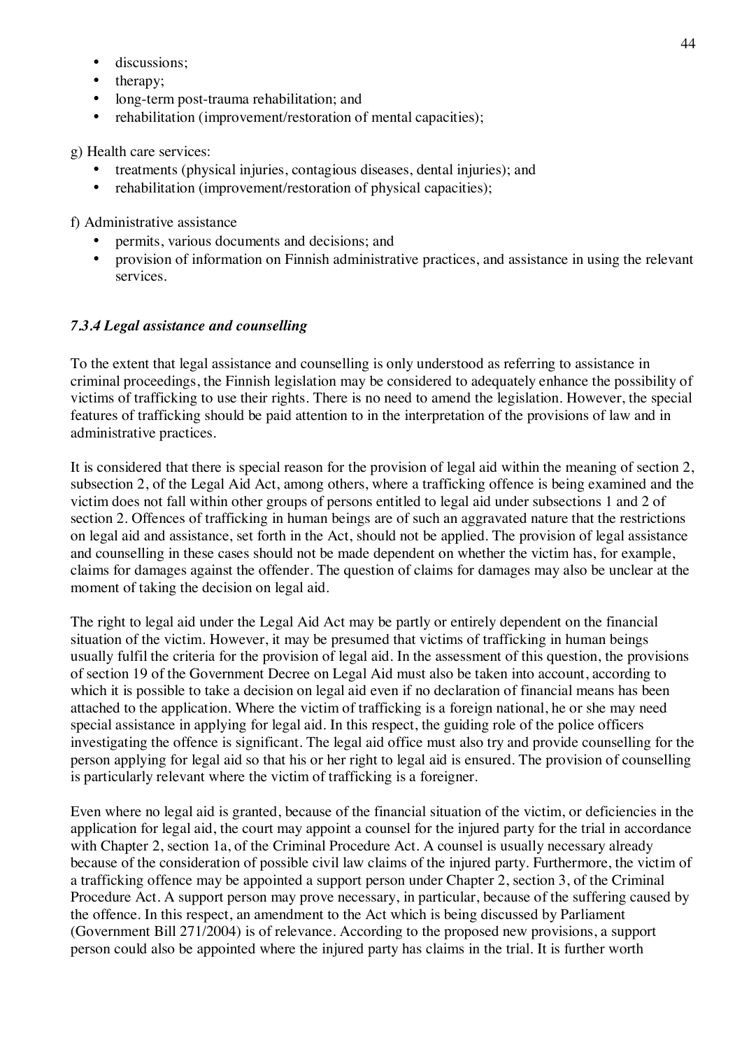- discussions;
- therapy;
- long-term post-trauma rehabilitation; and
- rehabilitation (improvement/restoration of mental capacities);

g) Health care services:

- treatments (physical injuries, contagious diseases, dental injuries); and
- rehabilitation (improvement/restoration of physical capacities);

f) Administrative assistance

- permits, various documents and decisions; and
- provision of information on Finnish administrative practices, and assistance in using the relevant services.

### *7.3.4 Legal assistance and counselling*

To the extent that legal assistance and counselling is only understood as referring to assistance in criminal proceedings, the Finnish legislation may be considered to adequately enhance the possibility of victims of trafficking to use their rights. There is no need to amend the legislation. However, the special features of trafficking should be paid attention to in the interpretation of the provisions of law and in administrative practices.

It is considered that there is special reason for the provision of legal aid within the meaning of section 2, subsection 2, of the Legal Aid Act, among others, where a trafficking offence is being examined and the victim does not fall within other groups of persons entitled to legal aid under subsections 1 and 2 of section 2. Offences of trafficking in human beings are of such an aggravated nature that the restrictions on legal aid and assistance, set forth in the Act, should not be applied. The provision of legal assistance and counselling in these cases should not be made dependent on whether the victim has, for example, claims for damages against the offender. The question of claims for damages may also be unclear at the moment of taking the decision on legal aid.

The right to legal aid under the Legal Aid Act may be partly or entirely dependent on the financial situation of the victim. However, it may be presumed that victims of trafficking in human beings usually fulfil the criteria for the provision of legal aid. In the assessment of this question, the provisions of section 19 of the Government Decree on Legal Aid must also be taken into account, according to which it is possible to take a decision on legal aid even if no declaration of financial means has been attached to the application. Where the victim of trafficking is a foreign national, he or she may need special assistance in applying for legal aid. In this respect, the guiding role of the police officers investigating the offence is significant. The legal aid office must also try and provide counselling for the person applying for legal aid so that his or her right to legal aid is ensured. The provision of counselling is particularly relevant where the victim of trafficking is a foreigner.

Even where no legal aid is granted, because of the financial situation of the victim, or deficiencies in the application for legal aid, the court may appoint a counsel for the injured party for the trial in accordance with Chapter 2, section 1a, of the Criminal Procedure Act. A counsel is usually necessary already because of the consideration of possible civil law claims of the injured party. Furthermore, the victim of a trafficking offence may be appointed a support person under Chapter 2, section 3, of the Criminal Procedure Act. A support person may prove necessary, in particular, because of the suffering caused by the offence. In this respect, an amendment to the Act which is being discussed by Parliament (Government Bill 271/2004) is of relevance. According to the proposed new provisions, a support person could also be appointed where the injured party has claims in the trial. It is further worth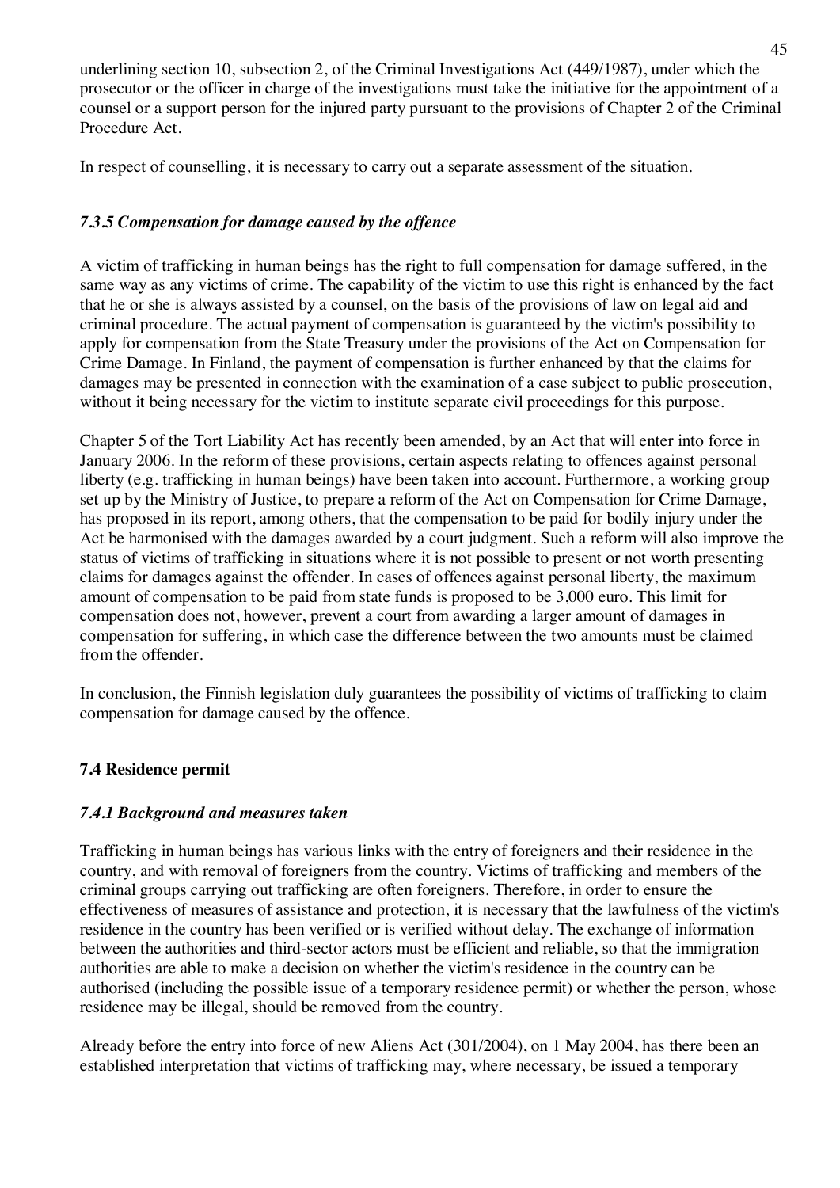underlining section 10, subsection 2, of the Criminal Investigations Act (449/1987), under which the prosecutor or the officer in charge of the investigations must take the initiative for the appointment of a counsel or a support person for the injured party pursuant to the provisions of Chapter 2 of the Criminal Procedure Act.

In respect of counselling, it is necessary to carry out a separate assessment of the situation.

#### *7.3.5 Compensation for damage caused by the offence*

A victim of trafficking in human beings has the right to full compensation for damage suffered, in the same way as any victims of crime. The capability of the victim to use this right is enhanced by the fact that he or she is always assisted by a counsel, on the basis of the provisions of law on legal aid and criminal procedure. The actual payment of compensation is guaranteed by the victim's possibility to apply for compensation from the State Treasury under the provisions of the Act on Compensation for Crime Damage. In Finland, the payment of compensation is further enhanced by that the claims for damages may be presented in connection with the examination of a case subject to public prosecution, without it being necessary for the victim to institute separate civil proceedings for this purpose.

Chapter 5 of the Tort Liability Act has recently been amended, by an Act that will enter into force in January 2006. In the reform of these provisions, certain aspects relating to offences against personal liberty (e.g. trafficking in human beings) have been taken into account. Furthermore, a working group set up by the Ministry of Justice, to prepare a reform of the Act on Compensation for Crime Damage, has proposed in its report, among others, that the compensation to be paid for bodily injury under the Act be harmonised with the damages awarded by a court judgment. Such a reform will also improve the status of victims of trafficking in situations where it is not possible to present or not worth presenting claims for damages against the offender. In cases of offences against personal liberty, the maximum amount of compensation to be paid from state funds is proposed to be 3,000 euro. This limit for compensation does not, however, prevent a court from awarding a larger amount of damages in compensation for suffering, in which case the difference between the two amounts must be claimed from the offender.

In conclusion, the Finnish legislation duly guarantees the possibility of victims of trafficking to claim compensation for damage caused by the offence.

### 7.4 Residence permit

#### *7.4.1 Background and measures taken*

Trafficking in human beings has various links with the entry of foreigners and their residence in the country, and with removal of foreigners from the country. Victims of trafficking and members of the criminal groups carrying out trafficking are often foreigners. Therefore, in order to ensure the effectiveness of measures of assistance and protection, it is necessary that the lawfulness of the victim's residence in the country has been verified or is verified without delay. The exchange of information between the authorities and third-sector actors must be efficient and reliable, so that the immigration authorities are able to make a decision on whether the victim's residence in the country can be authorised (including the possible issue of a temporary residence permit) or whether the person, whose residence may be illegal, should be removed from the country.

Already before the entry into force of new Aliens Act (301/2004), on 1 May 2004, has there been an established interpretation that victims of trafficking may, where necessary, be issued a temporary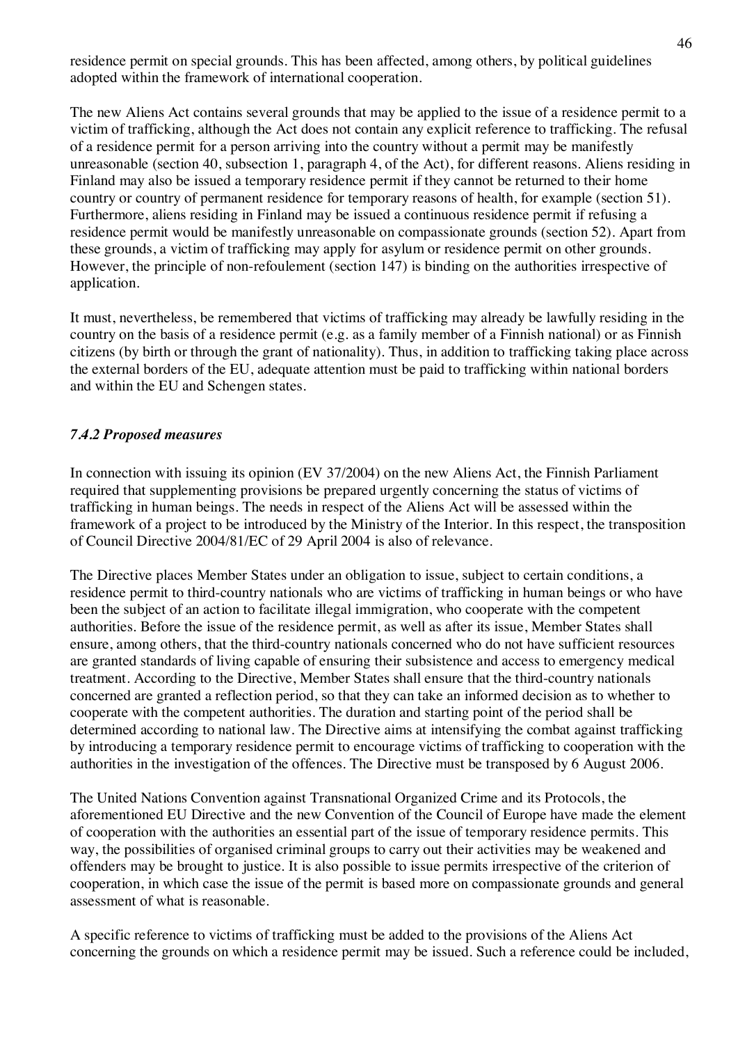residence permit on special grounds. This has been affected, among others, by political guidelines adopted within the framework of international cooperation.

The new Aliens Act contains several grounds that may be applied to the issue of a residence permit to a victim of trafficking, although the Act does not contain any explicit reference to trafficking. The refusal of a residence permit for a person arriving into the country without a permit may be manifestly unreasonable (section 40, subsection 1, paragraph 4, of the Act), for different reasons. Aliens residing in Finland may also be issued a temporary residence permit if they cannot be returned to their home country or country of permanent residence for temporary reasons of health, for example (section 51). Furthermore, aliens residing in Finland may be issued a continuous residence permit if refusing a residence permit would be manifestly unreasonable on compassionate grounds (section 52). Apart from these grounds, a victim of trafficking may apply for asylum or residence permit on other grounds. However, the principle of non-refoulement (section 147) is binding on the authorities irrespective of application.

It must, nevertheless, be remembered that victims of trafficking may already be lawfully residing in the country on the basis of a residence permit (e.g. as a family member of a Finnish national) or as Finnish citizens (by birth or through the grant of nationality). Thus, in addition to trafficking taking place across the external borders of the EU, adequate attention must be paid to trafficking within national borders and within the EU and Schengen states.

### *7.4.2 Proposed measures*

In connection with issuing its opinion (EV 37/2004) on the new Aliens Act, the Finnish Parliament required that supplementing provisions be prepared urgently concerning the status of victims of trafficking in human beings. The needs in respect of the Aliens Act will be assessed within the framework of a project to be introduced by the Ministry of the Interior. In this respect, the transposition of Council Directive 2004/81/EC of 29 April 2004 is also of relevance.

The Directive places Member States under an obligation to issue, subject to certain conditions, a residence permit to third-country nationals who are victims of trafficking in human beings or who have been the subject of an action to facilitate illegal immigration, who cooperate with the competent authorities. Before the issue of the residence permit, as well as after its issue, Member States shall ensure, among others, that the third-country nationals concerned who do not have sufficient resources are granted standards of living capable of ensuring their subsistence and access to emergency medical treatment. According to the Directive, Member States shall ensure that the third-country nationals concerned are granted a reflection period, so that they can take an informed decision as to whether to cooperate with the competent authorities. The duration and starting point of the period shall be determined according to national law. The Directive aims at intensifying the combat against trafficking by introducing a temporary residence permit to encourage victims of trafficking to cooperation with the authorities in the investigation of the offences. The Directive must be transposed by 6 August 2006.

The United Nations Convention against Transnational Organized Crime and its Protocols, the aforementioned EU Directive and the new Convention of the Council of Europe have made the element of cooperation with the authorities an essential part of the issue of temporary residence permits. This way, the possibilities of organised criminal groups to carry out their activities may be weakened and offenders may be brought to justice. It is also possible to issue permits irrespective of the criterion of cooperation, in which case the issue of the permit is based more on compassionate grounds and general assessment of what is reasonable.

A specific reference to victims of trafficking must be added to the provisions of the Aliens Act concerning the grounds on which a residence permit may be issued. Such a reference could be included,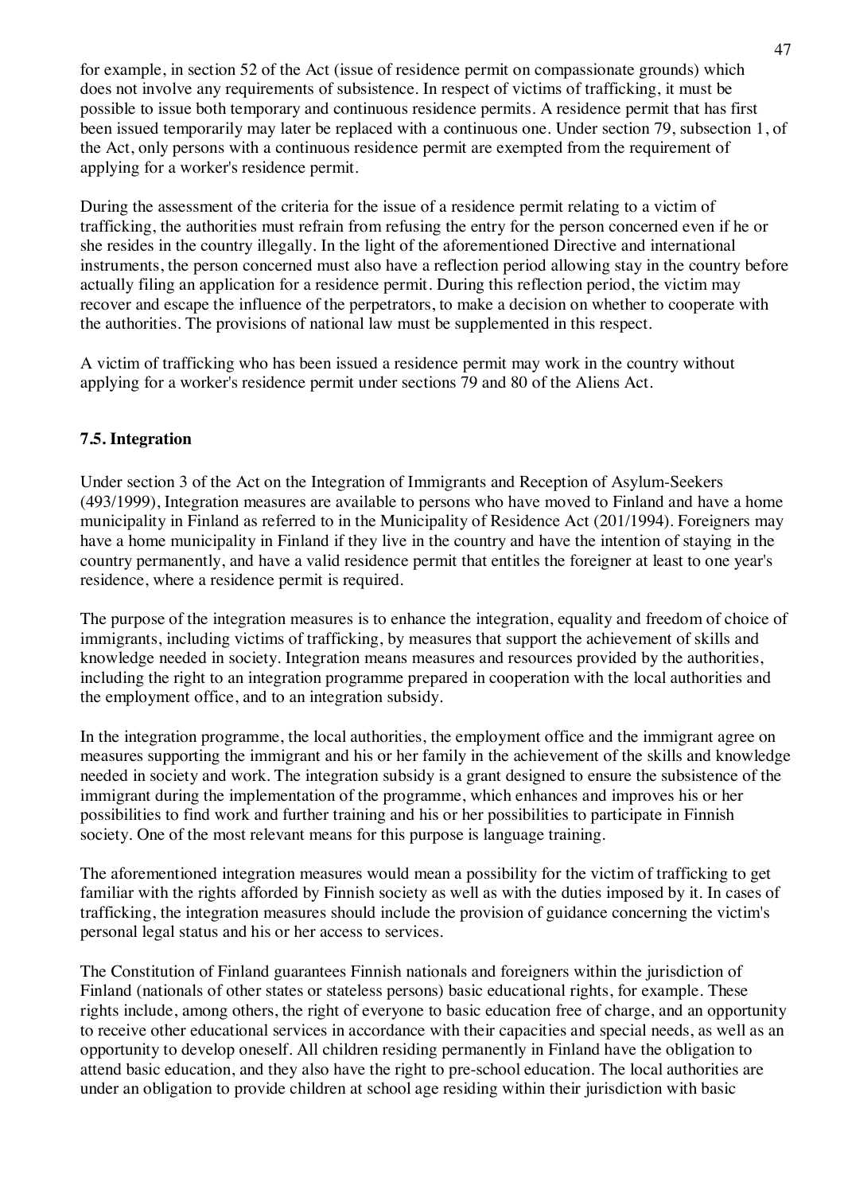for example, in section 52 of the Act (issue of residence permit on compassionate grounds) which does not involve any requirements of subsistence. In respect of victims of trafficking, it must be possible to issue both temporary and continuous residence permits. A residence permit that has first been issued temporarily may later be replaced with a continuous one. Under section 79, subsection 1, of the Act, only persons with a continuous residence permit are exempted from the requirement of applying for a worker's residence permit.

During the assessment of the criteria for the issue of a residence permit relating to a victim of trafficking, the authorities must refrain from refusing the entry for the person concerned even if he or she resides in the country illegally. In the light of the aforementioned Directive and international instruments, the person concerned must also have a reflection period allowing stay in the country before actually filing an application for a residence permit. During this reflection period, the victim may recover and escape the influence of the perpetrators, to make a decision on whether to cooperate with the authorities. The provisions of national law must be supplemented in this respect.

A victim of trafficking who has been issued a residence permit may work in the country without applying for a worker's residence permit under sections 79 and 80 of the Aliens Act.

### 7.5. Integration

Under section 3 of the Act on the Integration of Immigrants and Reception of Asylum-Seekers (493/1999), Integration measures are available to persons who have moved to Finland and have a home municipality in Finland as referred to in the Municipality of Residence Act (201/1994). Foreigners may have a home municipality in Finland if they live in the country and have the intention of staying in the country permanently, and have a valid residence permit that entitles the foreigner at least to one year's residence, where a residence permit is required.

The purpose of the integration measures is to enhance the integration, equality and freedom of choice of immigrants, including victims of trafficking, by measures that support the achievement of skills and knowledge needed in society. Integration means measures and resources provided by the authorities, including the right to an integration programme prepared in cooperation with the local authorities and the employment office, and to an integration subsidy.

In the integration programme, the local authorities, the employment office and the immigrant agree on measures supporting the immigrant and his or her family in the achievement of the skills and knowledge needed in society and work. The integration subsidy is a grant designed to ensure the subsistence of the immigrant during the implementation of the programme, which enhances and improves his or her possibilities to find work and further training and his or her possibilities to participate in Finnish society. One of the most relevant means for this purpose is language training.

The aforementioned integration measures would mean a possibility for the victim of trafficking to get familiar with the rights afforded by Finnish society as well as with the duties imposed by it. In cases of trafficking, the integration measures should include the provision of guidance concerning the victim's personal legal status and his or her access to services.

The Constitution of Finland guarantees Finnish nationals and foreigners within the jurisdiction of Finland (nationals of other states or stateless persons) basic educational rights, for example. These rights include, among others, the right of everyone to basic education free of charge, and an opportunity to receive other educational services in accordance with their capacities and special needs, as well as an opportunity to develop oneself. All children residing permanently in Finland have the obligation to attend basic education, and they also have the right to pre-school education. The local authorities are under an obligation to provide children at school age residing within their jurisdiction with basic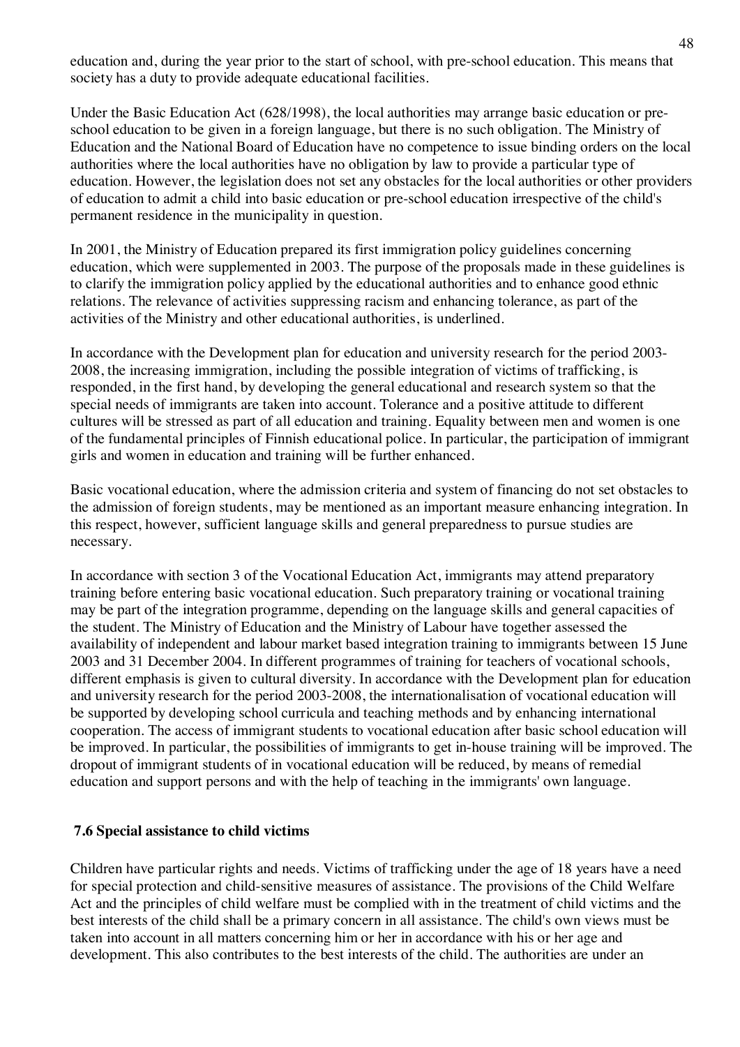education and, during the year prior to the start of school, with pre-school education. This means that society has a duty to provide adequate educational facilities.

Under the Basic Education Act (628/1998), the local authorities may arrange basic education or pre-school education to be given in a foreign language, but there is no such obligation. The Ministry of Education and the National Board of Education have no competence to issue binding orders on the local authorities where the local authorities have no obligation by law to provide a particular type of education. However, the legislation does not set any obstacles for the local authorities or other providers of education to admit a child into basic education or pre-school education irrespective of the child's permanent residence in the municipality in question.

In 2001, the Ministry of Education prepared its first immigration policy guidelines concerning education, which were supplemented in 2003. The purpose of the proposals made in these guidelines is to clarify the immigration policy applied by the educational authorities and to enhance good ethnic relations. The relevance of activities suppressing racism and enhancing tolerance, as part of the activities of the Ministry and other educational authorities, is underlined.

In accordance with the Development plan for education and university research for the period 2003-2008, the increasing immigration, including the possible integration of victims of trafficking, is responded, in the first hand, by developing the general educational and research system so that the special needs of immigrants are taken into account. Tolerance and a positive attitude to different cultures will be stressed as part of all education and training. Equality between men and women is one of the fundamental principles of Finnish educational police. In particular, the participation of immigrant girls and women in education and training will be further enhanced.

Basic vocational education, where the admission criteria and system of financing do not set obstacles to the admission of foreign students, may be mentioned as an important measure enhancing integration. In this respect, however, sufficient language skills and general preparedness to pursue studies are necessary.

In accordance with section 3 of the Vocational Education Act, immigrants may attend preparatory training before entering basic vocational education. Such preparatory training or vocational training may be part of the integration programme, depending on the language skills and general capacities of the student. The Ministry of Education and the Ministry of Labour have together assessed the availability of independent and labour market based integration training to immigrants between 15 June 2003 and 31 December 2004. In different programmes of training for teachers of vocational schools, different emphasis is given to cultural diversity. In accordance with the Development plan for education and university research for the period 2003-2008, the internationalisation of vocational education will be supported by developing school curricula and teaching methods and by enhancing international cooperation. The access of immigrant students to vocational education after basic school education will be improved. In particular, the possibilities of immigrants to get in-house training will be improved. The dropout of immigrant students of in vocational education will be reduced, by means of remedial education and support persons and with the help of teaching in the immigrants' own language.

### 7.6 Special assistance to child victims

Children have particular rights and needs. Victims of trafficking under the age of 18 years have a need for special protection and child-sensitive measures of assistance. The provisions of the Child Welfare Act and the principles of child welfare must be complied with in the treatment of child victims and the best interests of the child shall be a primary concern in all assistance. The child's own views must be taken into account in all matters concerning him or her in accordance with his or her age and development. This also contributes to the best interests of the child. The authorities are under an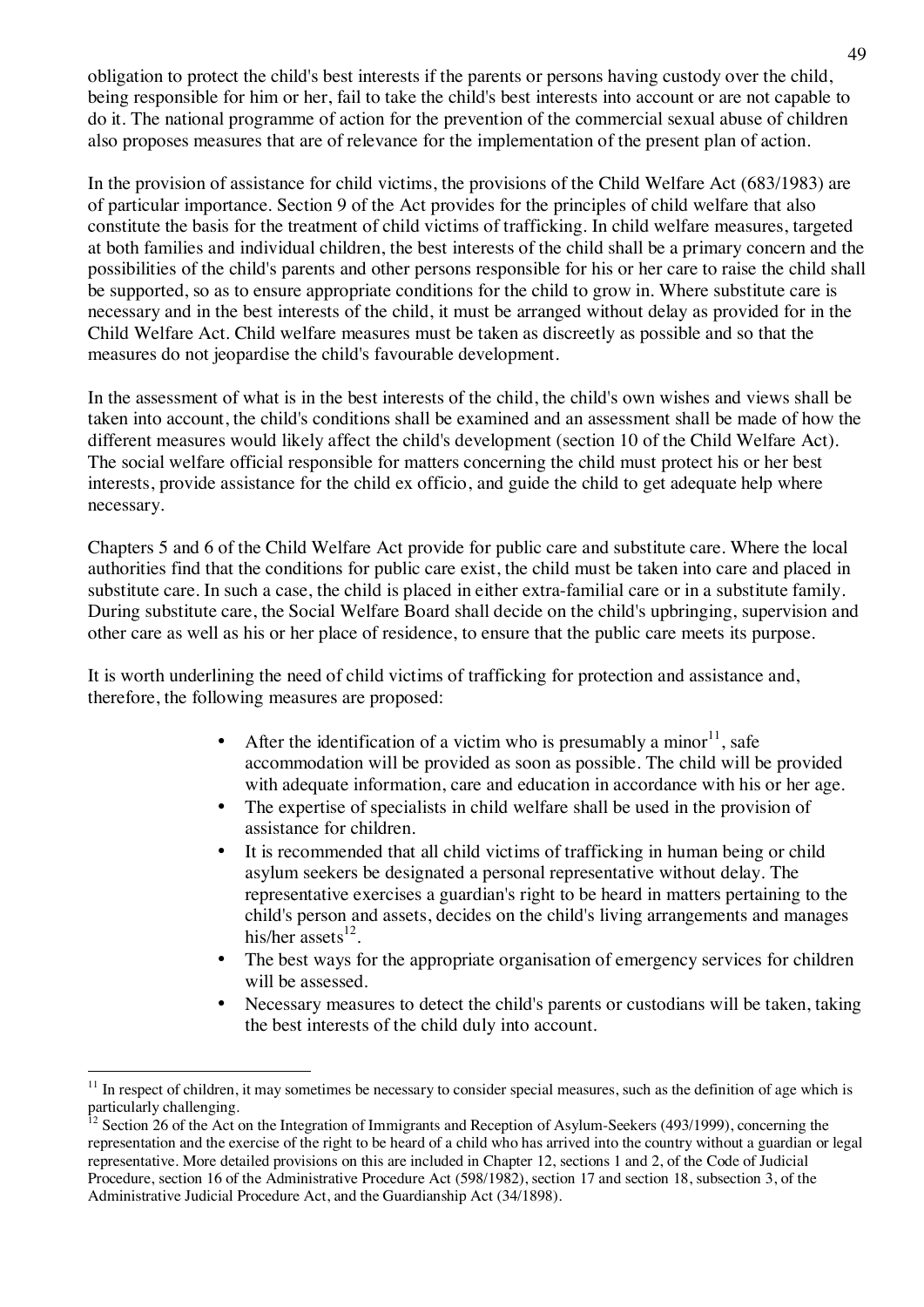obligation to protect the child's best interests if the parents or persons having custody over the child, being responsible for him or her, fail to take the child's best interests into account or are not capable to do it. The national programme of action for the prevention of the commercial sexual abuse of children also proposes measures that are of relevance for the implementation of the present plan of action.

In the provision of assistance for child victims, the provisions of the Child Welfare Act (683/1983) are of particular importance. Section 9 of the Act provides for the principles of child welfare that also constitute the basis for the treatment of child victims of trafficking. In child welfare measures, targeted at both families and individual children, the best interests of the child shall be a primary concern and the possibilities of the child's parents and other persons responsible for his or her care to raise the child shall be supported, so as to ensure appropriate conditions for the child to grow in. Where substitute care is necessary and in the best interests of the child, it must be arranged without delay as provided for in the Child Welfare Act. Child welfare measures must be taken as discreetly as possible and so that the measures do not jeopardise the child's favourable development.

In the assessment of what is in the best interests of the child, the child's own wishes and views shall be taken into account, the child's conditions shall be examined and an assessment shall be made of how the different measures would likely affect the child's development (section 10 of the Child Welfare Act). The social welfare official responsible for matters concerning the child must protect his or her best interests, provide assistance for the child ex officio, and guide the child to get adequate help where necessary.

Chapters 5 and 6 of the Child Welfare Act provide for public care and substitute care. Where the local authorities find that the conditions for public care exist, the child must be taken into care and placed in substitute care. In such a case, the child is placed in either extra-familial care or in a substitute family. During substitute care, the Social Welfare Board shall decide on the child's upbringing, supervision and other care as well as his or her place of residence, to ensure that the public care meets its purpose.

It is worth underlining the need of child victims of trafficking for protection and assistance and, therefore, the following measures are proposed:

- After the identification of a victim who is presumably a minor[11], safe accommodation will be provided as soon as possible. The child will be provided with adequate information, care and education in accordance with his or her age.
- The expertise of specialists in child welfare shall be used in the provision of assistance for children.
- It is recommended that all child victims of trafficking in human being or child asylum seekers be designated a personal representative without delay. The representative exercises a guardian's right to be heard in matters pertaining to the child's person and assets, decides on the child's living arrangements and manages his/her assets[12].
- The best ways for the appropriate organisation of emergency services for children will be assessed.
- Necessary measures to detect the child's parents or custodians will be taken, taking the best interests of the child duly into account.

---

[11] In respect of children, it may sometimes be necessary to consider special measures, such as the definition of age which is particularly challenging.

[12] Section 26 of the Act on the Integration of Immigrants and Reception of Asylum-Seekers (493/1999), concerning the representation and the exercise of the right to be heard of a child who has arrived into the country without a guardian or legal representative. More detailed provisions on this are included in Chapter 12, sections 1 and 2, of the Code of Judicial Procedure, section 16 of the Administrative Procedure Act (598/1982), section 17 and section 18, subsection 3, of the Administrative Judicial Procedure Act, and the Guardianship Act (34/1898).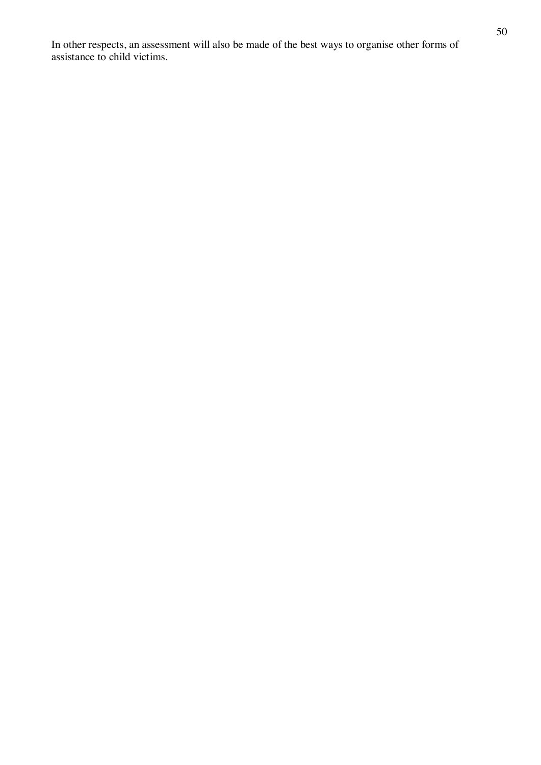In other respects, an assessment will also be made of the best ways to organise other forms of assistance to child victims.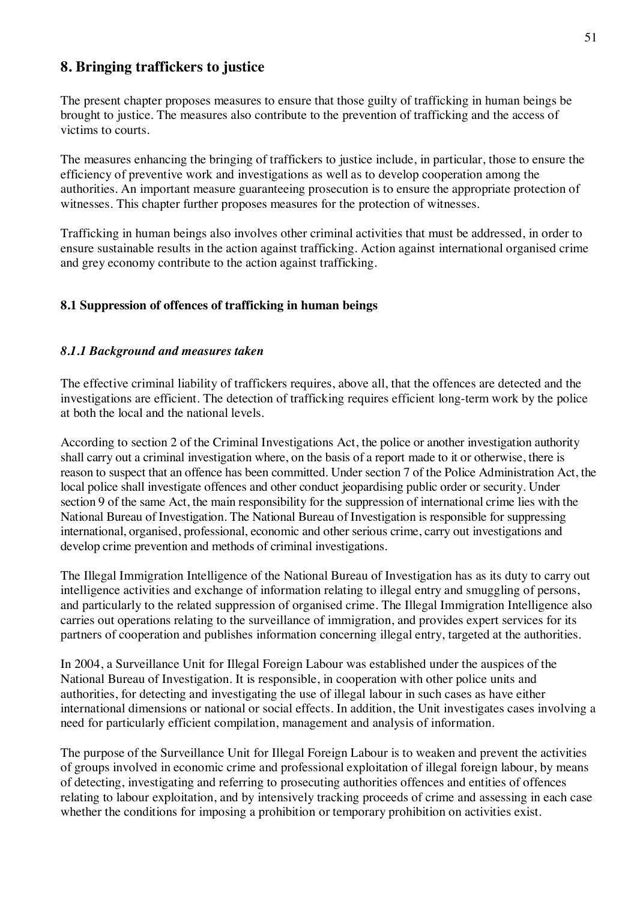## 8. Bringing traffickers to justice

The present chapter proposes measures to ensure that those guilty of trafficking in human beings be brought to justice. The measures also contribute to the prevention of trafficking and the access of victims to courts.

The measures enhancing the bringing of traffickers to justice include, in particular, those to ensure the efficiency of preventive work and investigations as well as to develop cooperation among the authorities. An important measure guaranteeing prosecution is to ensure the appropriate protection of witnesses. This chapter further proposes measures for the protection of witnesses.

Trafficking in human beings also involves other criminal activities that must be addressed, in order to ensure sustainable results in the action against trafficking. Action against international organised crime and grey economy contribute to the action against trafficking.

### 8.1 Suppression of offences of trafficking in human beings

#### *8.1.1 Background and measures taken*

The effective criminal liability of traffickers requires, above all, that the offences are detected and the investigations are efficient. The detection of trafficking requires efficient long-term work by the police at both the local and the national levels.

According to section 2 of the Criminal Investigations Act, the police or another investigation authority shall carry out a criminal investigation where, on the basis of a report made to it or otherwise, there is reason to suspect that an offence has been committed. Under section 7 of the Police Administration Act, the local police shall investigate offences and other conduct jeopardising public order or security. Under section 9 of the same Act, the main responsibility for the suppression of international crime lies with the National Bureau of Investigation. The National Bureau of Investigation is responsible for suppressing international, organised, professional, economic and other serious crime, carry out investigations and develop crime prevention and methods of criminal investigations.

The Illegal Immigration Intelligence of the National Bureau of Investigation has as its duty to carry out intelligence activities and exchange of information relating to illegal entry and smuggling of persons, and particularly to the related suppression of organised crime. The Illegal Immigration Intelligence also carries out operations relating to the surveillance of immigration, and provides expert services for its partners of cooperation and publishes information concerning illegal entry, targeted at the authorities.

In 2004, a Surveillance Unit for Illegal Foreign Labour was established under the auspices of the National Bureau of Investigation. It is responsible, in cooperation with other police units and authorities, for detecting and investigating the use of illegal labour in such cases as have either international dimensions or national or social effects. In addition, the Unit investigates cases involving a need for particularly efficient compilation, management and analysis of information.

The purpose of the Surveillance Unit for Illegal Foreign Labour is to weaken and prevent the activities of groups involved in economic crime and professional exploitation of illegal foreign labour, by means of detecting, investigating and referring to prosecuting authorities offences and entities of offences relating to labour exploitation, and by intensively tracking proceeds of crime and assessing in each case whether the conditions for imposing a prohibition or temporary prohibition on activities exist.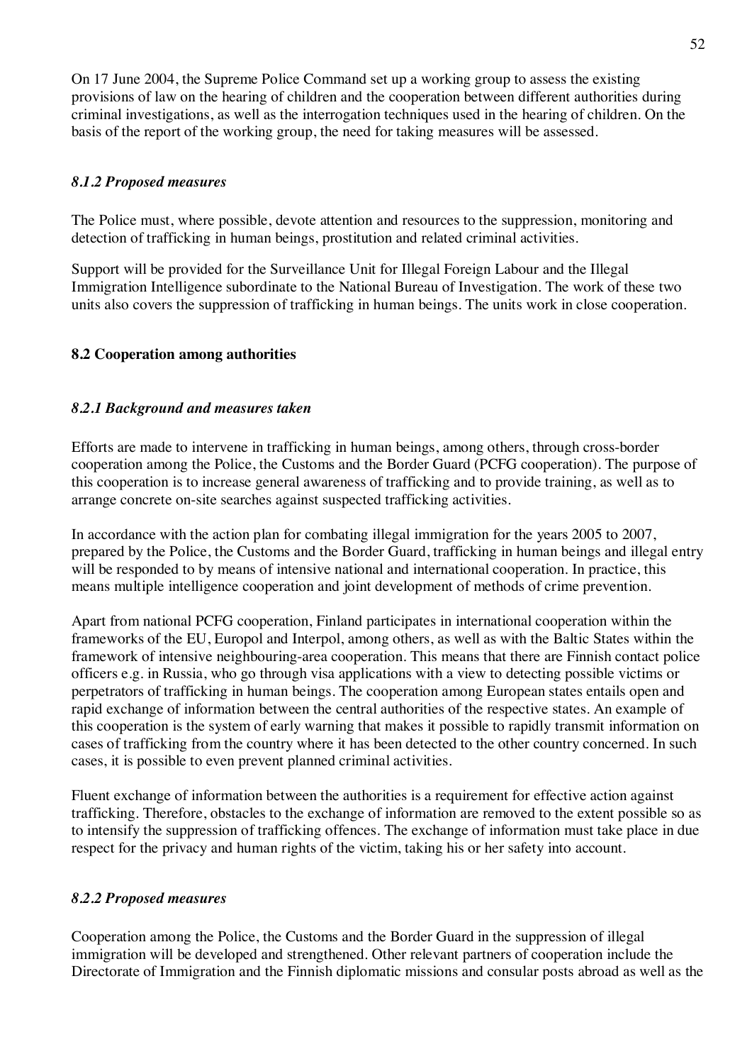On 17 June 2004, the Supreme Police Command set up a working group to assess the existing provisions of law on the hearing of children and the cooperation between different authorities during criminal investigations, as well as the interrogation techniques used in the hearing of children. On the basis of the report of the working group, the need for taking measures will be assessed.

#### *8.1.2 Proposed measures*

The Police must, where possible, devote attention and resources to the suppression, monitoring and detection of trafficking in human beings, prostitution and related criminal activities.

Support will be provided for the Surveillance Unit for Illegal Foreign Labour and the Illegal Immigration Intelligence subordinate to the National Bureau of Investigation. The work of these two units also covers the suppression of trafficking in human beings. The units work in close cooperation.

### 8.2 Cooperation among authorities

#### *8.2.1 Background and measures taken*

Efforts are made to intervene in trafficking in human beings, among others, through cross-border cooperation among the Police, the Customs and the Border Guard (PCFG cooperation). The purpose of this cooperation is to increase general awareness of trafficking and to provide training, as well as to arrange concrete on-site searches against suspected trafficking activities.

In accordance with the action plan for combating illegal immigration for the years 2005 to 2007, prepared by the Police, the Customs and the Border Guard, trafficking in human beings and illegal entry will be responded to by means of intensive national and international cooperation. In practice, this means multiple intelligence cooperation and joint development of methods of crime prevention.

Apart from national PCFG cooperation, Finland participates in international cooperation within the frameworks of the EU, Europol and Interpol, among others, as well as with the Baltic States within the framework of intensive neighbouring-area cooperation. This means that there are Finnish contact police officers e.g. in Russia, who go through visa applications with a view to detecting possible victims or perpetrators of trafficking in human beings. The cooperation among European states entails open and rapid exchange of information between the central authorities of the respective states. An example of this cooperation is the system of early warning that makes it possible to rapidly transmit information on cases of trafficking from the country where it has been detected to the other country concerned. In such cases, it is possible to even prevent planned criminal activities.

Fluent exchange of information between the authorities is a requirement for effective action against trafficking. Therefore, obstacles to the exchange of information are removed to the extent possible so as to intensify the suppression of trafficking offences. The exchange of information must take place in due respect for the privacy and human rights of the victim, taking his or her safety into account.

#### *8.2.2 Proposed measures*

Cooperation among the Police, the Customs and the Border Guard in the suppression of illegal immigration will be developed and strengthened. Other relevant partners of cooperation include the Directorate of Immigration and the Finnish diplomatic missions and consular posts abroad as well as the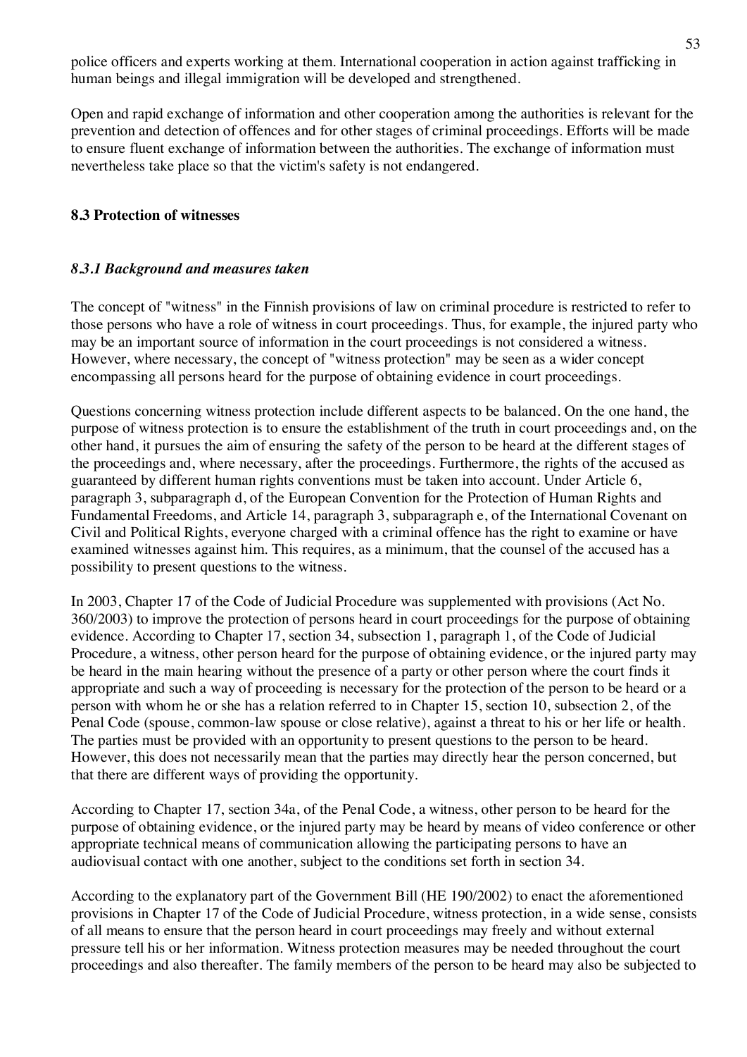police officers and experts working at them. International cooperation in action against trafficking in human beings and illegal immigration will be developed and strengthened.

Open and rapid exchange of information and other cooperation among the authorities is relevant for the prevention and detection of offences and for other stages of criminal proceedings. Efforts will be made to ensure fluent exchange of information between the authorities. The exchange of information must nevertheless take place so that the victim's safety is not endangered.

### 8.3 Protection of witnesses

#### *8.3.1 Background and measures taken*

The concept of "witness" in the Finnish provisions of law on criminal procedure is restricted to refer to those persons who have a role of witness in court proceedings. Thus, for example, the injured party who may be an important source of information in the court proceedings is not considered a witness. However, where necessary, the concept of "witness protection" may be seen as a wider concept encompassing all persons heard for the purpose of obtaining evidence in court proceedings.

Questions concerning witness protection include different aspects to be balanced. On the one hand, the purpose of witness protection is to ensure the establishment of the truth in court proceedings and, on the other hand, it pursues the aim of ensuring the safety of the person to be heard at the different stages of the proceedings and, where necessary, after the proceedings. Furthermore, the rights of the accused as guaranteed by different human rights conventions must be taken into account. Under Article 6, paragraph 3, subparagraph d, of the European Convention for the Protection of Human Rights and Fundamental Freedoms, and Article 14, paragraph 3, subparagraph e, of the International Covenant on Civil and Political Rights, everyone charged with a criminal offence has the right to examine or have examined witnesses against him. This requires, as a minimum, that the counsel of the accused has a possibility to present questions to the witness.

In 2003, Chapter 17 of the Code of Judicial Procedure was supplemented with provisions (Act No. 360/2003) to improve the protection of persons heard in court proceedings for the purpose of obtaining evidence. According to Chapter 17, section 34, subsection 1, paragraph 1, of the Code of Judicial Procedure, a witness, other person heard for the purpose of obtaining evidence, or the injured party may be heard in the main hearing without the presence of a party or other person where the court finds it appropriate and such a way of proceeding is necessary for the protection of the person to be heard or a person with whom he or she has a relation referred to in Chapter 15, section 10, subsection 2, of the Penal Code (spouse, common-law spouse or close relative), against a threat to his or her life or health. The parties must be provided with an opportunity to present questions to the person to be heard. However, this does not necessarily mean that the parties may directly hear the person concerned, but that there are different ways of providing the opportunity.

According to Chapter 17, section 34a, of the Penal Code, a witness, other person to be heard for the purpose of obtaining evidence, or the injured party may be heard by means of video conference or other appropriate technical means of communication allowing the participating persons to have an audiovisual contact with one another, subject to the conditions set forth in section 34.

According to the explanatory part of the Government Bill (HE 190/2002) to enact the aforementioned provisions in Chapter 17 of the Code of Judicial Procedure, witness protection, in a wide sense, consists of all means to ensure that the person heard in court proceedings may freely and without external pressure tell his or her information. Witness protection measures may be needed throughout the court proceedings and also thereafter. The family members of the person to be heard may also be subjected to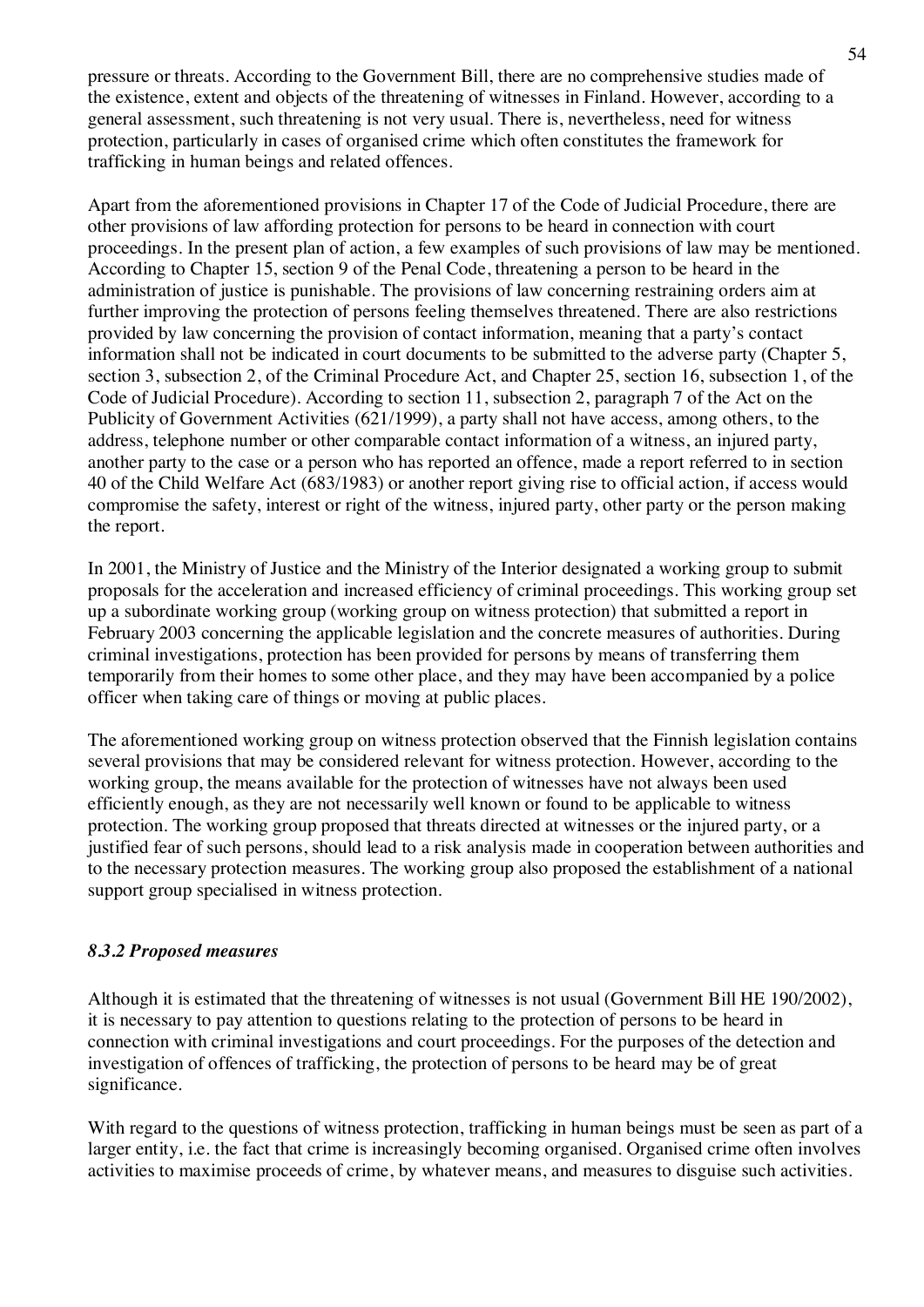pressure or threats. According to the Government Bill, there are no comprehensive studies made of the existence, extent and objects of the threatening of witnesses in Finland. However, according to a general assessment, such threatening is not very usual. There is, nevertheless, need for witness protection, particularly in cases of organised crime which often constitutes the framework for trafficking in human beings and related offences.

Apart from the aforementioned provisions in Chapter 17 of the Code of Judicial Procedure, there are other provisions of law affording protection for persons to be heard in connection with court proceedings. In the present plan of action, a few examples of such provisions of law may be mentioned. According to Chapter 15, section 9 of the Penal Code, threatening a person to be heard in the administration of justice is punishable. The provisions of law concerning restraining orders aim at further improving the protection of persons feeling themselves threatened. There are also restrictions provided by law concerning the provision of contact information, meaning that a party's contact information shall not be indicated in court documents to be submitted to the adverse party (Chapter 5, section 3, subsection 2, of the Criminal Procedure Act, and Chapter 25, section 16, subsection 1, of the Code of Judicial Procedure). According to section 11, subsection 2, paragraph 7 of the Act on the Publicity of Government Activities (621/1999), a party shall not have access, among others, to the address, telephone number or other comparable contact information of a witness, an injured party, another party to the case or a person who has reported an offence, made a report referred to in section 40 of the Child Welfare Act (683/1983) or another report giving rise to official action, if access would compromise the safety, interest or right of the witness, injured party, other party or the person making the report.

In 2001, the Ministry of Justice and the Ministry of the Interior designated a working group to submit proposals for the acceleration and increased efficiency of criminal proceedings. This working group set up a subordinate working group (working group on witness protection) that submitted a report in February 2003 concerning the applicable legislation and the concrete measures of authorities. During criminal investigations, protection has been provided for persons by means of transferring them temporarily from their homes to some other place, and they may have been accompanied by a police officer when taking care of things or moving at public places.

The aforementioned working group on witness protection observed that the Finnish legislation contains several provisions that may be considered relevant for witness protection. However, according to the working group, the means available for the protection of witnesses have not always been used efficiently enough, as they are not necessarily well known or found to be applicable to witness protection. The working group proposed that threats directed at witnesses or the injured party, or a justified fear of such persons, should lead to a risk analysis made in cooperation between authorities and to the necessary protection measures. The working group also proposed the establishment of a national support group specialised in witness protection.

#### *8.3.2 Proposed measures*

Although it is estimated that the threatening of witnesses is not usual (Government Bill HE 190/2002), it is necessary to pay attention to questions relating to the protection of persons to be heard in connection with criminal investigations and court proceedings. For the purposes of the detection and investigation of offences of trafficking, the protection of persons to be heard may be of great significance.

With regard to the questions of witness protection, trafficking in human beings must be seen as part of a larger entity, i.e. the fact that crime is increasingly becoming organised. Organised crime often involves activities to maximise proceeds of crime, by whatever means, and measures to disguise such activities.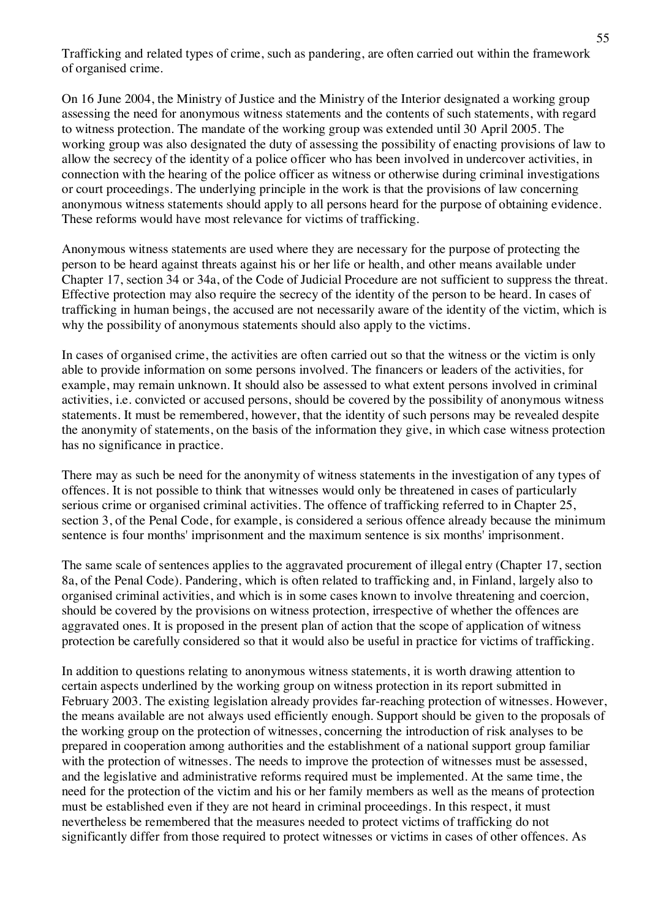Trafficking and related types of crime, such as pandering, are often carried out within the framework of organised crime.

On 16 June 2004, the Ministry of Justice and the Ministry of the Interior designated a working group assessing the need for anonymous witness statements and the contents of such statements, with regard to witness protection. The mandate of the working group was extended until 30 April 2005. The working group was also designated the duty of assessing the possibility of enacting provisions of law to allow the secrecy of the identity of a police officer who has been involved in undercover activities, in connection with the hearing of the police officer as witness or otherwise during criminal investigations or court proceedings. The underlying principle in the work is that the provisions of law concerning anonymous witness statements should apply to all persons heard for the purpose of obtaining evidence. These reforms would have most relevance for victims of trafficking.

Anonymous witness statements are used where they are necessary for the purpose of protecting the person to be heard against threats against his or her life or health, and other means available under Chapter 17, section 34 or 34a, of the Code of Judicial Procedure are not sufficient to suppress the threat. Effective protection may also require the secrecy of the identity of the person to be heard. In cases of trafficking in human beings, the accused are not necessarily aware of the identity of the victim, which is why the possibility of anonymous statements should also apply to the victims.

In cases of organised crime, the activities are often carried out so that the witness or the victim is only able to provide information on some persons involved. The financers or leaders of the activities, for example, may remain unknown. It should also be assessed to what extent persons involved in criminal activities, i.e. convicted or accused persons, should be covered by the possibility of anonymous witness statements. It must be remembered, however, that the identity of such persons may be revealed despite the anonymity of statements, on the basis of the information they give, in which case witness protection has no significance in practice.

There may as such be need for the anonymity of witness statements in the investigation of any types of offences. It is not possible to think that witnesses would only be threatened in cases of particularly serious crime or organised criminal activities. The offence of trafficking referred to in Chapter 25, section 3, of the Penal Code, for example, is considered a serious offence already because the minimum sentence is four months' imprisonment and the maximum sentence is six months' imprisonment.

The same scale of sentences applies to the aggravated procurement of illegal entry (Chapter 17, section 8a, of the Penal Code). Pandering, which is often related to trafficking and, in Finland, largely also to organised criminal activities, and which is in some cases known to involve threatening and coercion, should be covered by the provisions on witness protection, irrespective of whether the offences are aggravated ones. It is proposed in the present plan of action that the scope of application of witness protection be carefully considered so that it would also be useful in practice for victims of trafficking.

In addition to questions relating to anonymous witness statements, it is worth drawing attention to certain aspects underlined by the working group on witness protection in its report submitted in February 2003. The existing legislation already provides far-reaching protection of witnesses. However, the means available are not always used efficiently enough. Support should be given to the proposals of the working group on the protection of witnesses, concerning the introduction of risk analyses to be prepared in cooperation among authorities and the establishment of a national support group familiar with the protection of witnesses. The needs to improve the protection of witnesses must be assessed, and the legislative and administrative reforms required must be implemented. At the same time, the need for the protection of the victim and his or her family members as well as the means of protection must be established even if they are not heard in criminal proceedings. In this respect, it must nevertheless be remembered that the measures needed to protect victims of trafficking do not significantly differ from those required to protect witnesses or victims in cases of other offences. As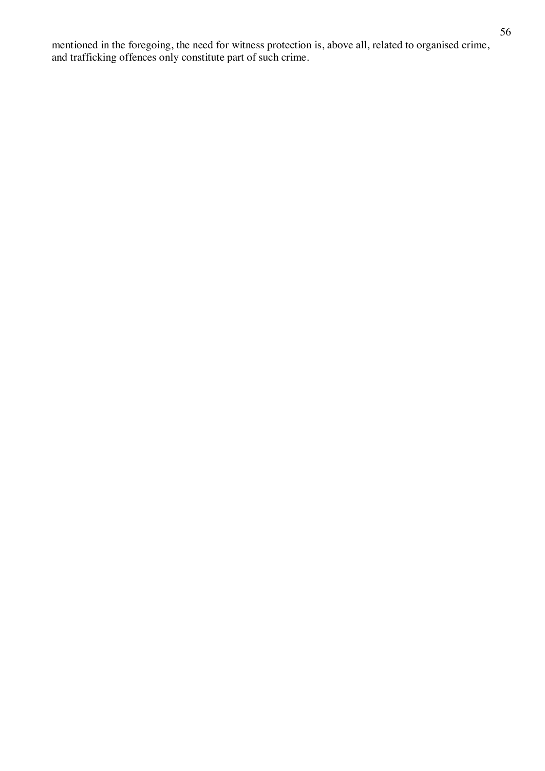mentioned in the foregoing, the need for witness protection is, above all, related to organised crime, and trafficking offences only constitute part of such crime.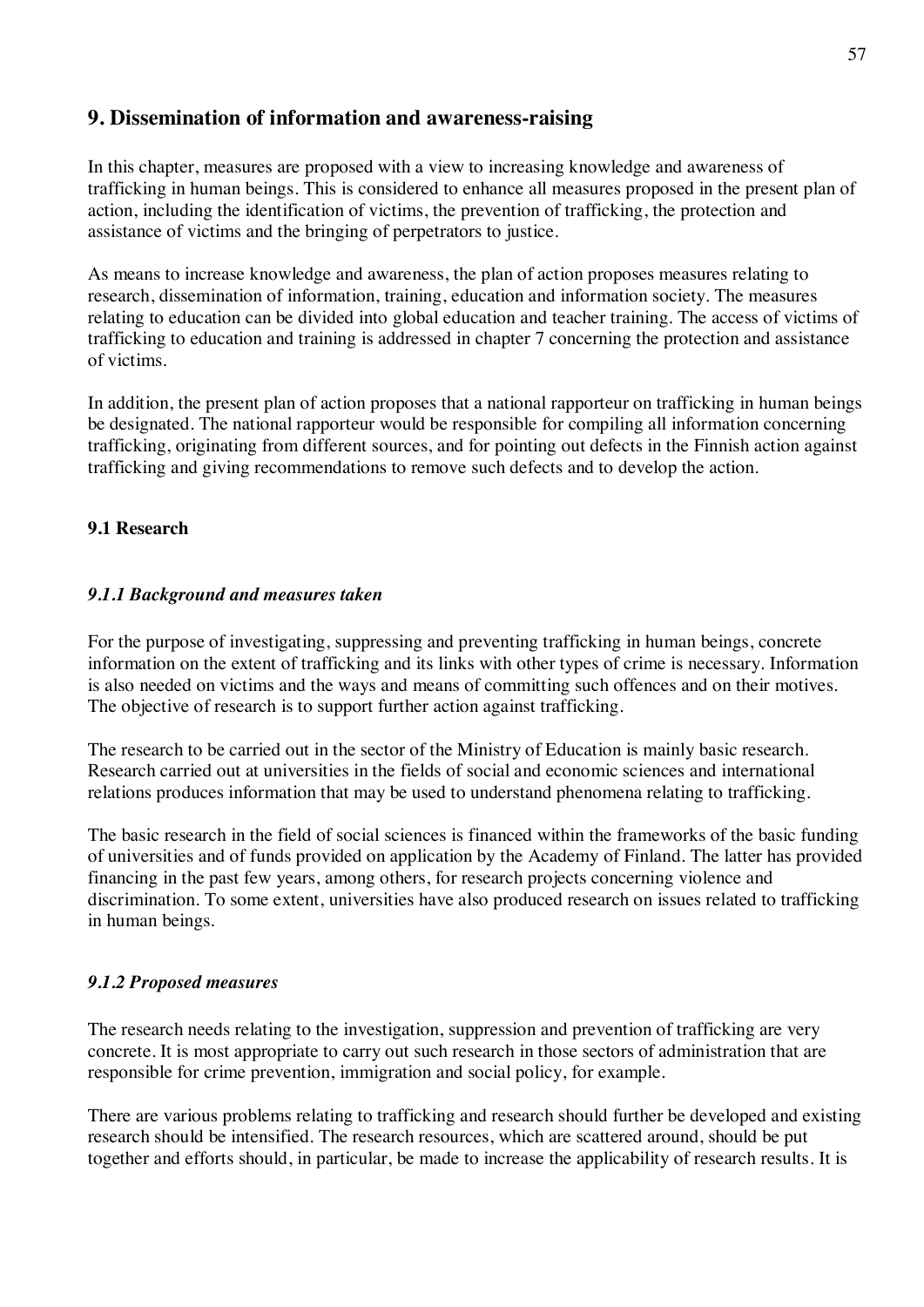## 9. Dissemination of information and awareness-raising

In this chapter, measures are proposed with a view to increasing knowledge and awareness of trafficking in human beings. This is considered to enhance all measures proposed in the present plan of action, including the identification of victims, the prevention of trafficking, the protection and assistance of victims and the bringing of perpetrators to justice.

As means to increase knowledge and awareness, the plan of action proposes measures relating to research, dissemination of information, training, education and information society. The measures relating to education can be divided into global education and teacher training. The access of victims of trafficking to education and training is addressed in chapter 7 concerning the protection and assistance of victims.

In addition, the present plan of action proposes that a national rapporteur on trafficking in human beings be designated. The national rapporteur would be responsible for compiling all information concerning trafficking, originating from different sources, and for pointing out defects in the Finnish action against trafficking and giving recommendations to remove such defects and to develop the action.

### 9.1 Research

#### *9.1.1 Background and measures taken*

For the purpose of investigating, suppressing and preventing trafficking in human beings, concrete information on the extent of trafficking and its links with other types of crime is necessary. Information is also needed on victims and the ways and means of committing such offences and on their motives. The objective of research is to support further action against trafficking.

The research to be carried out in the sector of the Ministry of Education is mainly basic research. Research carried out at universities in the fields of social and economic sciences and international relations produces information that may be used to understand phenomena relating to trafficking.

The basic research in the field of social sciences is financed within the frameworks of the basic funding of universities and of funds provided on application by the Academy of Finland. The latter has provided financing in the past few years, among others, for research projects concerning violence and discrimination. To some extent, universities have also produced research on issues related to trafficking in human beings.

#### *9.1.2 Proposed measures*

The research needs relating to the investigation, suppression and prevention of trafficking are very concrete. It is most appropriate to carry out such research in those sectors of administration that are responsible for crime prevention, immigration and social policy, for example.

There are various problems relating to trafficking and research should further be developed and existing research should be intensified. The research resources, which are scattered around, should be put together and efforts should, in particular, be made to increase the applicability of research results. It is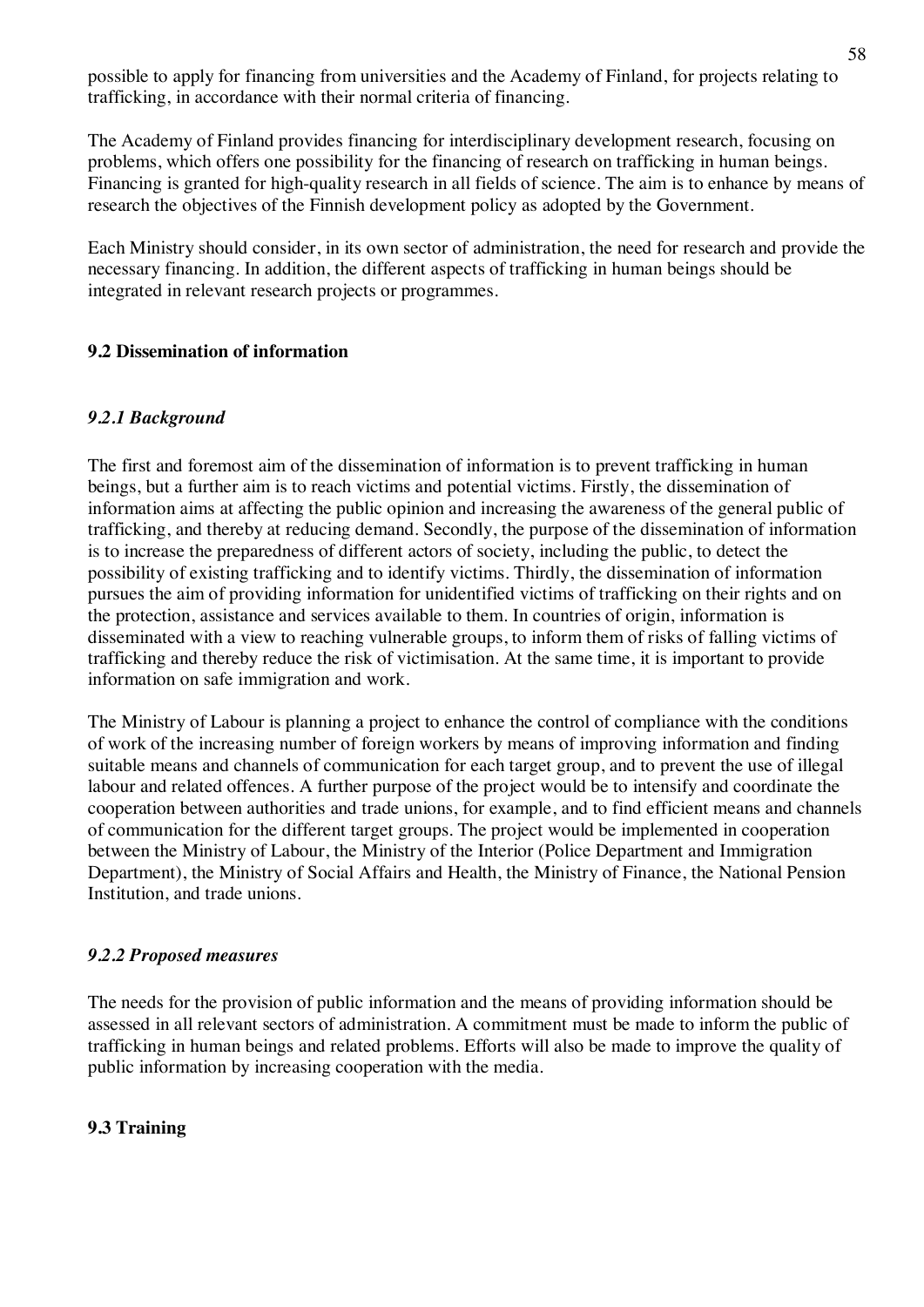possible to apply for financing from universities and the Academy of Finland, for projects relating to trafficking, in accordance with their normal criteria of financing.

The Academy of Finland provides financing for interdisciplinary development research, focusing on problems, which offers one possibility for the financing of research on trafficking in human beings. Financing is granted for high-quality research in all fields of science. The aim is to enhance by means of research the objectives of the Finnish development policy as adopted by the Government.

Each Ministry should consider, in its own sector of administration, the need for research and provide the necessary financing. In addition, the different aspects of trafficking in human beings should be integrated in relevant research projects or programmes.

## 9.2 Dissemination of information

### *9.2.1 Background*

The first and foremost aim of the dissemination of information is to prevent trafficking in human beings, but a further aim is to reach victims and potential victims. Firstly, the dissemination of information aims at affecting the public opinion and increasing the awareness of the general public of trafficking, and thereby at reducing demand. Secondly, the purpose of the dissemination of information is to increase the preparedness of different actors of society, including the public, to detect the possibility of existing trafficking and to identify victims. Thirdly, the dissemination of information pursues the aim of providing information for unidentified victims of trafficking on their rights and on the protection, assistance and services available to them. In countries of origin, information is disseminated with a view to reaching vulnerable groups, to inform them of risks of falling victims of trafficking and thereby reduce the risk of victimisation. At the same time, it is important to provide information on safe immigration and work.

The Ministry of Labour is planning a project to enhance the control of compliance with the conditions of work of the increasing number of foreign workers by means of improving information and finding suitable means and channels of communication for each target group, and to prevent the use of illegal labour and related offences. A further purpose of the project would be to intensify and coordinate the cooperation between authorities and trade unions, for example, and to find efficient means and channels of communication for the different target groups. The project would be implemented in cooperation between the Ministry of Labour, the Ministry of the Interior (Police Department and Immigration Department), the Ministry of Social Affairs and Health, the Ministry of Finance, the National Pension Institution, and trade unions.

### *9.2.2 Proposed measures*

The needs for the provision of public information and the means of providing information should be assessed in all relevant sectors of administration. A commitment must be made to inform the public of trafficking in human beings and related problems. Efforts will also be made to improve the quality of public information by increasing cooperation with the media.

## 9.3 Training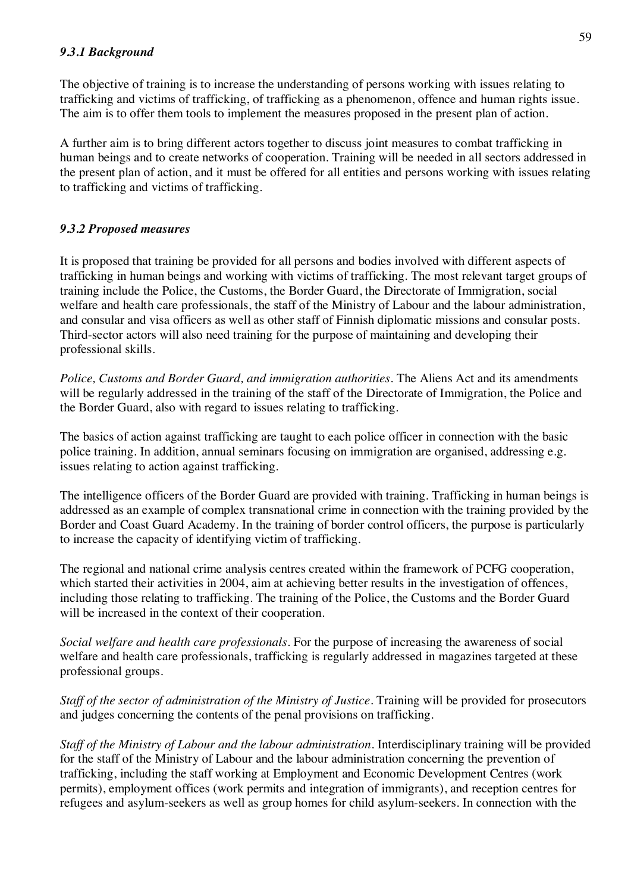#### *9.3.1 Background*

The objective of training is to increase the understanding of persons working with issues relating to trafficking and victims of trafficking, of trafficking as a phenomenon, offence and human rights issue. The aim is to offer them tools to implement the measures proposed in the present plan of action.

A further aim is to bring different actors together to discuss joint measures to combat trafficking in human beings and to create networks of cooperation. Training will be needed in all sectors addressed in the present plan of action, and it must be offered for all entities and persons working with issues relating to trafficking and victims of trafficking.

#### *9.3.2 Proposed measures*

It is proposed that training be provided for all persons and bodies involved with different aspects of trafficking in human beings and working with victims of trafficking. The most relevant target groups of training include the Police, the Customs, the Border Guard, the Directorate of Immigration, social welfare and health care professionals, the staff of the Ministry of Labour and the labour administration, and consular and visa officers as well as other staff of Finnish diplomatic missions and consular posts. Third-sector actors will also need training for the purpose of maintaining and developing their professional skills.

*Police, Customs and Border Guard, and immigration authorities*. The Aliens Act and its amendments will be regularly addressed in the training of the staff of the Directorate of Immigration, the Police and the Border Guard, also with regard to issues relating to trafficking.

The basics of action against trafficking are taught to each police officer in connection with the basic police training. In addition, annual seminars focusing on immigration are organised, addressing e.g. issues relating to action against trafficking.

The intelligence officers of the Border Guard are provided with training. Trafficking in human beings is addressed as an example of complex transnational crime in connection with the training provided by the Border and Coast Guard Academy. In the training of border control officers, the purpose is particularly to increase the capacity of identifying victim of trafficking.

The regional and national crime analysis centres created within the framework of PCFG cooperation, which started their activities in 2004, aim at achieving better results in the investigation of offences, including those relating to trafficking. The training of the Police, the Customs and the Border Guard will be increased in the context of their cooperation.

*Social welfare and health care professionals*. For the purpose of increasing the awareness of social welfare and health care professionals, trafficking is regularly addressed in magazines targeted at these professional groups.

*Staff of the sector of administration of the Ministry of Justice*. Training will be provided for prosecutors and judges concerning the contents of the penal provisions on trafficking.

*Staff of the Ministry of Labour and the labour administration*. Interdisciplinary training will be provided for the staff of the Ministry of Labour and the labour administration concerning the prevention of trafficking, including the staff working at Employment and Economic Development Centres (work permits), employment offices (work permits and integration of immigrants), and reception centres for refugees and asylum-seekers as well as group homes for child asylum-seekers. In connection with the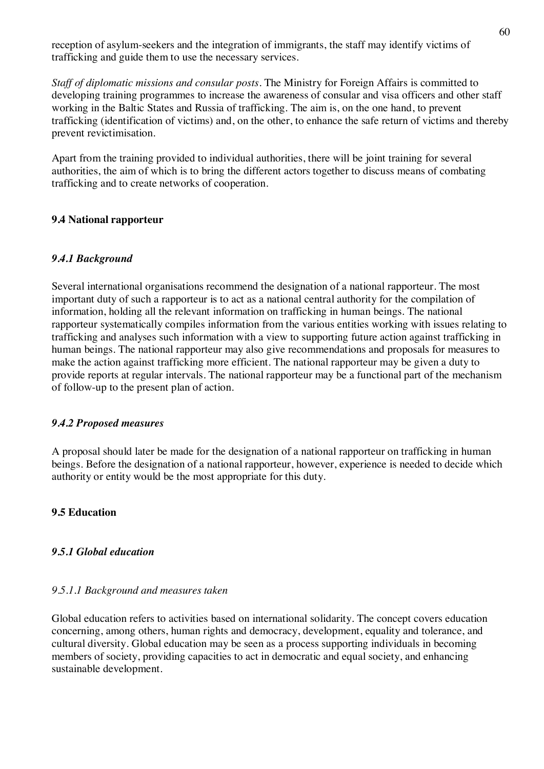reception of asylum-seekers and the integration of immigrants, the staff may identify victims of trafficking and guide them to use the necessary services.

*Staff of diplomatic missions and consular posts*. The Ministry for Foreign Affairs is committed to developing training programmes to increase the awareness of consular and visa officers and other staff working in the Baltic States and Russia of trafficking. The aim is, on the one hand, to prevent trafficking (identification of victims) and, on the other, to enhance the safe return of victims and thereby prevent revictimisation.

Apart from the training provided to individual authorities, there will be joint training for several authorities, the aim of which is to bring the different actors together to discuss means of combating trafficking and to create networks of cooperation.

## 9.4 National rapporteur

### *9.4.1 Background*

Several international organisations recommend the designation of a national rapporteur. The most important duty of such a rapporteur is to act as a national central authority for the compilation of information, holding all the relevant information on trafficking in human beings. The national rapporteur systematically compiles information from the various entities working with issues relating to trafficking and analyses such information with a view to supporting future action against trafficking in human beings. The national rapporteur may also give recommendations and proposals for measures to make the action against trafficking more efficient. The national rapporteur may be given a duty to provide reports at regular intervals. The national rapporteur may be a functional part of the mechanism of follow-up to the present plan of action.

### *9.4.2 Proposed measures*

A proposal should later be made for the designation of a national rapporteur on trafficking in human beings. Before the designation of a national rapporteur, however, experience is needed to decide which authority or entity would be the most appropriate for this duty.

## 9.5 Education

### *9.5.1 Global education*

#### *9.5.1.1 Background and measures taken*

Global education refers to activities based on international solidarity. The concept covers education concerning, among others, human rights and democracy, development, equality and tolerance, and cultural diversity. Global education may be seen as a process supporting individuals in becoming members of society, providing capacities to act in democratic and equal society, and enhancing sustainable development.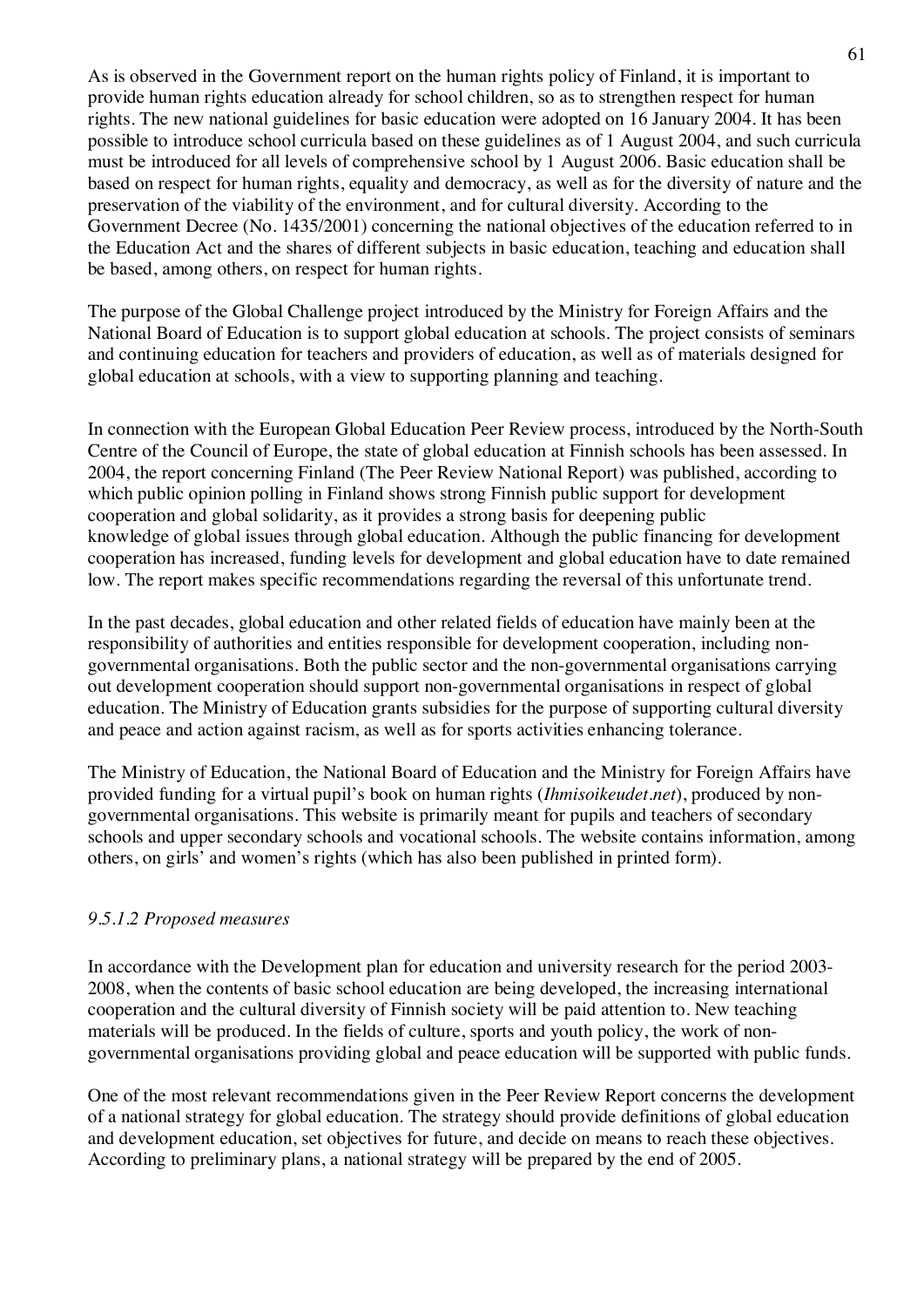As is observed in the Government report on the human rights policy of Finland, it is important to provide human rights education already for school children, so as to strengthen respect for human rights. The new national guidelines for basic education were adopted on 16 January 2004. It has been possible to introduce school curricula based on these guidelines as of 1 August 2004, and such curricula must be introduced for all levels of comprehensive school by 1 August 2006. Basic education shall be based on respect for human rights, equality and democracy, as well as for the diversity of nature and the preservation of the viability of the environment, and for cultural diversity. According to the Government Decree (No. 1435/2001) concerning the national objectives of the education referred to in the Education Act and the shares of different subjects in basic education, teaching and education shall be based, among others, on respect for human rights.

The purpose of the Global Challenge project introduced by the Ministry for Foreign Affairs and the National Board of Education is to support global education at schools. The project consists of seminars and continuing education for teachers and providers of education, as well as of materials designed for global education at schools, with a view to supporting planning and teaching.

In connection with the European Global Education Peer Review process, introduced by the North-South Centre of the Council of Europe, the state of global education at Finnish schools has been assessed. In 2004, the report concerning Finland (The Peer Review National Report) was published, according to which public opinion polling in Finland shows strong Finnish public support for development cooperation and global solidarity, as it provides a strong basis for deepening public knowledge of global issues through global education. Although the public financing for development cooperation has increased, funding levels for development and global education have to date remained low. The report makes specific recommendations regarding the reversal of this unfortunate trend.

In the past decades, global education and other related fields of education have mainly been at the responsibility of authorities and entities responsible for development cooperation, including non-governmental organisations. Both the public sector and the non-governmental organisations carrying out development cooperation should support non-governmental organisations in respect of global education. The Ministry of Education grants subsidies for the purpose of supporting cultural diversity and peace and action against racism, as well as for sports activities enhancing tolerance.

The Ministry of Education, the National Board of Education and the Ministry for Foreign Affairs have provided funding for a virtual pupil's book on human rights (*Ihmisoikeudet.net*), produced by non-governmental organisations. This website is primarily meant for pupils and teachers of secondary schools and upper secondary schools and vocational schools. The website contains information, among others, on girls' and women's rights (which has also been published in printed form).

#### *9.5.1.2 Proposed measures*

In accordance with the Development plan for education and university research for the period 2003-2008, when the contents of basic school education are being developed, the increasing international cooperation and the cultural diversity of Finnish society will be paid attention to. New teaching materials will be produced. In the fields of culture, sports and youth policy, the work of non-governmental organisations providing global and peace education will be supported with public funds.

One of the most relevant recommendations given in the Peer Review Report concerns the development of a national strategy for global education. The strategy should provide definitions of global education and development education, set objectives for future, and decide on means to reach these objectives. According to preliminary plans, a national strategy will be prepared by the end of 2005.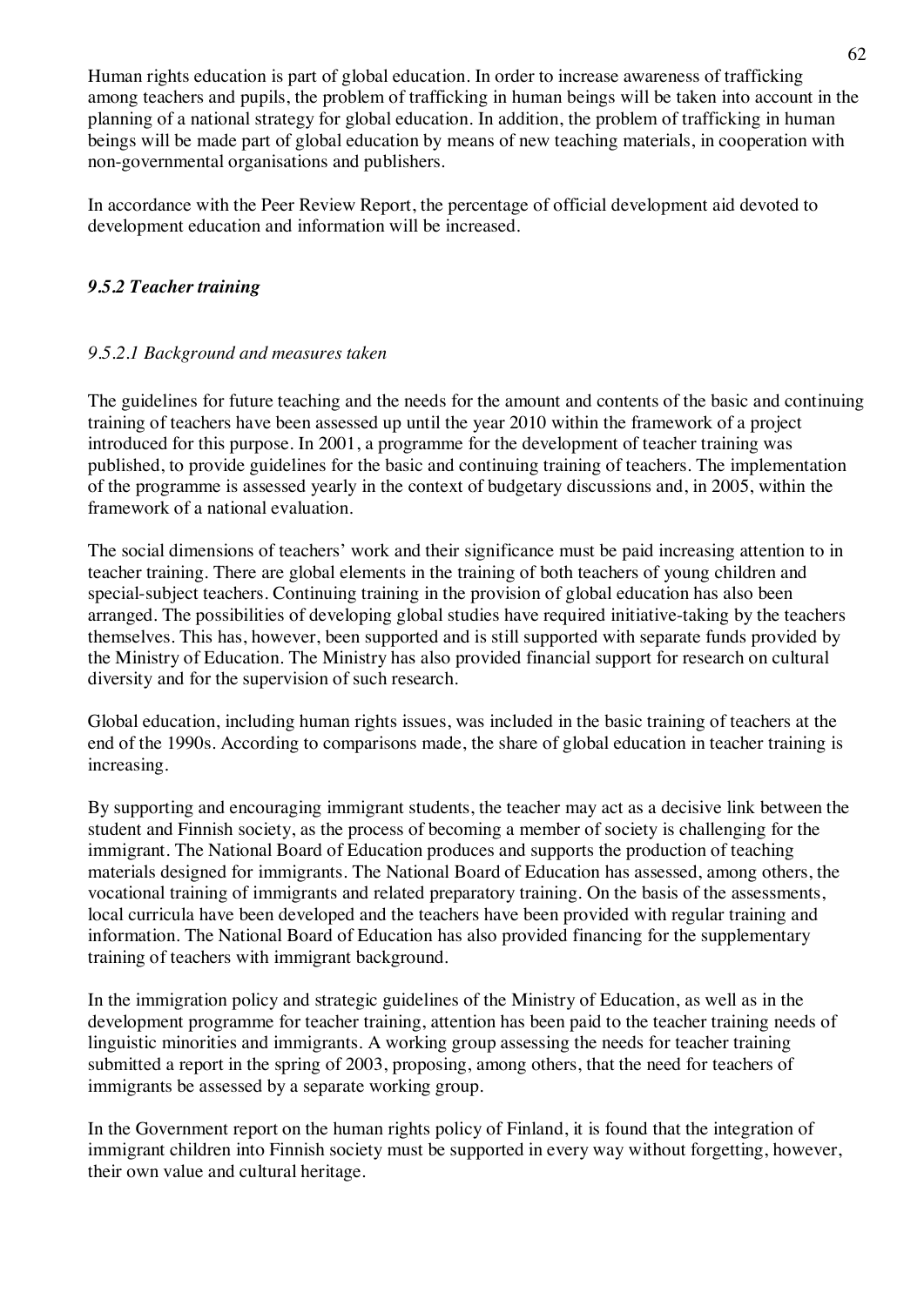Human rights education is part of global education. In order to increase awareness of trafficking among teachers and pupils, the problem of trafficking in human beings will be taken into account in the planning of a national strategy for global education. In addition, the problem of trafficking in human beings will be made part of global education by means of new teaching materials, in cooperation with non-governmental organisations and publishers.

In accordance with the Peer Review Report, the percentage of official development aid devoted to development education and information will be increased.

### *9.5.2 Teacher training*

#### *9.5.2.1 Background and measures taken*

The guidelines for future teaching and the needs for the amount and contents of the basic and continuing training of teachers have been assessed up until the year 2010 within the framework of a project introduced for this purpose. In 2001, a programme for the development of teacher training was published, to provide guidelines for the basic and continuing training of teachers. The implementation of the programme is assessed yearly in the context of budgetary discussions and, in 2005, within the framework of a national evaluation.

The social dimensions of teachers' work and their significance must be paid increasing attention to in teacher training. There are global elements in the training of both teachers of young children and special-subject teachers. Continuing training in the provision of global education has also been arranged. The possibilities of developing global studies have required initiative-taking by the teachers themselves. This has, however, been supported and is still supported with separate funds provided by the Ministry of Education. The Ministry has also provided financial support for research on cultural diversity and for the supervision of such research.

Global education, including human rights issues, was included in the basic training of teachers at the end of the 1990s. According to comparisons made, the share of global education in teacher training is increasing.

By supporting and encouraging immigrant students, the teacher may act as a decisive link between the student and Finnish society, as the process of becoming a member of society is challenging for the immigrant. The National Board of Education produces and supports the production of teaching materials designed for immigrants. The National Board of Education has assessed, among others, the vocational training of immigrants and related preparatory training. On the basis of the assessments, local curricula have been developed and the teachers have been provided with regular training and information. The National Board of Education has also provided financing for the supplementary training of teachers with immigrant background.

In the immigration policy and strategic guidelines of the Ministry of Education, as well as in the development programme for teacher training, attention has been paid to the teacher training needs of linguistic minorities and immigrants. A working group assessing the needs for teacher training submitted a report in the spring of 2003, proposing, among others, that the need for teachers of immigrants be assessed by a separate working group.

In the Government report on the human rights policy of Finland, it is found that the integration of immigrant children into Finnish society must be supported in every way without forgetting, however, their own value and cultural heritage.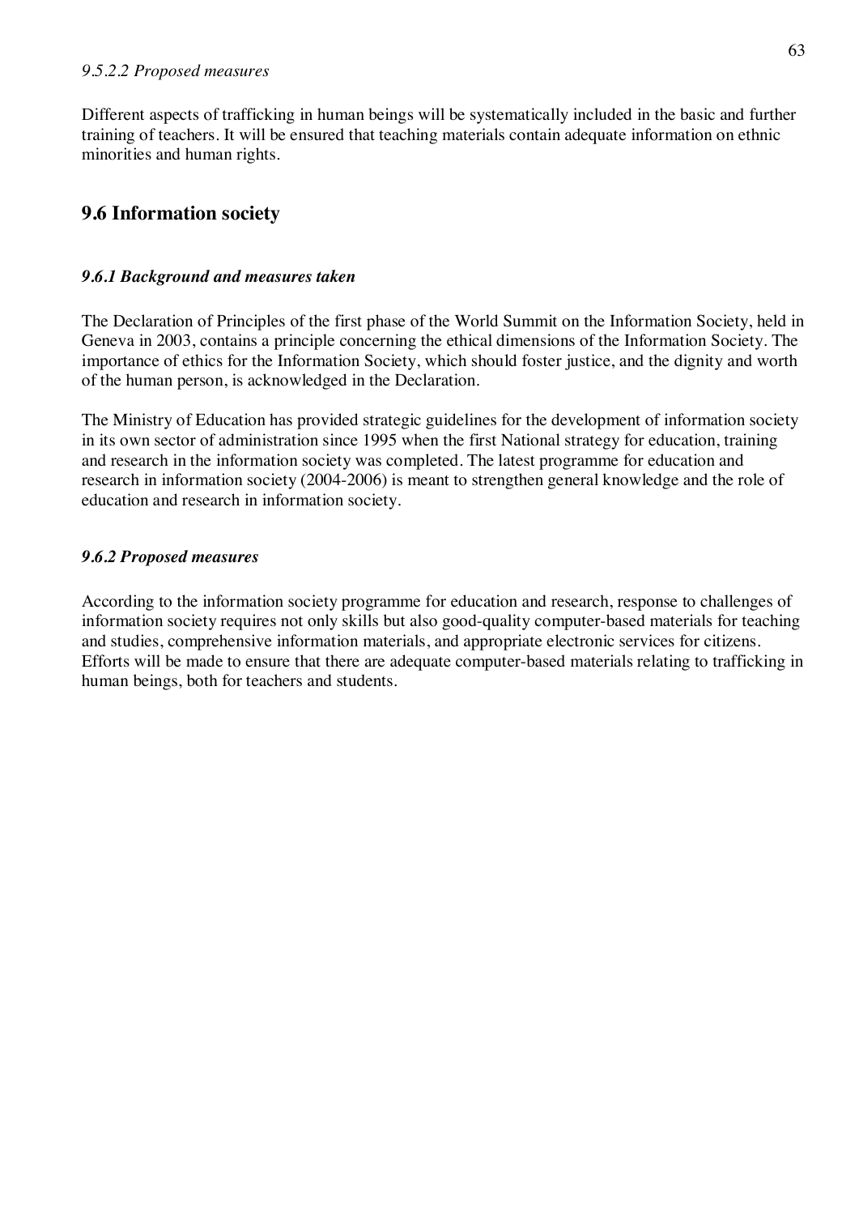#### *9.5.2.2 Proposed measures*

Different aspects of trafficking in human beings will be systematically included in the basic and further training of teachers. It will be ensured that teaching materials contain adequate information on ethnic minorities and human rights.

## 9.6 Information society

### *9.6.1 Background and measures taken*

The Declaration of Principles of the first phase of the World Summit on the Information Society, held in Geneva in 2003, contains a principle concerning the ethical dimensions of the Information Society. The importance of ethics for the Information Society, which should foster justice, and the dignity and worth of the human person, is acknowledged in the Declaration.

The Ministry of Education has provided strategic guidelines for the development of information society in its own sector of administration since 1995 when the first National strategy for education, training and research in the information society was completed. The latest programme for education and research in information society (2004-2006) is meant to strengthen general knowledge and the role of education and research in information society.

### *9.6.2 Proposed measures*

According to the information society programme for education and research, response to challenges of information society requires not only skills but also good-quality computer-based materials for teaching and studies, comprehensive information materials, and appropriate electronic services for citizens. Efforts will be made to ensure that there are adequate computer-based materials relating to trafficking in human beings, both for teachers and students.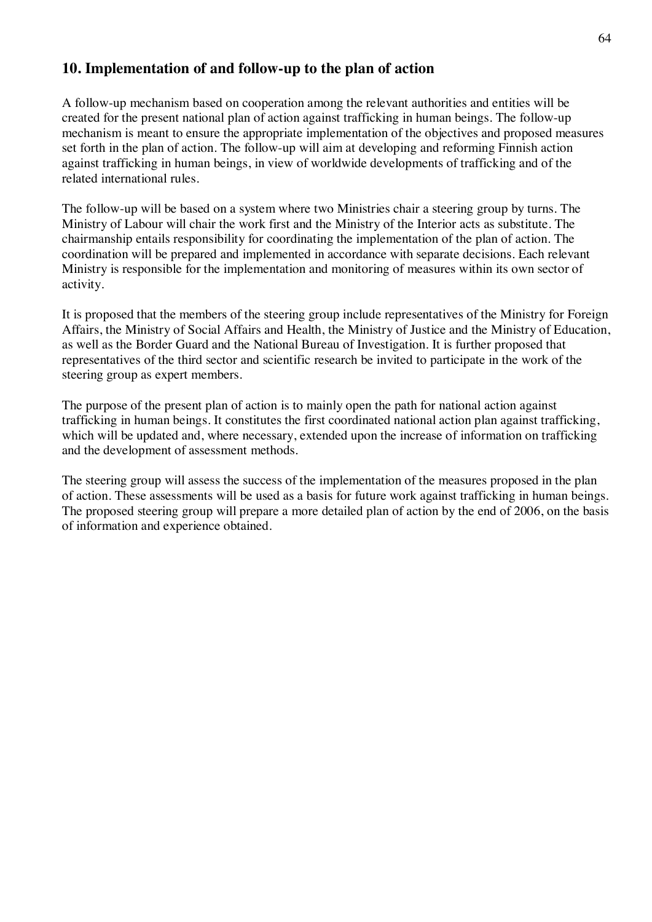## 10. Implementation of and follow-up to the plan of action

A follow-up mechanism based on cooperation among the relevant authorities and entities will be created for the present national plan of action against trafficking in human beings. The follow-up mechanism is meant to ensure the appropriate implementation of the objectives and proposed measures set forth in the plan of action. The follow-up will aim at developing and reforming Finnish action against trafficking in human beings, in view of worldwide developments of trafficking and of the related international rules.

The follow-up will be based on a system where two Ministries chair a steering group by turns. The Ministry of Labour will chair the work first and the Ministry of the Interior acts as substitute. The chairmanship entails responsibility for coordinating the implementation of the plan of action. The coordination will be prepared and implemented in accordance with separate decisions. Each relevant Ministry is responsible for the implementation and monitoring of measures within its own sector of activity.

It is proposed that the members of the steering group include representatives of the Ministry for Foreign Affairs, the Ministry of Social Affairs and Health, the Ministry of Justice and the Ministry of Education, as well as the Border Guard and the National Bureau of Investigation. It is further proposed that representatives of the third sector and scientific research be invited to participate in the work of the steering group as expert members.

The purpose of the present plan of action is to mainly open the path for national action against trafficking in human beings. It constitutes the first coordinated national action plan against trafficking, which will be updated and, where necessary, extended upon the increase of information on trafficking and the development of assessment methods.

The steering group will assess the success of the implementation of the measures proposed in the plan of action. These assessments will be used as a basis for future work against trafficking in human beings. The proposed steering group will prepare a more detailed plan of action by the end of 2006, on the basis of information and experience obtained.